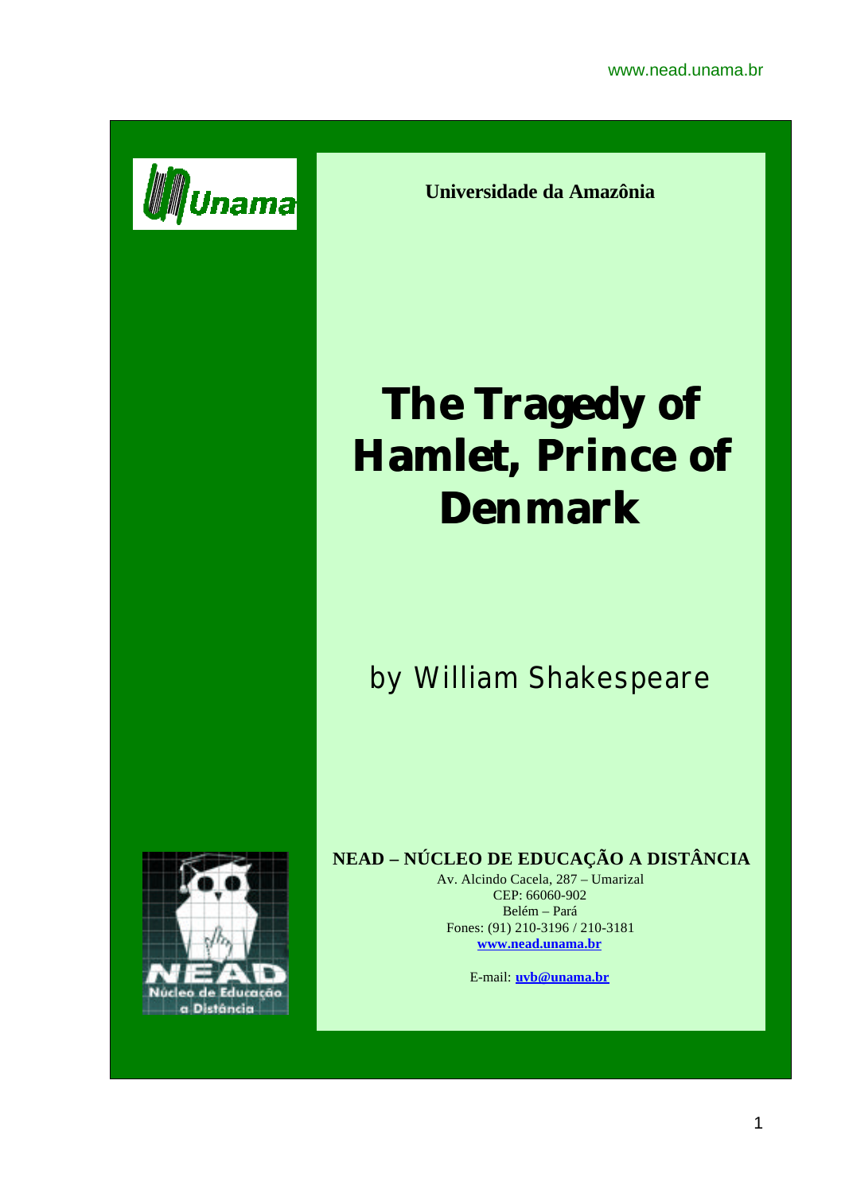**Universidade da Amazônia**

# The Tragedy of Hamlet, Prince of Denmark

by William Shakespeare

**NEAD – NÚCLEO DE EDUCAÇÃO A DISTÂNCIA**

Av. Alcindo Cacela, 287 – Umarizal
CEP: 66060-902
Belém – Pará
Fones: (91) 210-3196 / 210-3181
**www.nead.unama.br**

E-mail: **uvb@unama.br**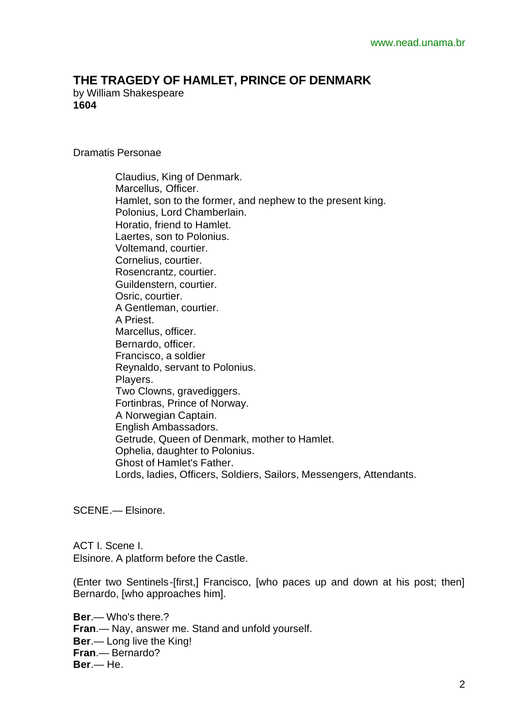# THE TRAGEDY OF HAMLET, PRINCE OF DENMARK

by William Shakespeare
**1604**

Dramatis Personae

Claudius, King of Denmark.
Marcellus, Officer.
Hamlet, son to the former, and nephew to the present king.
Polonius, Lord Chamberlain.
Horatio, friend to Hamlet.
Laertes, son to Polonius.
Voltemand, courtier.
Cornelius, courtier.
Rosencrantz, courtier.
Guildenstern, courtier.
Osric, courtier.
A Gentleman, courtier.
A Priest.
Marcellus, officer.
Bernardo, officer.
Francisco, a soldier
Reynaldo, servant to Polonius.
Players.
Two Clowns, gravediggers.
Fortinbras, Prince of Norway.
A Norwegian Captain.
English Ambassadors.
Getrude, Queen of Denmark, mother to Hamlet.
Ophelia, daughter to Polonius.
Ghost of Hamlet's Father.
Lords, ladies, Officers, Soldiers, Sailors, Messengers, Attendants.

SCENE.— Elsinore.

ACT I. Scene I.
Elsinore. A platform before the Castle.

(Enter two Sentinels-[first,] Francisco, [who paces up and down at his post; then] Bernardo, [who approaches him].

**Ber**.— Who's there.?
**Fran**.— Nay, answer me. Stand and unfold yourself.
**Ber**.— Long live the King!
**Fran**.— Bernardo?
**Ber**.— He.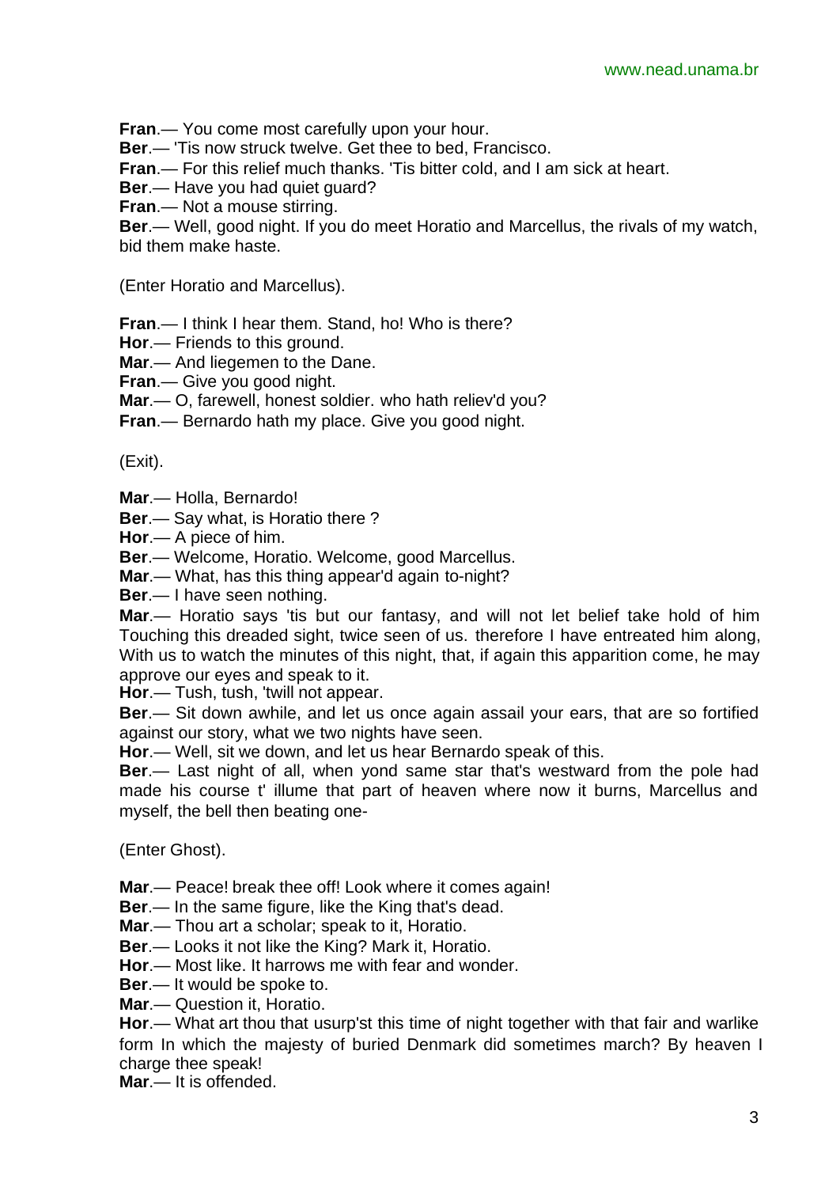**Fran**.— You come most carefully upon your hour.

**Ber**.— 'Tis now struck twelve. Get thee to bed, Francisco.

**Fran**.— For this relief much thanks. 'Tis bitter cold, and I am sick at heart.

**Ber**.— Have you had quiet guard?

**Fran**.— Not a mouse stirring.

**Ber**.— Well, good night. If you do meet Horatio and Marcellus, the rivals of my watch, bid them make haste.

(Enter Horatio and Marcellus).

**Fran**.— I think I hear them. Stand, ho! Who is there?

**Hor**.— Friends to this ground.

**Mar**.— And liegemen to the Dane.

**Fran**.— Give you good night.

**Mar**.— O, farewell, honest soldier. who hath reliev'd you?

**Fran**.— Bernardo hath my place. Give you good night.

(Exit).

**Mar**.— Holla, Bernardo!

**Ber**.— Say what, is Horatio there ?

**Hor**.— A piece of him.

**Ber**.— Welcome, Horatio. Welcome, good Marcellus.

**Mar**.— What, has this thing appear'd again to-night?

**Ber**.— I have seen nothing.

**Mar**.— Horatio says 'tis but our fantasy, and will not let belief take hold of him Touching this dreaded sight, twice seen of us. therefore I have entreated him along, With us to watch the minutes of this night, that, if again this apparition come, he may approve our eyes and speak to it.

**Hor**.— Tush, tush, 'twill not appear.

**Ber**.— Sit down awhile, and let us once again assail your ears, that are so fortified against our story, what we two nights have seen.

**Hor**.— Well, sit we down, and let us hear Bernardo speak of this.

**Ber**.— Last night of all, when yond same star that's westward from the pole had made his course t' illume that part of heaven where now it burns, Marcellus and myself, the bell then beating one-

(Enter Ghost).

**Mar**.— Peace! break thee off! Look where it comes again!

**Ber**.— In the same figure, like the King that's dead.

**Mar**.— Thou art a scholar; speak to it, Horatio.

**Ber**.— Looks it not like the King? Mark it, Horatio.

**Hor**.— Most like. It harrows me with fear and wonder.

**Ber**.— It would be spoke to.

**Mar**.— Question it, Horatio.

**Hor**.— What art thou that usurp'st this time of night together with that fair and warlike form In which the majesty of buried Denmark did sometimes march? By heaven I charge thee speak!

**Mar**.— It is offended.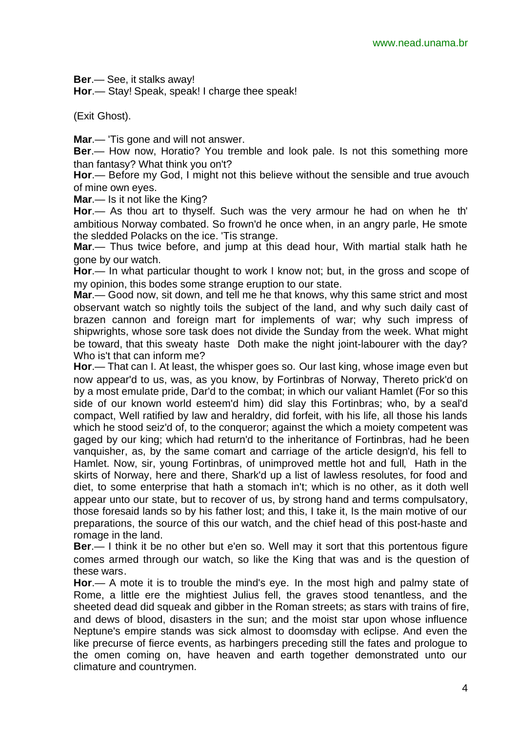**Ber**.— See, it stalks away!
**Hor**.— Stay! Speak, speak! I charge thee speak!

(Exit Ghost).

**Mar**.— 'Tis gone and will not answer.
**Ber**.— How now, Horatio? You tremble and look pale. Is not this something more than fantasy? What think you on't?
**Hor**.— Before my God, I might not this believe without the sensible and true avouch of mine own eyes.
**Mar**.— Is it not like the King?
**Hor**.— As thou art to thyself. Such was the very armour he had on when he th' ambitious Norway combated. So frown'd he once when, in an angry parle, He smote the sledded Polacks on the ice. 'Tis strange.
**Mar**.— Thus twice before, and jump at this dead hour, With martial stalk hath he gone by our watch.
**Hor**.— In what particular thought to work I know not; but, in the gross and scope of my opinion, this bodes some strange eruption to our state.
**Mar**.— Good now, sit down, and tell me he that knows, why this same strict and most observant watch so nightly toils the subject of the land, and why such daily cast of brazen cannon and foreign mart for implements of war; why such impress of shipwrights, whose sore task does not divide the Sunday from the week. What might be toward, that this sweaty haste Doth make the night joint-labourer with the day? Who is't that can inform me?
**Hor**.— That can I. At least, the whisper goes so. Our last king, whose image even but now appear'd to us, was, as you know, by Fortinbras of Norway, Thereto prick'd on by a most emulate pride, Dar'd to the combat; in which our valiant Hamlet (For so this side of our known world esteem'd him) did slay this Fortinbras; who, by a seal'd compact, Well ratified by law and heraldry, did forfeit, with his life, all those his lands which he stood seiz'd of, to the conqueror; against the which a moiety competent was gaged by our king; which had return'd to the inheritance of Fortinbras, had he been vanquisher, as, by the same comart and carriage of the article design'd, his fell to Hamlet. Now, sir, young Fortinbras, of unimproved mettle hot and full, Hath in the skirts of Norway, here and there, Shark'd up a list of lawless resolutes, for food and diet, to some enterprise that hath a stomach in't; which is no other, as it doth well appear unto our state, but to recover of us, by strong hand and terms compulsatory, those foresaid lands so by his father lost; and this, I take it, Is the main motive of our preparations, the source of this our watch, and the chief head of this post-haste and romage in the land.
**Ber**.— I think it be no other but e'en so. Well may it sort that this portentous figure comes armed through our watch, so like the King that was and is the question of these wars.
**Hor**.— A mote it is to trouble the mind's eye. In the most high and palmy state of Rome, a little ere the mightiest Julius fell, the graves stood tenantless, and the sheeted dead did squeak and gibber in the Roman streets; as stars with trains of fire, and dews of blood, disasters in the sun; and the moist star upon whose influence Neptune's empire stands was sick almost to doomsday with eclipse. And even the like precurse of fierce events, as harbingers preceding still the fates and prologue to the omen coming on, have heaven and earth together demonstrated unto our climature and countrymen.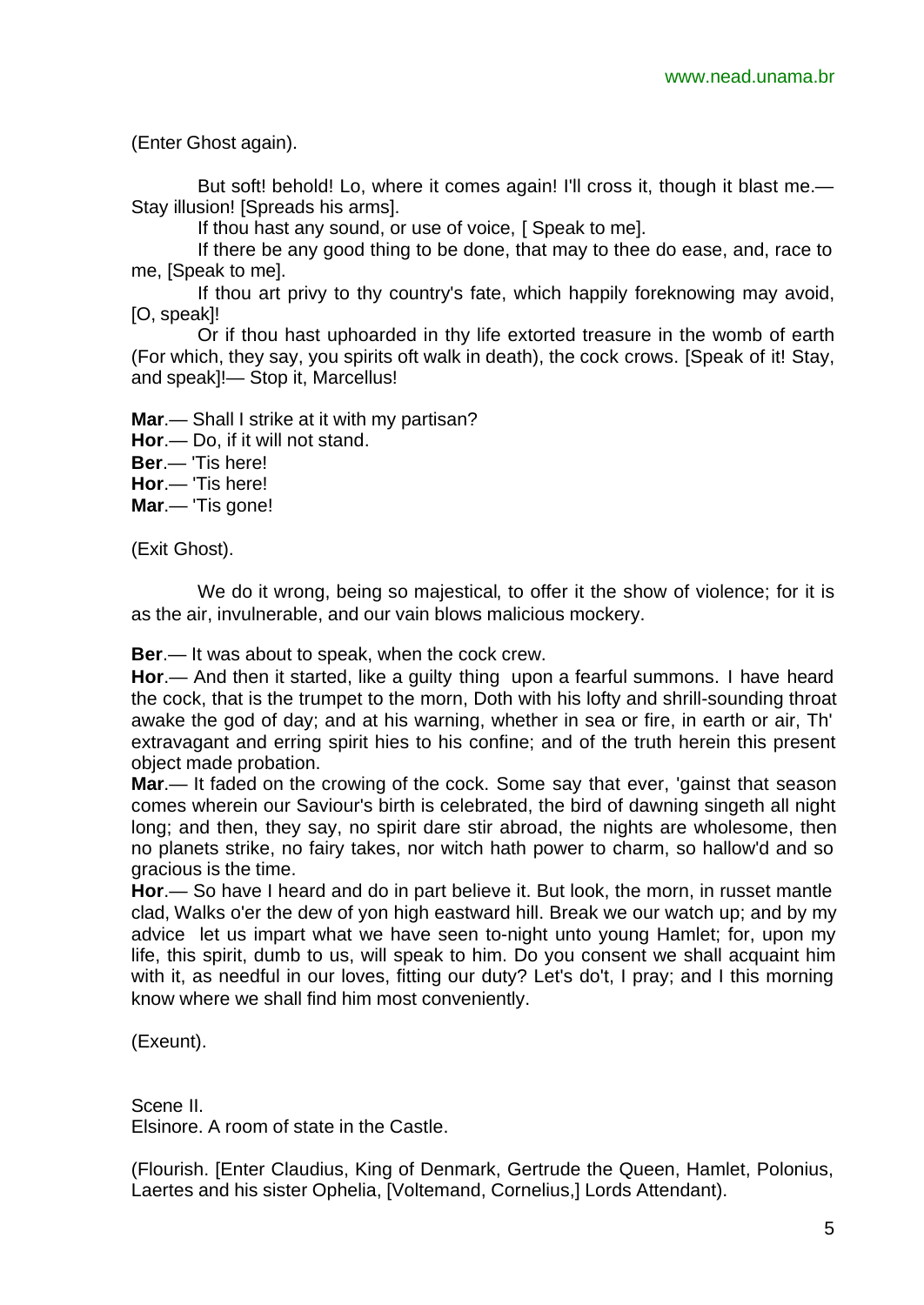(Enter Ghost again).

But soft! behold! Lo, where it comes again! I'll cross it, though it blast me.— Stay illusion! [Spreads his arms].

If thou hast any sound, or use of voice, [ Speak to me].

If there be any good thing to be done, that may to thee do ease, and, race to me, [Speak to me].

If thou art privy to thy country's fate, which happily foreknowing may avoid, [O, speak]!

Or if thou hast uphoarded in thy life extorted treasure in the womb of earth (For which, they say, you spirits oft walk in death), the cock crows. [Speak of it! Stay, and speak]!— Stop it, Marcellus!

**Mar**.— Shall I strike at it with my partisan?
**Hor**.— Do, if it will not stand.
**Ber**.— 'Tis here!
**Hor**.— 'Tis here!
**Mar**.— 'Tis gone!

(Exit Ghost).

We do it wrong, being so majestical, to offer it the show of violence; for it is as the air, invulnerable, and our vain blows malicious mockery.

**Ber**.— It was about to speak, when the cock crew.
**Hor**.— And then it started, like a guilty thing upon a fearful summons. I have heard the cock, that is the trumpet to the morn, Doth with his lofty and shrill-sounding throat awake the god of day; and at his warning, whether in sea or fire, in earth or air, Th' extravagant and erring spirit hies to his confine; and of the truth herein this present object made probation.
**Mar**.— It faded on the crowing of the cock. Some say that ever, 'gainst that season comes wherein our Saviour's birth is celebrated, the bird of dawning singeth all night long; and then, they say, no spirit dare stir abroad, the nights are wholesome, then no planets strike, no fairy takes, nor witch hath power to charm, so hallow'd and so gracious is the time.
**Hor**.— So have I heard and do in part believe it. But look, the morn, in russet mantle clad, Walks o'er the dew of yon high eastward hill. Break we our watch up; and by my advice let us impart what we have seen to-night unto young Hamlet; for, upon my life, this spirit, dumb to us, will speak to him. Do you consent we shall acquaint him with it, as needful in our loves, fitting our duty? Let's do't, I pray; and I this morning know where we shall find him most conveniently.

(Exeunt).

Scene II.
Elsinore. A room of state in the Castle.

(Flourish. [Enter Claudius, King of Denmark, Gertrude the Queen, Hamlet, Polonius, Laertes and his sister Ophelia, [Voltemand, Cornelius,] Lords Attendant).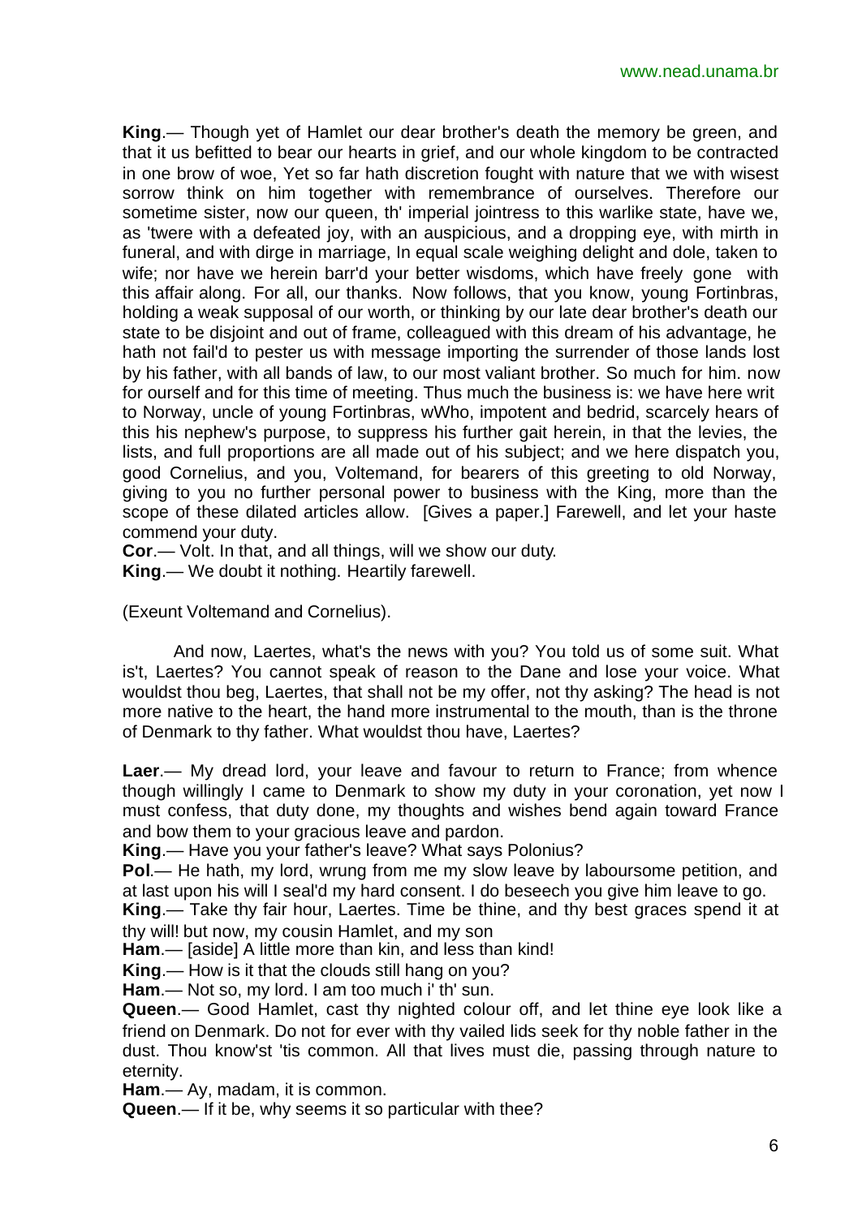**King**.— Though yet of Hamlet our dear brother's death the memory be green, and that it us befitted to bear our hearts in grief, and our whole kingdom to be contracted in one brow of woe, Yet so far hath discretion fought with nature that we with wisest sorrow think on him together with remembrance of ourselves. Therefore our sometime sister, now our queen, th' imperial jointress to this warlike state, have we, as 'twere with a defeated joy, with an auspicious, and a dropping eye, with mirth in funeral, and with dirge in marriage, In equal scale weighing delight and dole, taken to wife; nor have we herein barr'd your better wisdoms, which have freely gone with this affair along. For all, our thanks. Now follows, that you know, young Fortinbras, holding a weak supposal of our worth, or thinking by our late dear brother's death our state to be disjoint and out of frame, colleagued with this dream of his advantage, he hath not fail'd to pester us with message importing the surrender of those lands lost by his father, with all bands of law, to our most valiant brother. So much for him. now for ourself and for this time of meeting. Thus much the business is: we have here writ to Norway, uncle of young Fortinbras, wWho, impotent and bedrid, scarcely hears of this his nephew's purpose, to suppress his further gait herein, in that the levies, the lists, and full proportions are all made out of his subject; and we here dispatch you, good Cornelius, and you, Voltemand, for bearers of this greeting to old Norway, giving to you no further personal power to business with the King, more than the scope of these dilated articles allow. [Gives a paper.] Farewell, and let your haste commend your duty.

**Cor**.— Volt. In that, and all things, will we show our duty.

**King**.— We doubt it nothing. Heartily farewell.

(Exeunt Voltemand and Cornelius).

And now, Laertes, what's the news with you? You told us of some suit. What is't, Laertes? You cannot speak of reason to the Dane and lose your voice. What wouldst thou beg, Laertes, that shall not be my offer, not thy asking? The head is not more native to the heart, the hand more instrumental to the mouth, than is the throne of Denmark to thy father. What wouldst thou have, Laertes?

**Laer**.— My dread lord, your leave and favour to return to France; from whence though willingly I came to Denmark to show my duty in your coronation, yet now I must confess, that duty done, my thoughts and wishes bend again toward France and bow them to your gracious leave and pardon.

**King**.— Have you your father's leave? What says Polonius?

**Pol**.— He hath, my lord, wrung from me my slow leave by laboursome petition, and at last upon his will I seal'd my hard consent. I do beseech you give him leave to go.

**King**.— Take thy fair hour, Laertes. Time be thine, and thy best graces spend it at thy will! but now, my cousin Hamlet, and my son

**Ham**.— [aside] A little more than kin, and less than kind!

**King**.— How is it that the clouds still hang on you?

**Ham**.— Not so, my lord. I am too much i' th' sun.

**Queen**.— Good Hamlet, cast thy nighted colour off, and let thine eye look like a friend on Denmark. Do not for ever with thy vailed lids seek for thy noble father in the dust. Thou know'st 'tis common. All that lives must die, passing through nature to eternity.

**Ham**.— Ay, madam, it is common.

**Queen**.— If it be, why seems it so particular with thee?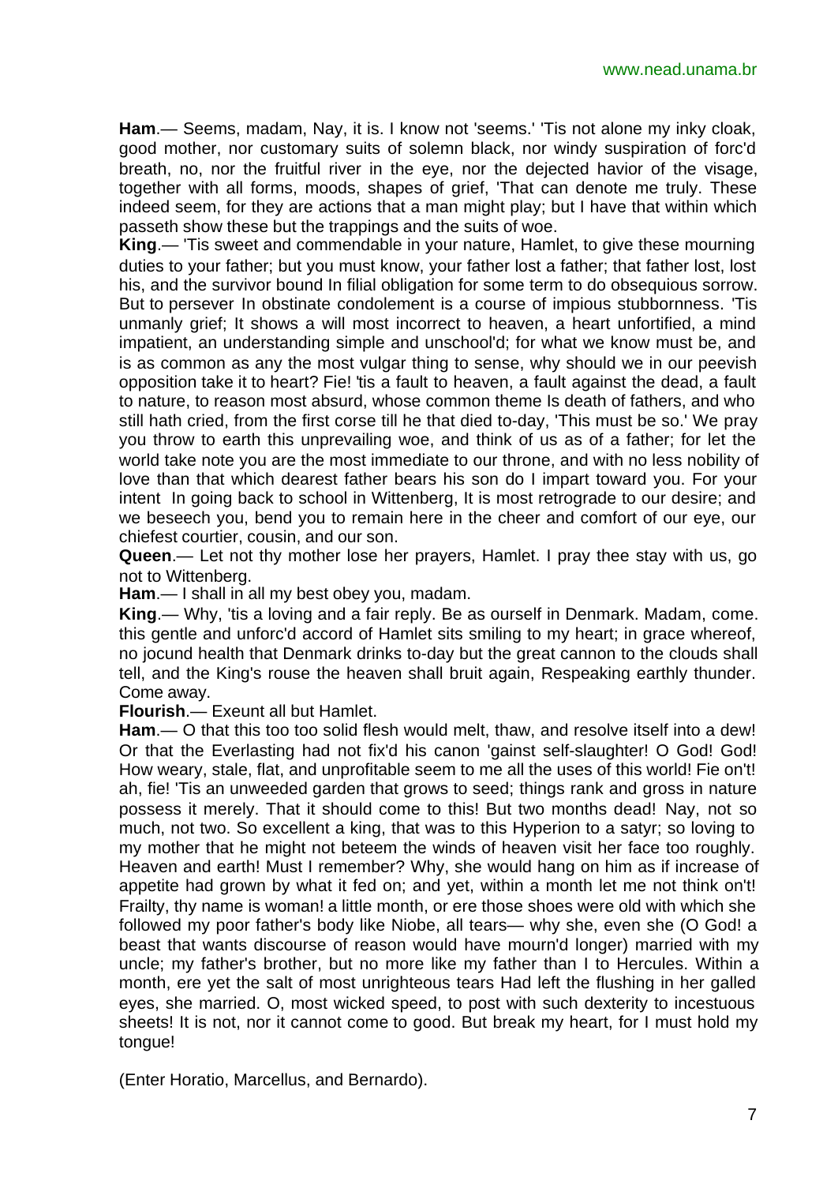**Ham**.— Seems, madam, Nay, it is. I know not 'seems.' 'Tis not alone my inky cloak, good mother, nor customary suits of solemn black, nor windy suspiration of forc'd breath, no, nor the fruitful river in the eye, nor the dejected havior of the visage, together with all forms, moods, shapes of grief, 'That can denote me truly. These indeed seem, for they are actions that a man might play; but I have that within which passeth show these but the trappings and the suits of woe.

**King**.— 'Tis sweet and commendable in your nature, Hamlet, to give these mourning duties to your father; but you must know, your father lost a father; that father lost, lost his, and the survivor bound In filial obligation for some term to do obsequious sorrow. But to persever In obstinate condolement is a course of impious stubbornness. 'Tis unmanly grief; It shows a will most incorrect to heaven, a heart unfortified, a mind impatient, an understanding simple and unschool'd; for what we know must be, and is as common as any the most vulgar thing to sense, why should we in our peevish opposition take it to heart? Fie! 'tis a fault to heaven, a fault against the dead, a fault to nature, to reason most absurd, whose common theme Is death of fathers, and who still hath cried, from the first corse till he that died to-day, 'This must be so.' We pray you throw to earth this unprevailing woe, and think of us as of a father; for let the world take note you are the most immediate to our throne, and with no less nobility of love than that which dearest father bears his son do I impart toward you. For your intent In going back to school in Wittenberg, It is most retrograde to our desire; and we beseech you, bend you to remain here in the cheer and comfort of our eye, our chiefest courtier, cousin, and our son.

**Queen**.— Let not thy mother lose her prayers, Hamlet. I pray thee stay with us, go not to Wittenberg.

**Ham**.— I shall in all my best obey you, madam.

**King**.— Why, 'tis a loving and a fair reply. Be as ourself in Denmark. Madam, come. this gentle and unforc'd accord of Hamlet sits smiling to my heart; in grace whereof, no jocund health that Denmark drinks to-day but the great cannon to the clouds shall tell, and the King's rouse the heaven shall bruit again, Respeaking earthly thunder. Come away.

**Flourish**.— Exeunt all but Hamlet.

**Ham**.— O that this too too solid flesh would melt, thaw, and resolve itself into a dew! Or that the Everlasting had not fix'd his canon 'gainst self-slaughter! O God! God! How weary, stale, flat, and unprofitable seem to me all the uses of this world! Fie on't! ah, fie! 'Tis an unweeded garden that grows to seed; things rank and gross in nature possess it merely. That it should come to this! But two months dead! Nay, not so much, not two. So excellent a king, that was to this Hyperion to a satyr; so loving to my mother that he might not beteem the winds of heaven visit her face too roughly. Heaven and earth! Must I remember? Why, she would hang on him as if increase of appetite had grown by what it fed on; and yet, within a month let me not think on't! Frailty, thy name is woman! a little month, or ere those shoes were old with which she followed my poor father's body like Niobe, all tears— why she, even she (O God! a beast that wants discourse of reason would have mourn'd longer) married with my uncle; my father's brother, but no more like my father than I to Hercules. Within a month, ere yet the salt of most unrighteous tears Had left the flushing in her galled eyes, she married. O, most wicked speed, to post with such dexterity to incestuous sheets! It is not, nor it cannot come to good. But break my heart, for I must hold my tongue!

(Enter Horatio, Marcellus, and Bernardo).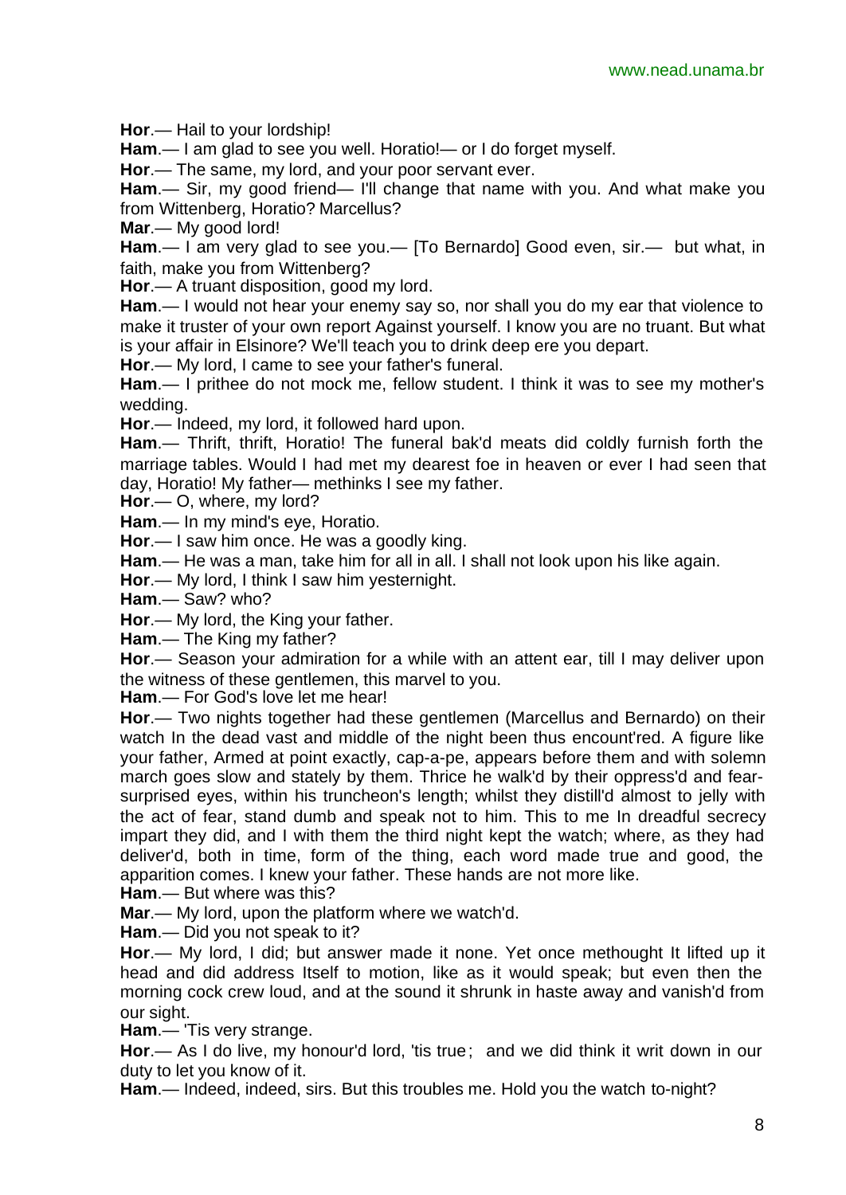**Hor**.— Hail to your lordship!

**Ham**.— I am glad to see you well. Horatio!— or I do forget myself.

**Hor**.— The same, my lord, and your poor servant ever.

**Ham**.— Sir, my good friend— I'll change that name with you. And what make you from Wittenberg, Horatio? Marcellus?

**Mar**.— My good lord!

**Ham**.— I am very glad to see you.— [To Bernardo] Good even, sir.— but what, in faith, make you from Wittenberg?

**Hor**.— A truant disposition, good my lord.

**Ham**.— I would not hear your enemy say so, nor shall you do my ear that violence to make it truster of your own report Against yourself. I know you are no truant. But what is your affair in Elsinore? We'll teach you to drink deep ere you depart.

**Hor**.— My lord, I came to see your father's funeral.

**Ham**.— I prithee do not mock me, fellow student. I think it was to see my mother's wedding.

**Hor**.— Indeed, my lord, it followed hard upon.

**Ham**.— Thrift, thrift, Horatio! The funeral bak'd meats did coldly furnish forth the marriage tables. Would I had met my dearest foe in heaven or ever I had seen that day, Horatio! My father— methinks I see my father.

**Hor**.— O, where, my lord?

**Ham**.— In my mind's eye, Horatio.

**Hor**.— I saw him once. He was a goodly king.

**Ham**.— He was a man, take him for all in all. I shall not look upon his like again.

**Hor**.— My lord, I think I saw him yesternight.

**Ham**.— Saw? who?

**Hor**.— My lord, the King your father.

**Ham**.— The King my father?

**Hor**.— Season your admiration for a while with an attent ear, till I may deliver upon the witness of these gentlemen, this marvel to you.

**Ham**.— For God's love let me hear!

**Hor**.— Two nights together had these gentlemen (Marcellus and Bernardo) on their watch In the dead vast and middle of the night been thus encount'red. A figure like your father, Armed at point exactly, cap-a-pe, appears before them and with solemn march goes slow and stately by them. Thrice he walk'd by their oppress'd and fear-surprised eyes, within his truncheon's length; whilst they distill'd almost to jelly with the act of fear, stand dumb and speak not to him. This to me In dreadful secrecy impart they did, and I with them the third night kept the watch; where, as they had deliver'd, both in time, form of the thing, each word made true and good, the apparition comes. I knew your father. These hands are not more like.

**Ham**.— But where was this?

**Mar**.— My lord, upon the platform where we watch'd.

**Ham**.— Did you not speak to it?

**Hor**.— My lord, I did; but answer made it none. Yet once methought It lifted up it head and did address Itself to motion, like as it would speak; but even then the morning cock crew loud, and at the sound it shrunk in haste away and vanish'd from our sight.

**Ham**.— 'Tis very strange.

**Hor**.— As I do live, my honour'd lord, 'tis true; and we did think it writ down in our duty to let you know of it.

**Ham**.— Indeed, indeed, sirs. But this troubles me. Hold you the watch to-night?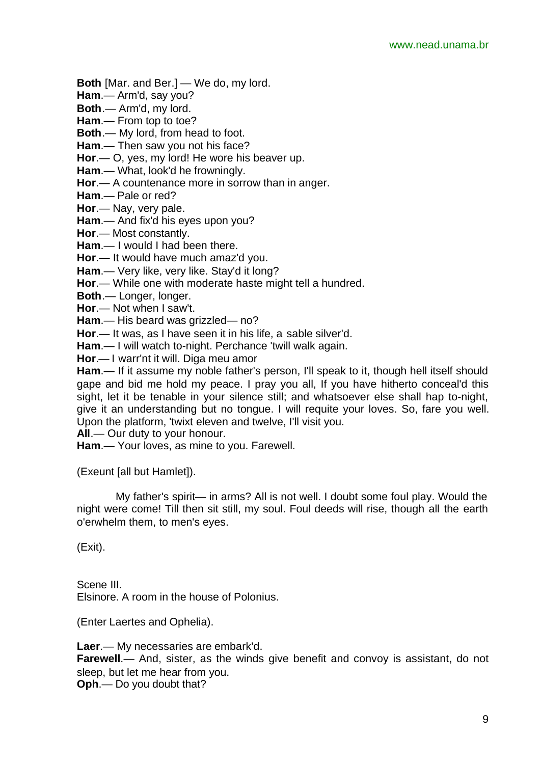**Both** [Mar. and Ber.] — We do, my lord.
**Ham**.— Arm'd, say you?
**Both**.— Arm'd, my lord.
**Ham**.— From top to toe?
**Both**.— My lord, from head to foot.
**Ham**.— Then saw you not his face?
**Hor**.— O, yes, my lord! He wore his beaver up.
**Ham**.— What, look'd he frowningly.
**Hor**.— A countenance more in sorrow than in anger.
**Ham**.— Pale or red?
**Hor**.— Nay, very pale.
**Ham**.— And fix'd his eyes upon you?
**Hor**.— Most constantly.
**Ham**.— I would I had been there.
**Hor**.— It would have much amaz'd you.
**Ham**.— Very like, very like. Stay'd it long?
**Hor**.— While one with moderate haste might tell a hundred.
**Both**.— Longer, longer.
**Hor**.— Not when I saw't.
**Ham**.— His beard was grizzled— no?
**Hor**.— It was, as I have seen it in his life, a sable silver'd.
**Ham**.— I will watch to-night. Perchance 'twill walk again.
**Hor**.— I warr'nt it will. Diga meu amor
**Ham**.— If it assume my noble father's person, I'll speak to it, though hell itself should gape and bid me hold my peace. I pray you all, If you have hitherto conceal'd this sight, let it be tenable in your silence still; and whatsoever else shall hap to-night, give it an understanding but no tongue. I will requite your loves. So, fare you well. Upon the platform, 'twixt eleven and twelve, I'll visit you.
**All**.— Our duty to your honour.
**Ham**.— Your loves, as mine to you. Farewell.

(Exeunt [all but Hamlet]).

My father's spirit— in arms? All is not well. I doubt some foul play. Would the night were come! Till then sit still, my soul. Foul deeds will rise, though all the earth o'erwhelm them, to men's eyes.

(Exit).

Scene III.
Elsinore. A room in the house of Polonius.

(Enter Laertes and Ophelia).

**Laer**.— My necessaries are embark'd.
**Farewell**.— And, sister, as the winds give benefit and convoy is assistant, do not sleep, but let me hear from you.
**Oph**.— Do you doubt that?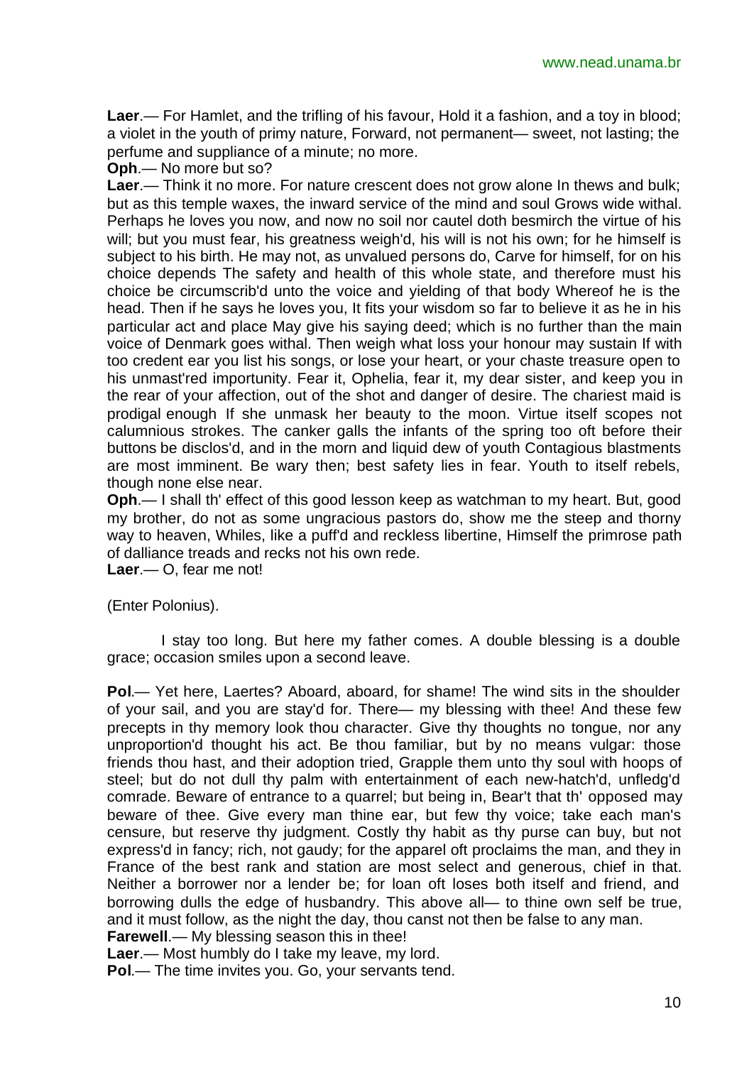**Laer**.— For Hamlet, and the trifling of his favour, Hold it a fashion, and a toy in blood; a violet in the youth of primy nature, Forward, not permanent— sweet, not lasting; the perfume and suppliance of a minute; no more.

**Oph**.— No more but so?

**Laer**.— Think it no more. For nature crescent does not grow alone In thews and bulk; but as this temple waxes, the inward service of the mind and soul Grows wide withal. Perhaps he loves you now, and now no soil nor cautel doth besmirch the virtue of his will; but you must fear, his greatness weigh'd, his will is not his own; for he himself is subject to his birth. He may not, as unvalued persons do, Carve for himself, for on his choice depends The safety and health of this whole state, and therefore must his choice be circumscrib'd unto the voice and yielding of that body Whereof he is the head. Then if he says he loves you, It fits your wisdom so far to believe it as he in his particular act and place May give his saying deed; which is no further than the main voice of Denmark goes withal. Then weigh what loss your honour may sustain If with too credent ear you list his songs, or lose your heart, or your chaste treasure open to his unmast'red importunity. Fear it, Ophelia, fear it, my dear sister, and keep you in the rear of your affection, out of the shot and danger of desire. The chariest maid is prodigal enough If she unmask her beauty to the moon. Virtue itself scopes not calumnious strokes. The canker galls the infants of the spring too oft before their buttons be disclos'd, and in the morn and liquid dew of youth Contagious blastments are most imminent. Be wary then; best safety lies in fear. Youth to itself rebels, though none else near.

**Oph**.— I shall th' effect of this good lesson keep as watchman to my heart. But, good my brother, do not as some ungracious pastors do, show me the steep and thorny way to heaven, Whiles, like a puff'd and reckless libertine, Himself the primrose path of dalliance treads and recks not his own rede.

**Laer**.— O, fear me not!

(Enter Polonius).

I stay too long. But here my father comes. A double blessing is a double grace; occasion smiles upon a second leave.

**Pol**.— Yet here, Laertes? Aboard, aboard, for shame! The wind sits in the shoulder of your sail, and you are stay'd for. There— my blessing with thee! And these few precepts in thy memory look thou character. Give thy thoughts no tongue, nor any unproportion'd thought his act. Be thou familiar, but by no means vulgar: those friends thou hast, and their adoption tried, Grapple them unto thy soul with hoops of steel; but do not dull thy palm with entertainment of each new-hatch'd, unfledg'd comrade. Beware of entrance to a quarrel; but being in, Bear't that th' opposed may beware of thee. Give every man thine ear, but few thy voice; take each man's censure, but reserve thy judgment. Costly thy habit as thy purse can buy, but not express'd in fancy; rich, not gaudy; for the apparel oft proclaims the man, and they in France of the best rank and station are most select and generous, chief in that. Neither a borrower nor a lender be; for loan oft loses both itself and friend, and borrowing dulls the edge of husbandry. This above all— to thine own self be true, and it must follow, as the night the day, thou canst not then be false to any man.

**Farewell**.— My blessing season this in thee!

**Laer**.— Most humbly do I take my leave, my lord.

**Pol**.— The time invites you. Go, your servants tend.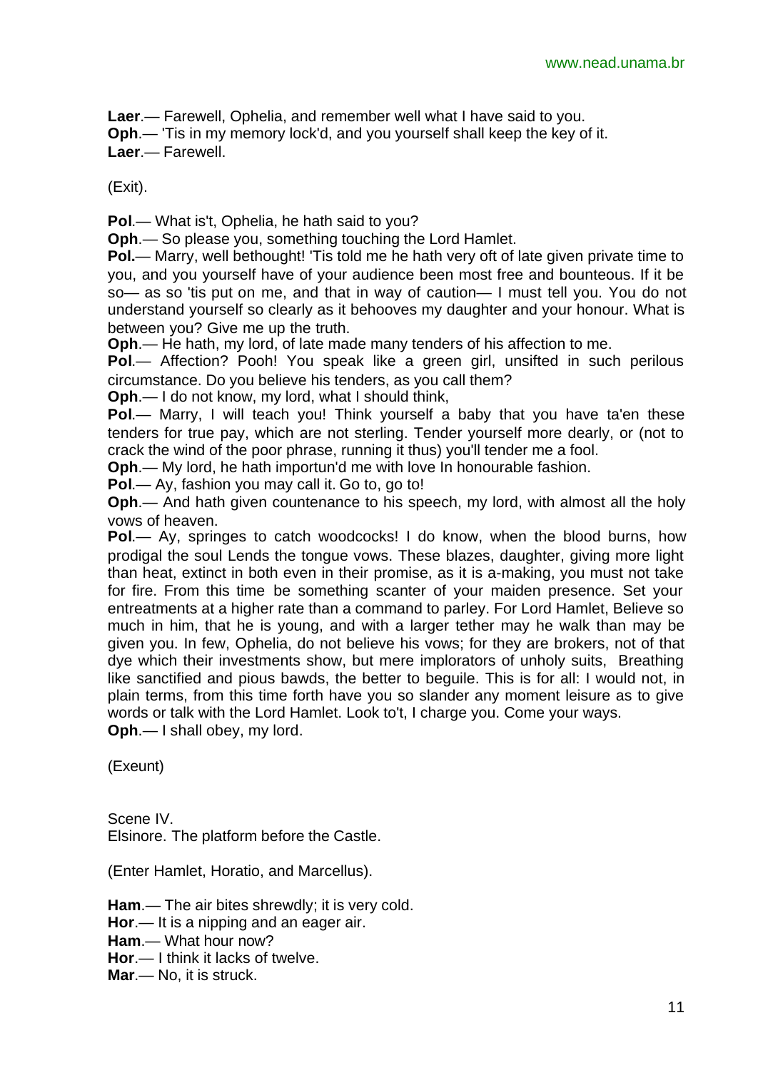**Laer**.— Farewell, Ophelia, and remember well what I have said to you.
**Oph**.— 'Tis in my memory lock'd, and you yourself shall keep the key of it.
**Laer**.— Farewell.

(Exit).

**Pol**.— What is't, Ophelia, he hath said to you?
**Oph**.— So please you, something touching the Lord Hamlet.
**Pol.**— Marry, well bethought! 'Tis told me he hath very oft of late given private time to you, and you yourself have of your audience been most free and bounteous. If it be so— as so 'tis put on me, and that in way of caution— I must tell you. You do not understand yourself so clearly as it behooves my daughter and your honour. What is between you? Give me up the truth.
**Oph**.— He hath, my lord, of late made many tenders of his affection to me.
**Pol**.— Affection? Pooh! You speak like a green girl, unsifted in such perilous circumstance. Do you believe his tenders, as you call them?
**Oph**.— I do not know, my lord, what I should think,
**Pol**.— Marry, I will teach you! Think yourself a baby that you have ta'en these tenders for true pay, which are not sterling. Tender yourself more dearly, or (not to crack the wind of the poor phrase, running it thus) you'll tender me a fool.
**Oph**.— My lord, he hath importun'd me with love In honourable fashion.
**Pol**.— Ay, fashion you may call it. Go to, go to!
**Oph**.— And hath given countenance to his speech, my lord, with almost all the holy vows of heaven.
**Pol**.— Ay, springes to catch woodcocks! I do know, when the blood burns, how prodigal the soul Lends the tongue vows. These blazes, daughter, giving more light than heat, extinct in both even in their promise, as it is a-making, you must not take for fire. From this time be something scanter of your maiden presence. Set your entreatments at a higher rate than a command to parley. For Lord Hamlet, Believe so much in him, that he is young, and with a larger tether may he walk than may be given you. In few, Ophelia, do not believe his vows; for they are brokers, not of that dye which their investments show, but mere implorators of unholy suits, Breathing like sanctified and pious bawds, the better to beguile. This is for all: I would not, in plain terms, from this time forth have you so slander any moment leisure as to give words or talk with the Lord Hamlet. Look to't, I charge you. Come your ways.
**Oph**.— I shall obey, my lord.

(Exeunt)

Scene IV.
Elsinore. The platform before the Castle.

(Enter Hamlet, Horatio, and Marcellus).

**Ham**.— The air bites shrewdly; it is very cold.
**Hor**.— It is a nipping and an eager air.
**Ham**.— What hour now?
**Hor**.— I think it lacks of twelve.
**Mar**.— No, it is struck.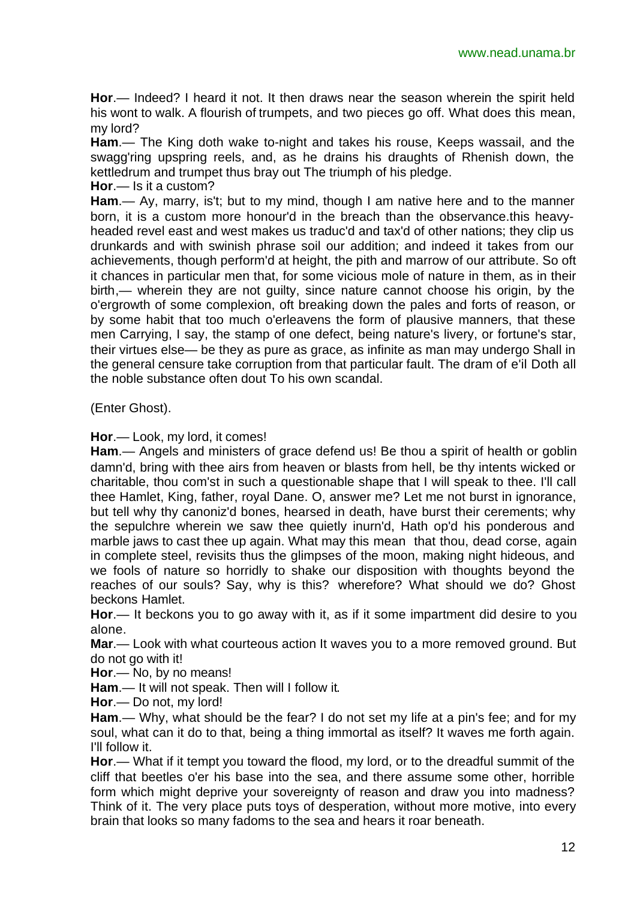**Hor**.— Indeed? I heard it not. It then draws near the season wherein the spirit held his wont to walk. A flourish of trumpets, and two pieces go off. What does this mean, my lord?

**Ham**.— The King doth wake to-night and takes his rouse, Keeps wassail, and the swagg'ring upspring reels, and, as he drains his draughts of Rhenish down, the kettledrum and trumpet thus bray out The triumph of his pledge.

**Hor**.— Is it a custom?

**Ham**.— Ay, marry, is't; but to my mind, though I am native here and to the manner born, it is a custom more honour'd in the breach than the observance.this heavy-headed revel east and west makes us traduc'd and tax'd of other nations; they clip us drunkards and with swinish phrase soil our addition; and indeed it takes from our achievements, though perform'd at height, the pith and marrow of our attribute. So oft it chances in particular men that, for some vicious mole of nature in them, as in their birth,— wherein they are not guilty, since nature cannot choose his origin, by the o'ergrowth of some complexion, oft breaking down the pales and forts of reason, or by some habit that too much o'erleavens the form of plausive manners, that these men Carrying, I say, the stamp of one defect, being nature's livery, or fortune's star, their virtues else— be they as pure as grace, as infinite as man may undergo Shall in the general censure take corruption from that particular fault. The dram of e'il Doth all the noble substance often dout To his own scandal.

(Enter Ghost).

**Hor**.— Look, my lord, it comes!

**Ham**.— Angels and ministers of grace defend us! Be thou a spirit of health or goblin damn'd, bring with thee airs from heaven or blasts from hell, be thy intents wicked or charitable, thou com'st in such a questionable shape that I will speak to thee. I'll call thee Hamlet, King, father, royal Dane. O, answer me? Let me not burst in ignorance, but tell why thy canoniz'd bones, hearsed in death, have burst their cerements; why the sepulchre wherein we saw thee quietly inurn'd, Hath op'd his ponderous and marble jaws to cast thee up again. What may this mean that thou, dead corse, again in complete steel, revisits thus the glimpses of the moon, making night hideous, and we fools of nature so horridly to shake our disposition with thoughts beyond the reaches of our souls? Say, why is this? wherefore? What should we do? Ghost beckons Hamlet.

**Hor**.— It beckons you to go away with it, as if it some impartment did desire to you alone.

**Mar**.— Look with what courteous action It waves you to a more removed ground. But do not go with it!

**Hor**.— No, by no means!

**Ham**.— It will not speak. Then will I follow it.

**Hor**.— Do not, my lord!

**Ham**.— Why, what should be the fear? I do not set my life at a pin's fee; and for my soul, what can it do to that, being a thing immortal as itself? It waves me forth again. I'll follow it.

**Hor**.— What if it tempt you toward the flood, my lord, or to the dreadful summit of the cliff that beetles o'er his base into the sea, and there assume some other, horrible form which might deprive your sovereignty of reason and draw you into madness? Think of it. The very place puts toys of desperation, without more motive, into every brain that looks so many fadoms to the sea and hears it roar beneath.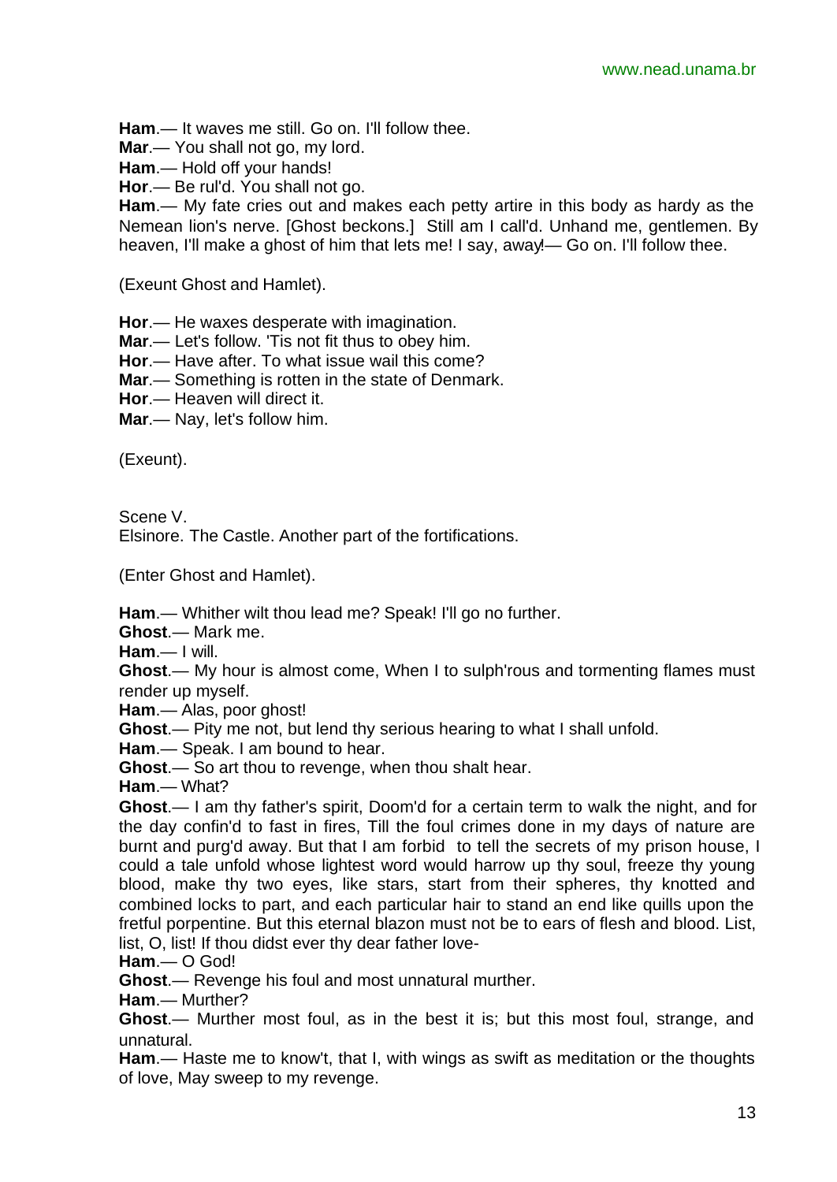**Ham**.— It waves me still. Go on. I'll follow thee.

**Mar**.— You shall not go, my lord.

**Ham**.— Hold off your hands!

**Hor**.— Be rul'd. You shall not go.

**Ham**.— My fate cries out and makes each petty artire in this body as hardy as the Nemean lion's nerve. [Ghost beckons.] Still am I call'd. Unhand me, gentlemen. By heaven, I'll make a ghost of him that lets me! I say, away!— Go on. I'll follow thee.

(Exeunt Ghost and Hamlet).

**Hor**.— He waxes desperate with imagination.

**Mar**.— Let's follow. 'Tis not fit thus to obey him.

**Hor**.— Have after. To what issue wail this come?

**Mar**.— Something is rotten in the state of Denmark.

**Hor**.— Heaven will direct it.

**Mar**.— Nay, let's follow him.

(Exeunt).

Scene V.

Elsinore. The Castle. Another part of the fortifications.

(Enter Ghost and Hamlet).

**Ham**.— Whither wilt thou lead me? Speak! I'll go no further.

**Ghost**.— Mark me.

**Ham**.— I will.

**Ghost**.— My hour is almost come, When I to sulph'rous and tormenting flames must render up myself.

**Ham**.— Alas, poor ghost!

**Ghost**.— Pity me not, but lend thy serious hearing to what I shall unfold.

**Ham**.— Speak. I am bound to hear.

**Ghost**.— So art thou to revenge, when thou shalt hear.

**Ham**.— What?

**Ghost**.— I am thy father's spirit, Doom'd for a certain term to walk the night, and for the day confin'd to fast in fires, Till the foul crimes done in my days of nature are burnt and purg'd away. But that I am forbid to tell the secrets of my prison house, I could a tale unfold whose lightest word would harrow up thy soul, freeze thy young blood, make thy two eyes, like stars, start from their spheres, thy knotted and combined locks to part, and each particular hair to stand an end like quills upon the fretful porpentine. But this eternal blazon must not be to ears of flesh and blood. List, list, O, list! If thou didst ever thy dear father love-

**Ham**.— O God!

**Ghost**.— Revenge his foul and most unnatural murther.

**Ham**.— Murther?

**Ghost**.— Murther most foul, as in the best it is; but this most foul, strange, and unnatural.

**Ham**.— Haste me to know't, that I, with wings as swift as meditation or the thoughts of love, May sweep to my revenge.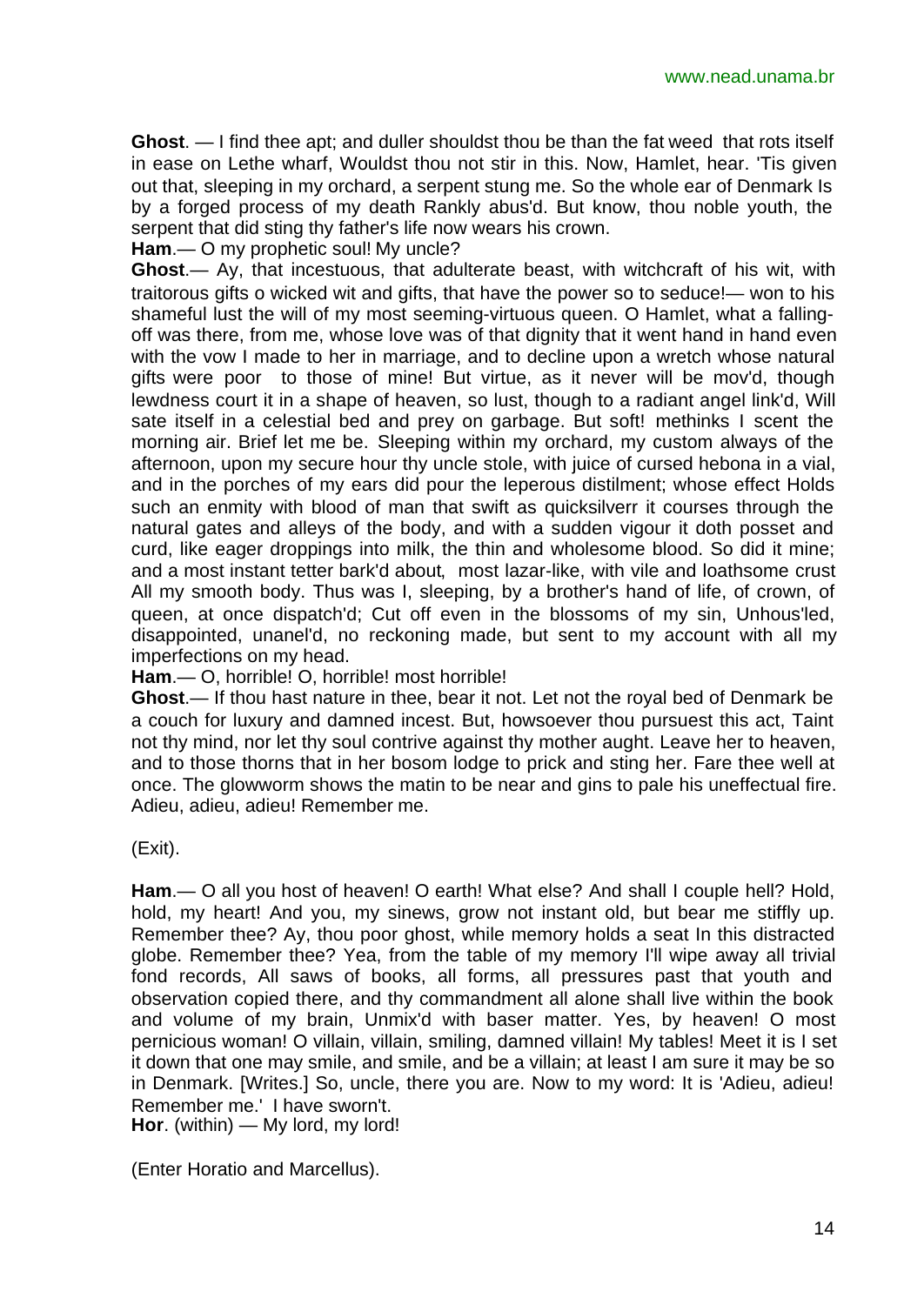**Ghost**. — I find thee apt; and duller shouldst thou be than the fat weed that rots itself in ease on Lethe wharf, Wouldst thou not stir in this. Now, Hamlet, hear. 'Tis given out that, sleeping in my orchard, a serpent stung me. So the whole ear of Denmark Is by a forged process of my death Rankly abus'd. But know, thou noble youth, the serpent that did sting thy father's life now wears his crown.

**Ham**.— O my prophetic soul! My uncle?

**Ghost**.— Ay, that incestuous, that adulterate beast, with witchcraft of his wit, with traitorous gifts o wicked wit and gifts, that have the power so to seduce!— won to his shameful lust the will of my most seeming-virtuous queen. O Hamlet, what a falling-off was there, from me, whose love was of that dignity that it went hand in hand even with the vow I made to her in marriage, and to decline upon a wretch whose natural gifts were poor to those of mine! But virtue, as it never will be mov'd, though lewdness court it in a shape of heaven, so lust, though to a radiant angel link'd, Will sate itself in a celestial bed and prey on garbage. But soft! methinks I scent the morning air. Brief let me be. Sleeping within my orchard, my custom always of the afternoon, upon my secure hour thy uncle stole, with juice of cursed hebona in a vial, and in the porches of my ears did pour the leperous distilment; whose effect Holds such an enmity with blood of man that swift as quicksilverr it courses through the natural gates and alleys of the body, and with a sudden vigour it doth posset and curd, like eager droppings into milk, the thin and wholesome blood. So did it mine; and a most instant tetter bark'd about, most lazar-like, with vile and loathsome crust All my smooth body. Thus was I, sleeping, by a brother's hand of life, of crown, of queen, at once dispatch'd; Cut off even in the blossoms of my sin, Unhous'led, disappointed, unanel'd, no reckoning made, but sent to my account with all my imperfections on my head.

**Ham**.— O, horrible! O, horrible! most horrible!

**Ghost**.— If thou hast nature in thee, bear it not. Let not the royal bed of Denmark be a couch for luxury and damned incest. But, howsoever thou pursuest this act, Taint not thy mind, nor let thy soul contrive against thy mother aught. Leave her to heaven, and to those thorns that in her bosom lodge to prick and sting her. Fare thee well at once. The glowworm shows the matin to be near and gins to pale his uneffectual fire. Adieu, adieu, adieu! Remember me.

(Exit).

**Ham**.— O all you host of heaven! O earth! What else? And shall I couple hell? Hold, hold, my heart! And you, my sinews, grow not instant old, but bear me stiffly up. Remember thee? Ay, thou poor ghost, while memory holds a seat In this distracted globe. Remember thee? Yea, from the table of my memory I'll wipe away all trivial fond records, All saws of books, all forms, all pressures past that youth and observation copied there, and thy commandment all alone shall live within the book and volume of my brain, Unmix'd with baser matter. Yes, by heaven! O most pernicious woman! O villain, villain, smiling, damned villain! My tables! Meet it is I set it down that one may smile, and smile, and be a villain; at least I am sure it may be so in Denmark. [Writes.] So, uncle, there you are. Now to my word: It is 'Adieu, adieu! Remember me.' I have sworn't.

**Hor**. (within) — My lord, my lord!

(Enter Horatio and Marcellus).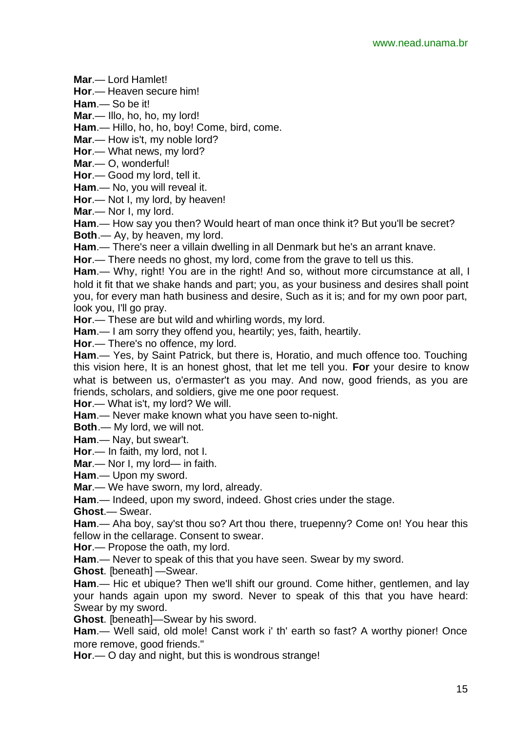**Mar**.— Lord Hamlet!

**Hor**.— Heaven secure him!

**Ham**.— So be it!

**Mar**.— Illo, ho, ho, my lord!

**Ham**.— Hillo, ho, ho, boy! Come, bird, come.

**Mar**.— How is't, my noble lord?

**Hor**.— What news, my lord?

**Mar**.— O, wonderful!

**Hor**.— Good my lord, tell it.

**Ham**.— No, you will reveal it.

**Hor**.— Not I, my lord, by heaven!

**Mar**.— Nor I, my lord.

**Ham**.— How say you then? Would heart of man once think it? But you'll be secret?

**Both**.— Ay, by heaven, my lord.

**Ham**.— There's neer a villain dwelling in all Denmark but he's an arrant knave.

**Hor**.— There needs no ghost, my lord, come from the grave to tell us this.

**Ham**.— Why, right! You are in the right! And so, without more circumstance at all, I hold it fit that we shake hands and part; you, as your business and desires shall point you, for every man hath business and desire, Such as it is; and for my own poor part, look you, I'll go pray.

**Hor**.— These are but wild and whirling words, my lord.

**Ham**.— I am sorry they offend you, heartily; yes, faith, heartily.

**Hor**.— There's no offence, my lord.

**Ham**.— Yes, by Saint Patrick, but there is, Horatio, and much offence too. Touching this vision here, It is an honest ghost, that let me tell you. **For** your desire to know what is between us, o'ermaster't as you may. And now, good friends, as you are friends, scholars, and soldiers, give me one poor request.

**Hor**.— What is't, my lord? We will.

**Ham**.— Never make known what you have seen to-night.

**Both**.— My lord, we will not.

**Ham**.— Nay, but swear't.

**Hor**.— In faith, my lord, not I.

**Mar**.— Nor I, my lord— in faith.

**Ham**.— Upon my sword.

**Mar**.— We have sworn, my lord, already.

**Ham**.— Indeed, upon my sword, indeed. Ghost cries under the stage.

**Ghost**.— Swear.

**Ham**.— Aha boy, say'st thou so? Art thou there, truepenny? Come on! You hear this fellow in the cellarage. Consent to swear.

**Hor**.— Propose the oath, my lord.

**Ham**.— Never to speak of this that you have seen. Swear by my sword.

**Ghost**. [beneath] —Swear.

**Ham**.— Hic et ubique? Then we'll shift our ground. Come hither, gentlemen, and lay your hands again upon my sword. Never to speak of this that you have heard: Swear by my sword.

**Ghost**. [beneath]—Swear by his sword.

**Ham**.— Well said, old mole! Canst work i' th' earth so fast? A worthy pioner! Once more remove, good friends."

**Hor**.— O day and night, but this is wondrous strange!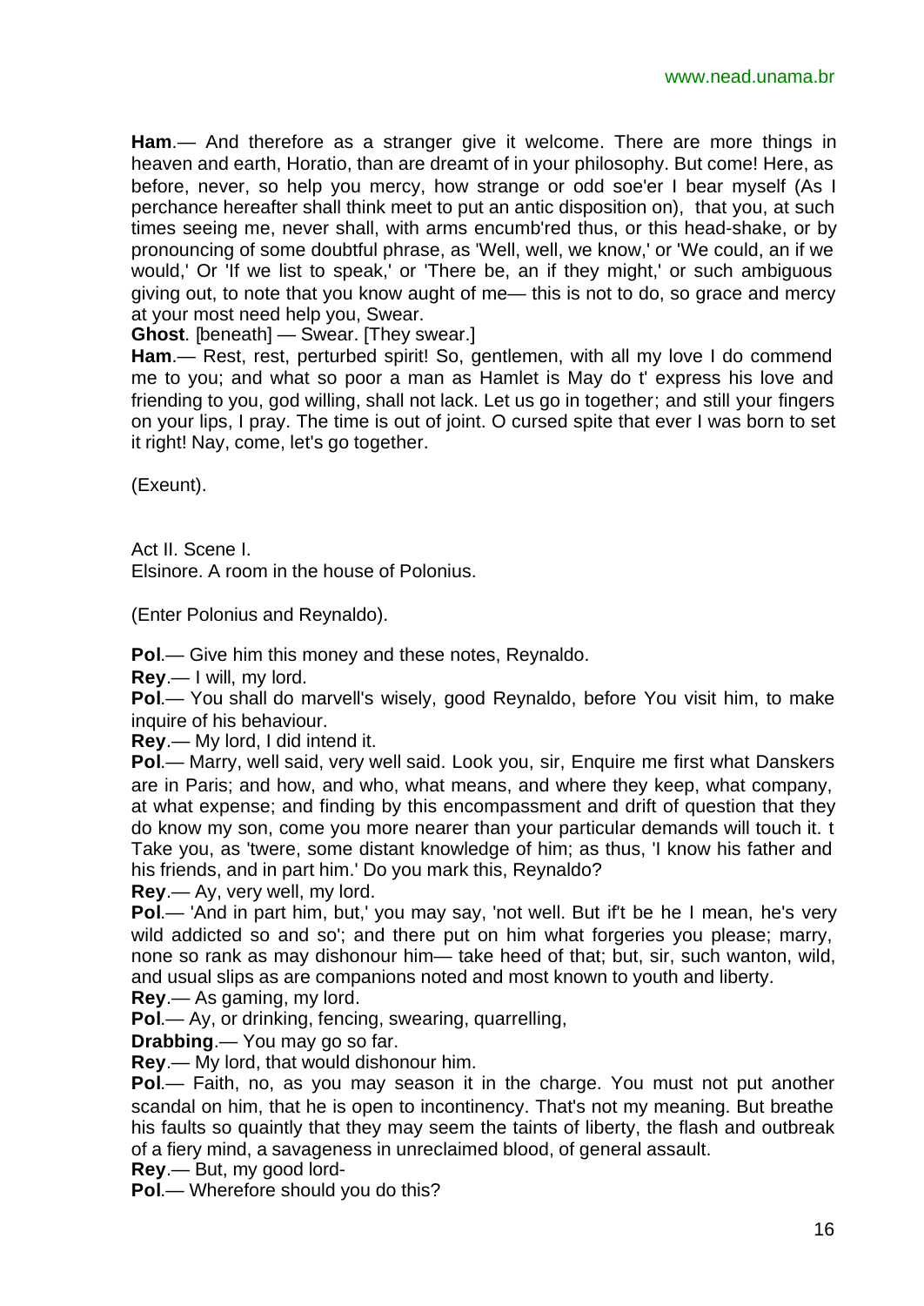**Ham**.— And therefore as a stranger give it welcome. There are more things in heaven and earth, Horatio, than are dreamt of in your philosophy. But come! Here, as before, never, so help you mercy, how strange or odd soe'er I bear myself (As I perchance hereafter shall think meet to put an antic disposition on), that you, at such times seeing me, never shall, with arms encumb'red thus, or this head-shake, or by pronouncing of some doubtful phrase, as 'Well, well, we know,' or 'We could, an if we would,' Or 'If we list to speak,' or 'There be, an if they might,' or such ambiguous giving out, to note that you know aught of me— this is not to do, so grace and mercy at your most need help you, Swear.

**Ghost**. [beneath] — Swear. [They swear.]

**Ham**.— Rest, rest, perturbed spirit! So, gentlemen, with all my love I do commend me to you; and what so poor a man as Hamlet is May do t' express his love and friending to you, god willing, shall not lack. Let us go in together; and still your fingers on your lips, I pray. The time is out of joint. O cursed spite that ever I was born to set it right! Nay, come, let's go together.

(Exeunt).

Act II. Scene I.
Elsinore. A room in the house of Polonius.

(Enter Polonius and Reynaldo).

**Pol**.— Give him this money and these notes, Reynaldo.

**Rey**.— I will, my lord.

**Pol**.— You shall do marvell's wisely, good Reynaldo, before You visit him, to make inquire of his behaviour.

**Rey**.— My lord, I did intend it.

**Pol**.— Marry, well said, very well said. Look you, sir, Enquire me first what Danskers are in Paris; and how, and who, what means, and where they keep, what company, at what expense; and finding by this encompassment and drift of question that they do know my son, come you more nearer than your particular demands will touch it. t Take you, as 'twere, some distant knowledge of him; as thus, 'I know his father and his friends, and in part him.' Do you mark this, Reynaldo?

**Rey**.— Ay, very well, my lord.

**Pol**.— 'And in part him, but,' you may say, 'not well. But if't be he I mean, he's very wild addicted so and so'; and there put on him what forgeries you please; marry, none so rank as may dishonour him— take heed of that; but, sir, such wanton, wild, and usual slips as are companions noted and most known to youth and liberty.

**Rey**.— As gaming, my lord.

**Pol**.— Ay, or drinking, fencing, swearing, quarrelling,

**Drabbing**.— You may go so far.

**Rey**.— My lord, that would dishonour him.

**Pol**.— Faith, no, as you may season it in the charge. You must not put another scandal on him, that he is open to incontinency. That's not my meaning. But breathe his faults so quaintly that they may seem the taints of liberty, the flash and outbreak of a fiery mind, a savageness in unreclaimed blood, of general assault.

**Rey**.— But, my good lord-

**Pol**.— Wherefore should you do this?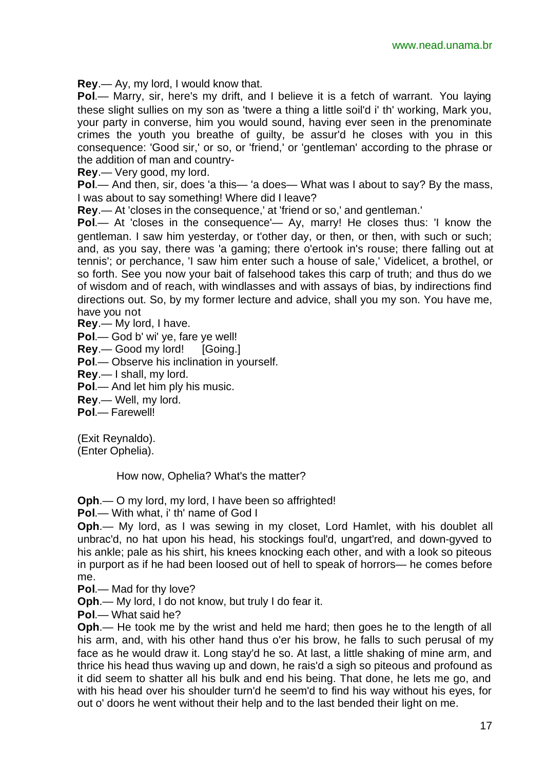**Rey**.— Ay, my lord, I would know that.

**Pol**.— Marry, sir, here's my drift, and I believe it is a fetch of warrant. You laying these slight sullies on my son as 'twere a thing a little soil'd i' th' working, Mark you, your party in converse, him you would sound, having ever seen in the prenominate crimes the youth you breathe of guilty, be assur'd he closes with you in this consequence: 'Good sir,' or so, or 'friend,' or 'gentleman' according to the phrase or the addition of man and country-

**Rey**.— Very good, my lord.

**Pol**.— And then, sir, does 'a this— 'a does— What was I about to say? By the mass, I was about to say something! Where did I leave?

**Rey**.— At 'closes in the consequence,' at 'friend or so,' and gentleman.'

**Pol**.— At 'closes in the consequence'— Ay, marry! He closes thus: 'I know the gentleman. I saw him yesterday, or t'other day, or then, or then, with such or such; and, as you say, there was 'a gaming; there o'ertook in's rouse; there falling out at tennis'; or perchance, 'I saw him enter such a house of sale,' Videlicet, a brothel, or so forth. See you now your bait of falsehood takes this carp of truth; and thus do we of wisdom and of reach, with windlasses and with assays of bias, by indirections find directions out. So, by my former lecture and advice, shall you my son. You have me, have you not

**Rey**.— My lord, I have.

**Pol**.— God b' wi' ye, fare ye well!

**Rey**.— Good my lord! [Going.]

**Pol**.— Observe his inclination in yourself.

**Rey**.— I shall, my lord.

**Pol**.— And let him ply his music.

**Rey**.— Well, my lord.

**Pol**.— Farewell!

(Exit Reynaldo).
(Enter Ophelia).

How now, Ophelia? What's the matter?

**Oph**.— O my lord, my lord, I have been so affrighted!

**Pol**.— With what, i' th' name of God I

**Oph**.— My lord, as I was sewing in my closet, Lord Hamlet, with his doublet all unbrac'd, no hat upon his head, his stockings foul'd, ungart'red, and down-gyved to his ankle; pale as his shirt, his knees knocking each other, and with a look so piteous in purport as if he had been loosed out of hell to speak of horrors— he comes before me.

**Pol**.— Mad for thy love?

**Oph**.— My lord, I do not know, but truly I do fear it.

**Pol**.— What said he?

**Oph**.— He took me by the wrist and held me hard; then goes he to the length of all his arm, and, with his other hand thus o'er his brow, he falls to such perusal of my face as he would draw it. Long stay'd he so. At last, a little shaking of mine arm, and thrice his head thus waving up and down, he rais'd a sigh so piteous and profound as it did seem to shatter all his bulk and end his being. That done, he lets me go, and with his head over his shoulder turn'd he seem'd to find his way without his eyes, for out o' doors he went without their help and to the last bended their light on me.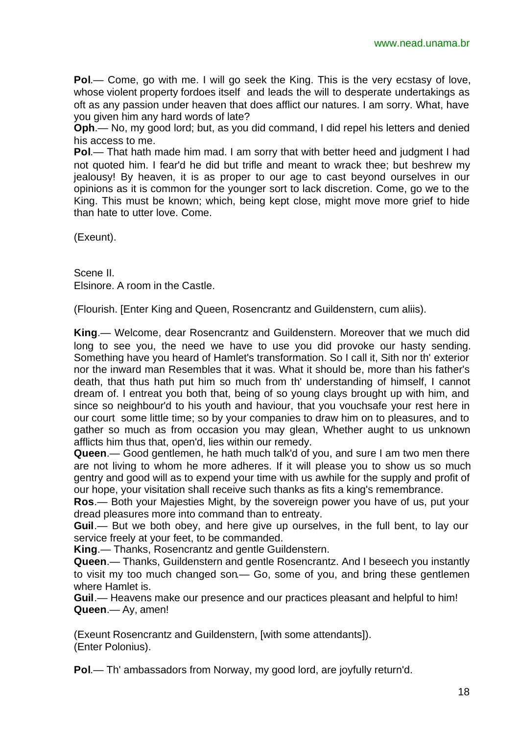**Pol**.— Come, go with me. I will go seek the King. This is the very ecstasy of love, whose violent property fordoes itself and leads the will to desperate undertakings as oft as any passion under heaven that does afflict our natures. I am sorry. What, have you given him any hard words of late?

**Oph**.— No, my good lord; but, as you did command, I did repel his letters and denied his access to me.

**Pol**.— That hath made him mad. I am sorry that with better heed and judgment I had not quoted him. I fear'd he did but trifle and meant to wrack thee; but beshrew my jealousy! By heaven, it is as proper to our age to cast beyond ourselves in our opinions as it is common for the younger sort to lack discretion. Come, go we to the King. This must be known; which, being kept close, might move more grief to hide than hate to utter love. Come.

(Exeunt).

Scene II.
Elsinore. A room in the Castle.

(Flourish. [Enter King and Queen, Rosencrantz and Guildenstern, cum aliis).

**King**.— Welcome, dear Rosencrantz and Guildenstern. Moreover that we much did long to see you, the need we have to use you did provoke our hasty sending. Something have you heard of Hamlet's transformation. So I call it, Sith nor th' exterior nor the inward man Resembles that it was. What it should be, more than his father's death, that thus hath put him so much from th' understanding of himself, I cannot dream of. I entreat you both that, being of so young clays brought up with him, and since so neighbour'd to his youth and haviour, that you vouchsafe your rest here in our court some little time; so by your companies to draw him on to pleasures, and to gather so much as from occasion you may glean, Whether aught to us unknown afflicts him thus that, open'd, lies within our remedy.

**Queen**.— Good gentlemen, he hath much talk'd of you, and sure I am two men there are not living to whom he more adheres. If it will please you to show us so much gentry and good will as to expend your time with us awhile for the supply and profit of our hope, your visitation shall receive such thanks as fits a king's remembrance.

**Ros**.— Both your Majesties Might, by the sovereign power you have of us, put your dread pleasures more into command than to entreaty.

**Guil**.— But we both obey, and here give up ourselves, in the full bent, to lay our service freely at your feet, to be commanded.

**King**.— Thanks, Rosencrantz and gentle Guildenstern.

**Queen**.— Thanks, Guildenstern and gentle Rosencrantz. And I beseech you instantly to visit my too much changed son.— Go, some of you, and bring these gentlemen where Hamlet is.

**Guil**.— Heavens make our presence and our practices pleasant and helpful to him!

**Queen**.— Ay, amen!

(Exeunt Rosencrantz and Guildenstern, [with some attendants]).
(Enter Polonius).

**Pol**.— Th' ambassadors from Norway, my good lord, are joyfully return'd.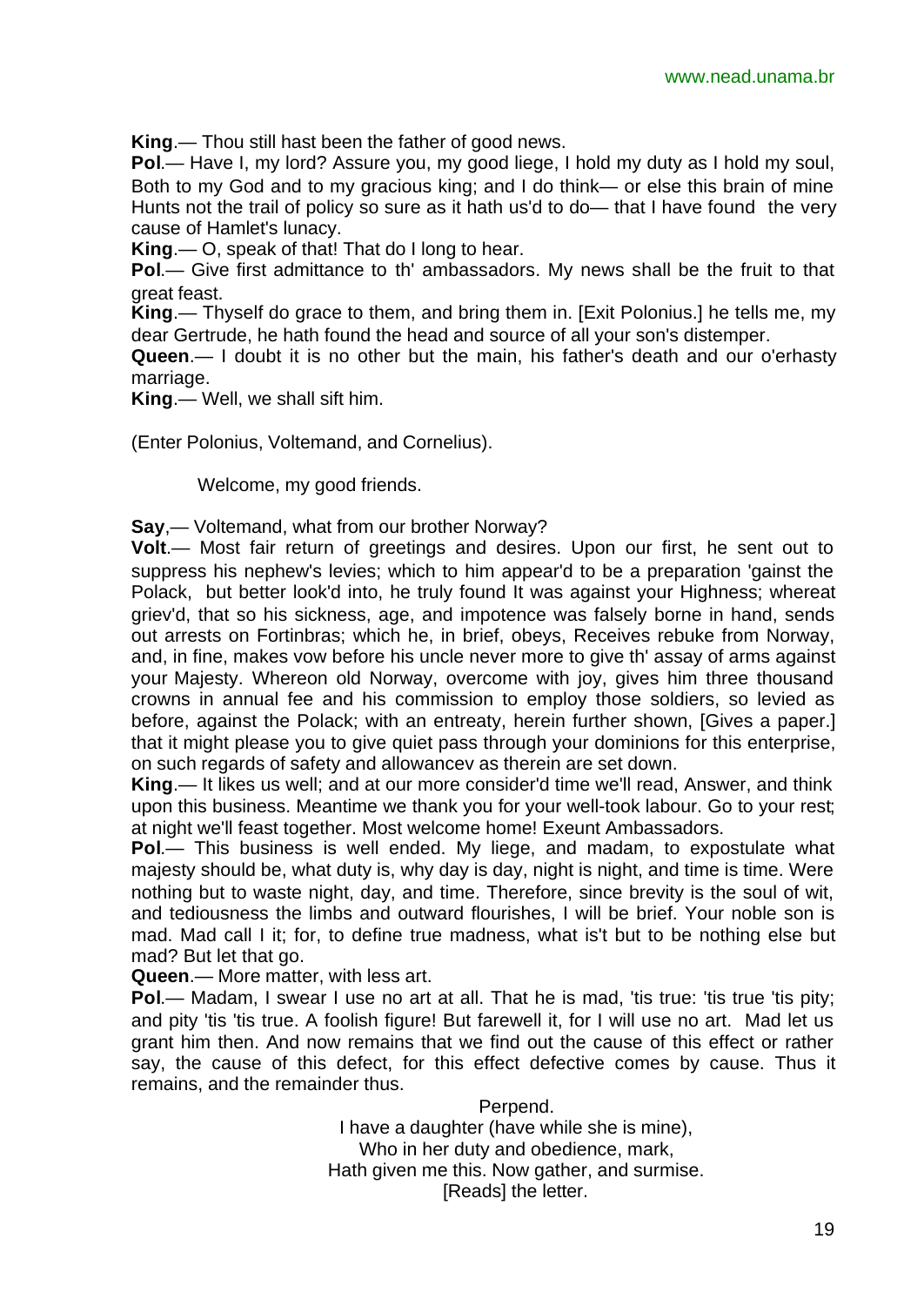**King**.— Thou still hast been the father of good news.

**Pol**.— Have I, my lord? Assure you, my good liege, I hold my duty as I hold my soul, Both to my God and to my gracious king; and I do think— or else this brain of mine Hunts not the trail of policy so sure as it hath us'd to do— that I have found the very cause of Hamlet's lunacy.

**King**.— O, speak of that! That do I long to hear.

**Pol**.— Give first admittance to th' ambassadors. My news shall be the fruit to that great feast.

**King**.— Thyself do grace to them, and bring them in. [Exit Polonius.] he tells me, my dear Gertrude, he hath found the head and source of all your son's distemper.

**Queen**.— I doubt it is no other but the main, his father's death and our o'erhasty marriage.

**King**.— Well, we shall sift him.

(Enter Polonius, Voltemand, and Cornelius).

Welcome, my good friends.

**Say**,— Voltemand, what from our brother Norway?

**Volt**.— Most fair return of greetings and desires. Upon our first, he sent out to suppress his nephew's levies; which to him appear'd to be a preparation 'gainst the Polack, but better look'd into, he truly found It was against your Highness; whereat griev'd, that so his sickness, age, and impotence was falsely borne in hand, sends out arrests on Fortinbras; which he, in brief, obeys, Receives rebuke from Norway, and, in fine, makes vow before his uncle never more to give th' assay of arms against your Majesty. Whereon old Norway, overcome with joy, gives him three thousand crowns in annual fee and his commission to employ those soldiers, so levied as before, against the Polack; with an entreaty, herein further shown, [Gives a paper.] that it might please you to give quiet pass through your dominions for this enterprise, on such regards of safety and allowancev as therein are set down.

**King**.— It likes us well; and at our more consider'd time we'll read, Answer, and think upon this business. Meantime we thank you for your well-took labour. Go to your rest; at night we'll feast together. Most welcome home! Exeunt Ambassadors.

**Pol**.— This business is well ended. My liege, and madam, to expostulate what majesty should be, what duty is, why day is day, night is night, and time is time. Were nothing but to waste night, day, and time. Therefore, since brevity is the soul of wit, and tediousness the limbs and outward flourishes, I will be brief. Your noble son is mad. Mad call I it; for, to define true madness, what is't but to be nothing else but mad? But let that go.

**Queen**.— More matter, with less art.

**Pol**.— Madam, I swear I use no art at all. That he is mad, 'tis true: 'tis true 'tis pity; and pity 'tis 'tis true. A foolish figure! But farewell it, for I will use no art. Mad let us grant him then. And now remains that we find out the cause of this effect or rather say, the cause of this defect, for this effect defective comes by cause. Thus it remains, and the remainder thus.

Perpend.
I have a daughter (have while she is mine),
Who in her duty and obedience, mark,
Hath given me this. Now gather, and surmise.
[Reads] the letter.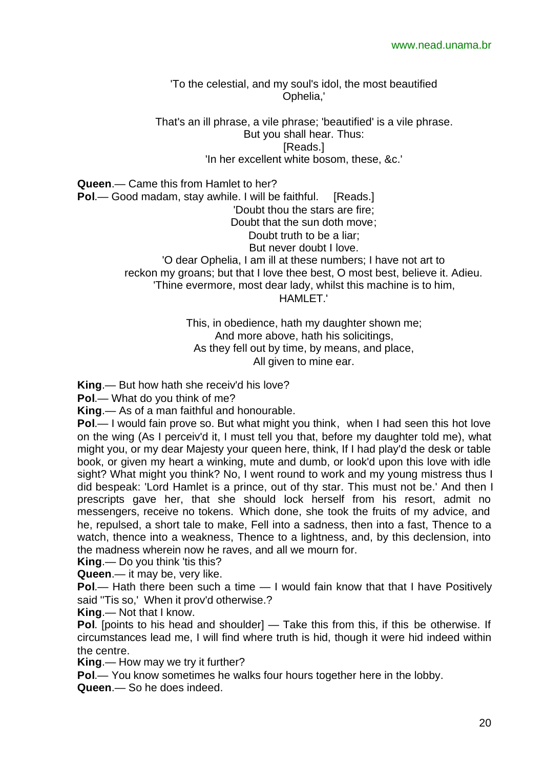'To the celestial, and my soul's idol, the most beautified Ophelia,'

That's an ill phrase, a vile phrase; 'beautified' is a vile phrase.
But you shall hear. Thus:
[Reads.]
'In her excellent white bosom, these, &c.'

**Queen**.— Came this from Hamlet to her?

**Pol**.— Good madam, stay awhile. I will be faithful. [Reads.]

'Doubt thou the stars are fire;
Doubt that the sun doth move;
Doubt truth to be a liar;
But never doubt I love.
'O dear Ophelia, I am ill at these numbers; I have not art to reckon my groans; but that I love thee best, O most best, believe it. Adieu.
'Thine evermore, most dear lady, whilst this machine is to him,
HAMLET.'

This, in obedience, hath my daughter shown me;
And more above, hath his solicitings,
As they fell out by time, by means, and place,
All given to mine ear.

**King**.— But how hath she receiv'd his love?

**Pol**.— What do you think of me?

**King**.— As of a man faithful and honourable.

**Pol**.— I would fain prove so. But what might you think, when I had seen this hot love on the wing (As I perceiv'd it, I must tell you that, before my daughter told me), what might you, or my dear Majesty your queen here, think, If I had play'd the desk or table book, or given my heart a winking, mute and dumb, or look'd upon this love with idle sight? What might you think? No, I went round to work and my young mistress thus I did bespeak: 'Lord Hamlet is a prince, out of thy star. This must not be.' And then I prescripts gave her, that she should lock herself from his resort, admit no messengers, receive no tokens. Which done, she took the fruits of my advice, and he, repulsed, a short tale to make, Fell into a sadness, then into a fast, Thence to a watch, thence into a weakness, Thence to a lightness, and, by this declension, into the madness wherein now he raves, and all we mourn for.

**King**.— Do you think 'tis this?

**Queen**.— it may be, very like.

**Pol**.— Hath there been such a time — I would fain know that that I have Positively said ''Tis so,' When it prov'd otherwise.?

**King**.— Not that I know.

**Pol**. [points to his head and shoulder] — Take this from this, if this be otherwise. If circumstances lead me, I will find where truth is hid, though it were hid indeed within the centre.

**King**.— How may we try it further?

**Pol**.— You know sometimes he walks four hours together here in the lobby.

**Queen**.— So he does indeed.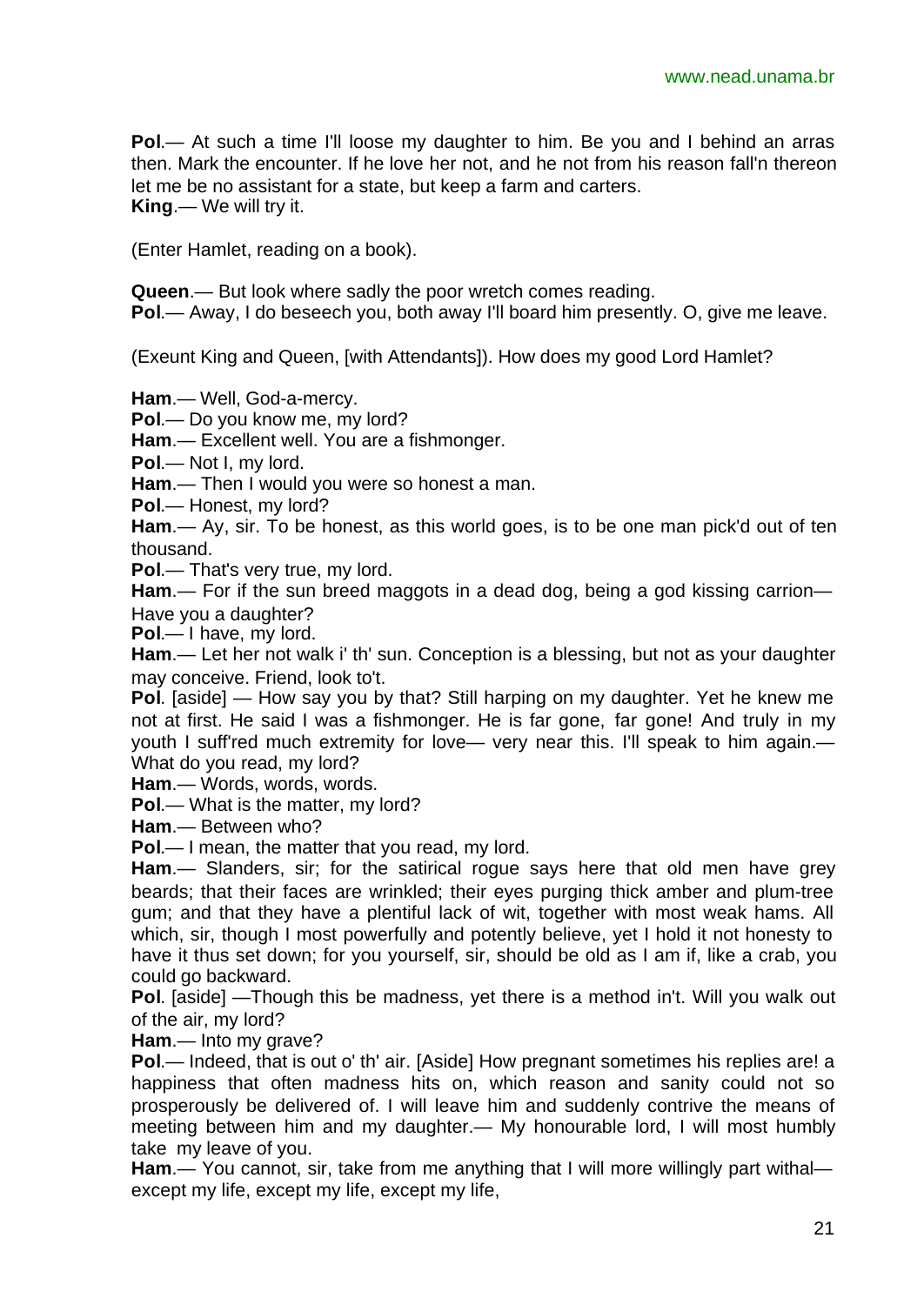**Pol**.— At such a time I'll loose my daughter to him. Be you and I behind an arras then. Mark the encounter. If he love her not, and he not from his reason fall'n thereon let me be no assistant for a state, but keep a farm and carters.
**King**.— We will try it.

(Enter Hamlet, reading on a book).

**Queen**.— But look where sadly the poor wretch comes reading.
**Pol**.— Away, I do beseech you, both away I'll board him presently. O, give me leave.

(Exeunt King and Queen, [with Attendants]). How does my good Lord Hamlet?

**Ham**.— Well, God-a-mercy.
**Pol**.— Do you know me, my lord?
**Ham**.— Excellent well. You are a fishmonger.
**Pol**.— Not I, my lord.
**Ham**.— Then I would you were so honest a man.
**Pol**.— Honest, my lord?
**Ham**.— Ay, sir. To be honest, as this world goes, is to be one man pick'd out of ten thousand.
**Pol**.— That's very true, my lord.
**Ham**.— For if the sun breed maggots in a dead dog, being a god kissing carrion— Have you a daughter?
**Pol**.— I have, my lord.
**Ham**.— Let her not walk i' th' sun. Conception is a blessing, but not as your daughter may conceive. Friend, look to't.
**Pol**. [aside] — How say you by that? Still harping on my daughter. Yet he knew me not at first. He said I was a fishmonger. He is far gone, far gone! And truly in my youth I suff'red much extremity for love— very near this. I'll speak to him again.— What do you read, my lord?
**Ham**.— Words, words, words.
**Pol**.— What is the matter, my lord?
**Ham**.— Between who?
**Pol**.— I mean, the matter that you read, my lord.
**Ham**.— Slanders, sir; for the satirical rogue says here that old men have grey beards; that their faces are wrinkled; their eyes purging thick amber and plum-tree gum; and that they have a plentiful lack of wit, together with most weak hams. All which, sir, though I most powerfully and potently believe, yet I hold it not honesty to have it thus set down; for you yourself, sir, should be old as I am if, like a crab, you could go backward.
**Pol**. [aside] —Though this be madness, yet there is a method in't. Will you walk out of the air, my lord?
**Ham**.— Into my grave?
**Pol**.— Indeed, that is out o' th' air. [Aside] How pregnant sometimes his replies are! a happiness that often madness hits on, which reason and sanity could not so prosperously be delivered of. I will leave him and suddenly contrive the means of meeting between him and my daughter.— My honourable lord, I will most humbly take my leave of you.
**Ham**.— You cannot, sir, take from me anything that I will more willingly part withal— except my life, except my life, except my life,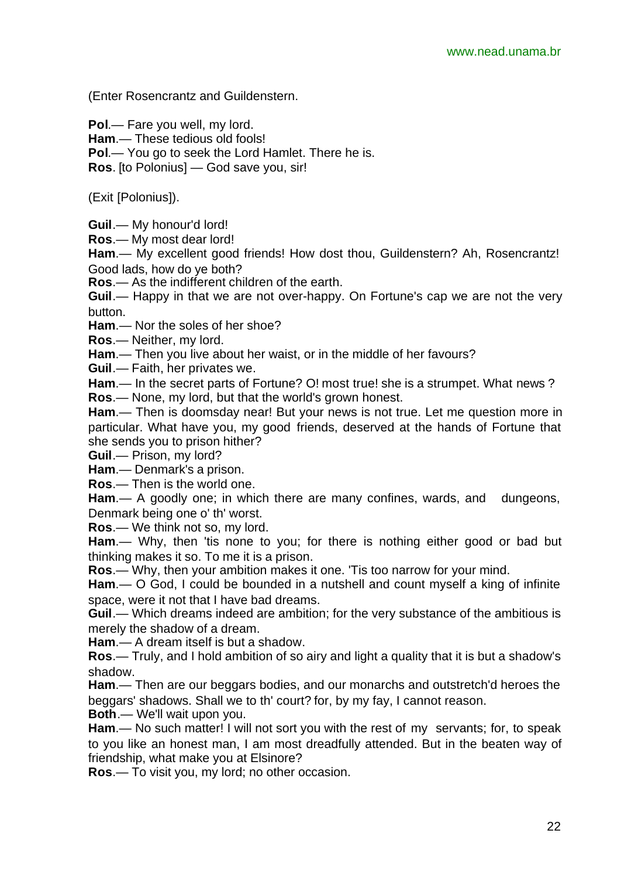(Enter Rosencrantz and Guildenstern.

**Pol**.— Fare you well, my lord.
**Ham**.— These tedious old fools!
**Pol**.— You go to seek the Lord Hamlet. There he is.
**Ros**. [to Polonius] — God save you, sir!

(Exit [Polonius]).

**Guil**.— My honour'd lord!
**Ros**.— My most dear lord!
**Ham**.— My excellent good friends! How dost thou, Guildenstern? Ah, Rosencrantz! Good lads, how do ye both?
**Ros**.— As the indifferent children of the earth.
**Guil**.— Happy in that we are not over-happy. On Fortune's cap we are not the very button.
**Ham**.— Nor the soles of her shoe?
**Ros**.— Neither, my lord.
**Ham**.— Then you live about her waist, or in the middle of her favours?
**Guil**.— Faith, her privates we.
**Ham**.— In the secret parts of Fortune? O! most true! she is a strumpet. What news ?
**Ros**.— None, my lord, but that the world's grown honest.
**Ham**.— Then is doomsday near! But your news is not true. Let me question more in particular. What have you, my good friends, deserved at the hands of Fortune that she sends you to prison hither?
**Guil**.— Prison, my lord?
**Ham**.— Denmark's a prison.
**Ros**.— Then is the world one.
**Ham**.— A goodly one; in which there are many confines, wards, and dungeons, Denmark being one o' th' worst.
**Ros**.— We think not so, my lord.
**Ham**.— Why, then 'tis none to you; for there is nothing either good or bad but thinking makes it so. To me it is a prison.
**Ros**.— Why, then your ambition makes it one. 'Tis too narrow for your mind.
**Ham**.— O God, I could be bounded in a nutshell and count myself a king of infinite space, were it not that I have bad dreams.
**Guil**.— Which dreams indeed are ambition; for the very substance of the ambitious is merely the shadow of a dream.
**Ham**.— A dream itself is but a shadow.
**Ros**.— Truly, and I hold ambition of so airy and light a quality that it is but a shadow's shadow.
**Ham**.— Then are our beggars bodies, and our monarchs and outstretch'd heroes the beggars' shadows. Shall we to th' court? for, by my fay, I cannot reason.
**Both**.— We'll wait upon you.
**Ham**.— No such matter! I will not sort you with the rest of my servants; for, to speak to you like an honest man, I am most dreadfully attended. But in the beaten way of friendship, what make you at Elsinore?
**Ros**.— To visit you, my lord; no other occasion.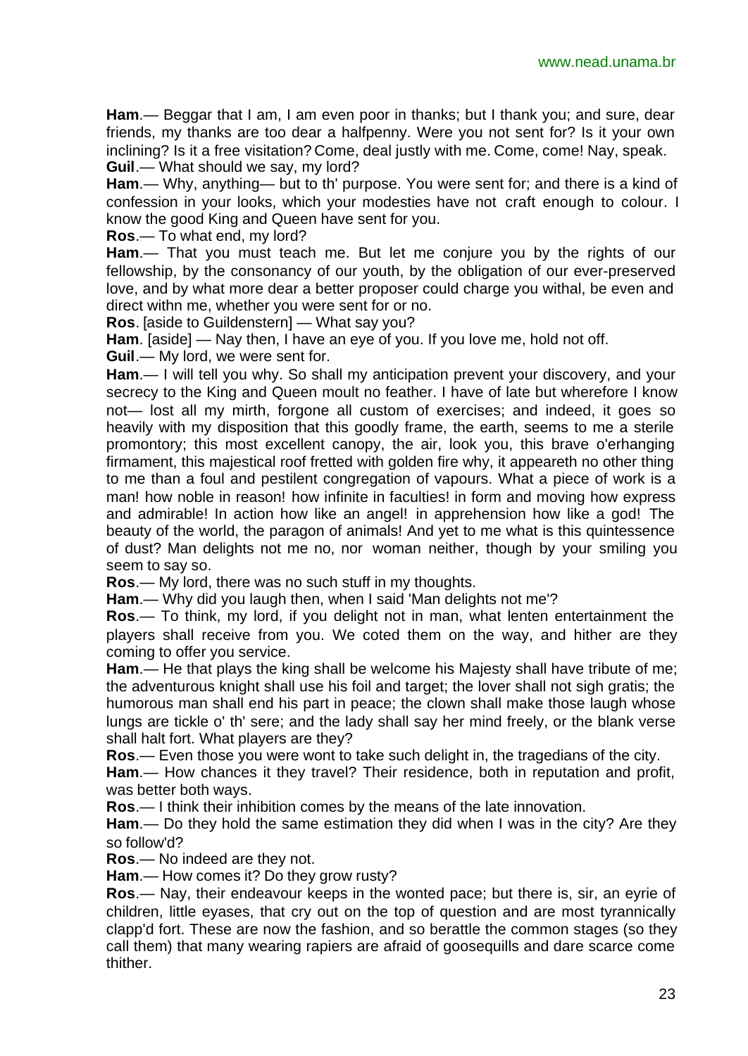**Ham**.— Beggar that I am, I am even poor in thanks; but I thank you; and sure, dear friends, my thanks are too dear a halfpenny. Were you not sent for? Is it your own inclining? Is it a free visitation? Come, deal justly with me. Come, come! Nay, speak.
**Guil**.— What should we say, my lord?
**Ham**.— Why, anything— but to th' purpose. You were sent for; and there is a kind of confession in your looks, which your modesties have not craft enough to colour. I know the good King and Queen have sent for you.
**Ros**.— To what end, my lord?
**Ham**.— That you must teach me. But let me conjure you by the rights of our fellowship, by the consonancy of our youth, by the obligation of our ever-preserved love, and by what more dear a better proposer could charge you withal, be even and direct withn me, whether you were sent for or no.
**Ros**. [aside to Guildenstern] — What say you?
**Ham**. [aside] — Nay then, I have an eye of you. If you love me, hold not off.
**Guil**.— My lord, we were sent for.
**Ham**.— I will tell you why. So shall my anticipation prevent your discovery, and your secrecy to the King and Queen moult no feather. I have of late but wherefore I know not— lost all my mirth, forgone all custom of exercises; and indeed, it goes so heavily with my disposition that this goodly frame, the earth, seems to me a sterile promontory; this most excellent canopy, the air, look you, this brave o'erhanging firmament, this majestical roof fretted with golden fire why, it appeareth no other thing to me than a foul and pestilent congregation of vapours. What a piece of work is a man! how noble in reason! how infinite in faculties! in form and moving how express and admirable! In action how like an angel! in apprehension how like a god! The beauty of the world, the paragon of animals! And yet to me what is this quintessence of dust? Man delights not me no, nor woman neither, though by your smiling you seem to say so.
**Ros**.— My lord, there was no such stuff in my thoughts.
**Ham**.— Why did you laugh then, when I said 'Man delights not me'?
**Ros**.— To think, my lord, if you delight not in man, what lenten entertainment the players shall receive from you. We coted them on the way, and hither are they coming to offer you service.
**Ham**.— He that plays the king shall be welcome his Majesty shall have tribute of me; the adventurous knight shall use his foil and target; the lover shall not sigh gratis; the humorous man shall end his part in peace; the clown shall make those laugh whose lungs are tickle o' th' sere; and the lady shall say her mind freely, or the blank verse shall halt fort. What players are they?
**Ros**.— Even those you were wont to take such delight in, the tragedians of the city.
**Ham**.— How chances it they travel? Their residence, both in reputation and profit, was better both ways.
**Ros**.— I think their inhibition comes by the means of the late innovation.
**Ham**.— Do they hold the same estimation they did when I was in the city? Are they so follow'd?
**Ros**.— No indeed are they not.
**Ham**.— How comes it? Do they grow rusty?
**Ros**.— Nay, their endeavour keeps in the wonted pace; but there is, sir, an eyrie of children, little eyases, that cry out on the top of question and are most tyrannically clapp'd fort. These are now the fashion, and so berattle the common stages (so they call them) that many wearing rapiers are afraid of goosequills and dare scarce come thither.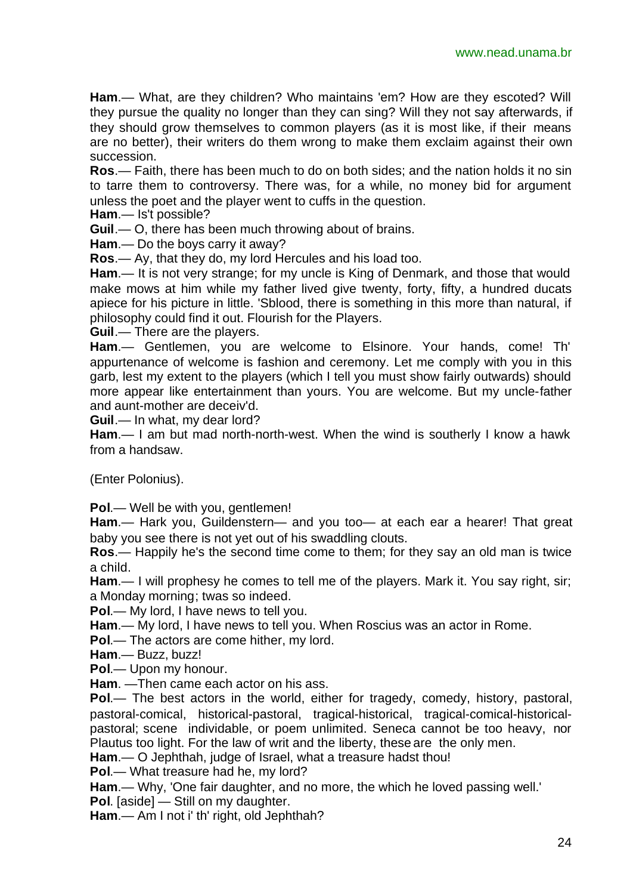**Ham**.— What, are they children? Who maintains 'em? How are they escoted? Will they pursue the quality no longer than they can sing? Will they not say afterwards, if they should grow themselves to common players (as it is most like, if their means are no better), their writers do them wrong to make them exclaim against their own succession.

**Ros**.— Faith, there has been much to do on both sides; and the nation holds it no sin to tarre them to controversy. There was, for a while, no money bid for argument unless the poet and the player went to cuffs in the question.

**Ham**.— Is't possible?

**Guil**.— O, there has been much throwing about of brains.

**Ham**.— Do the boys carry it away?

**Ros**.— Ay, that they do, my lord Hercules and his load too.

**Ham**.— It is not very strange; for my uncle is King of Denmark, and those that would make mows at him while my father lived give twenty, forty, fifty, a hundred ducats apiece for his picture in little. 'Sblood, there is something in this more than natural, if philosophy could find it out. Flourish for the Players.

**Guil**.— There are the players.

**Ham**.— Gentlemen, you are welcome to Elsinore. Your hands, come! Th' appurtenance of welcome is fashion and ceremony. Let me comply with you in this garb, lest my extent to the players (which I tell you must show fairly outwards) should more appear like entertainment than yours. You are welcome. But my uncle-father and aunt-mother are deceiv'd.

**Guil**.— In what, my dear lord?

**Ham**.— I am but mad north-north-west. When the wind is southerly I know a hawk from a handsaw.

(Enter Polonius).

**Pol**.— Well be with you, gentlemen!

**Ham**.— Hark you, Guildenstern— and you too— at each ear a hearer! That great baby you see there is not yet out of his swaddling clouts.

**Ros**.— Happily he's the second time come to them; for they say an old man is twice a child.

**Ham**.— I will prophesy he comes to tell me of the players. Mark it. You say right, sir; a Monday morning; twas so indeed.

**Pol**.— My lord, I have news to tell you.

**Ham**.— My lord, I have news to tell you. When Roscius was an actor in Rome.

**Pol**.— The actors are come hither, my lord.

**Ham**.— Buzz, buzz!

**Pol**.— Upon my honour.

**Ham**. —Then came each actor on his ass.

**Pol**.— The best actors in the world, either for tragedy, comedy, history, pastoral, pastoral-comical, historical-pastoral, tragical-historical, tragical-comical-historical-pastoral; scene individable, or poem unlimited. Seneca cannot be too heavy, nor Plautus too light. For the law of writ and the liberty, these are the only men.

**Ham**.— O Jephthah, judge of Israel, what a treasure hadst thou!

**Pol**.— What treasure had he, my lord?

**Ham**.— Why, 'One fair daughter, and no more, the which he loved passing well.'

**Pol**. [aside] — Still on my daughter.

**Ham**.— Am I not i' th' right, old Jephthah?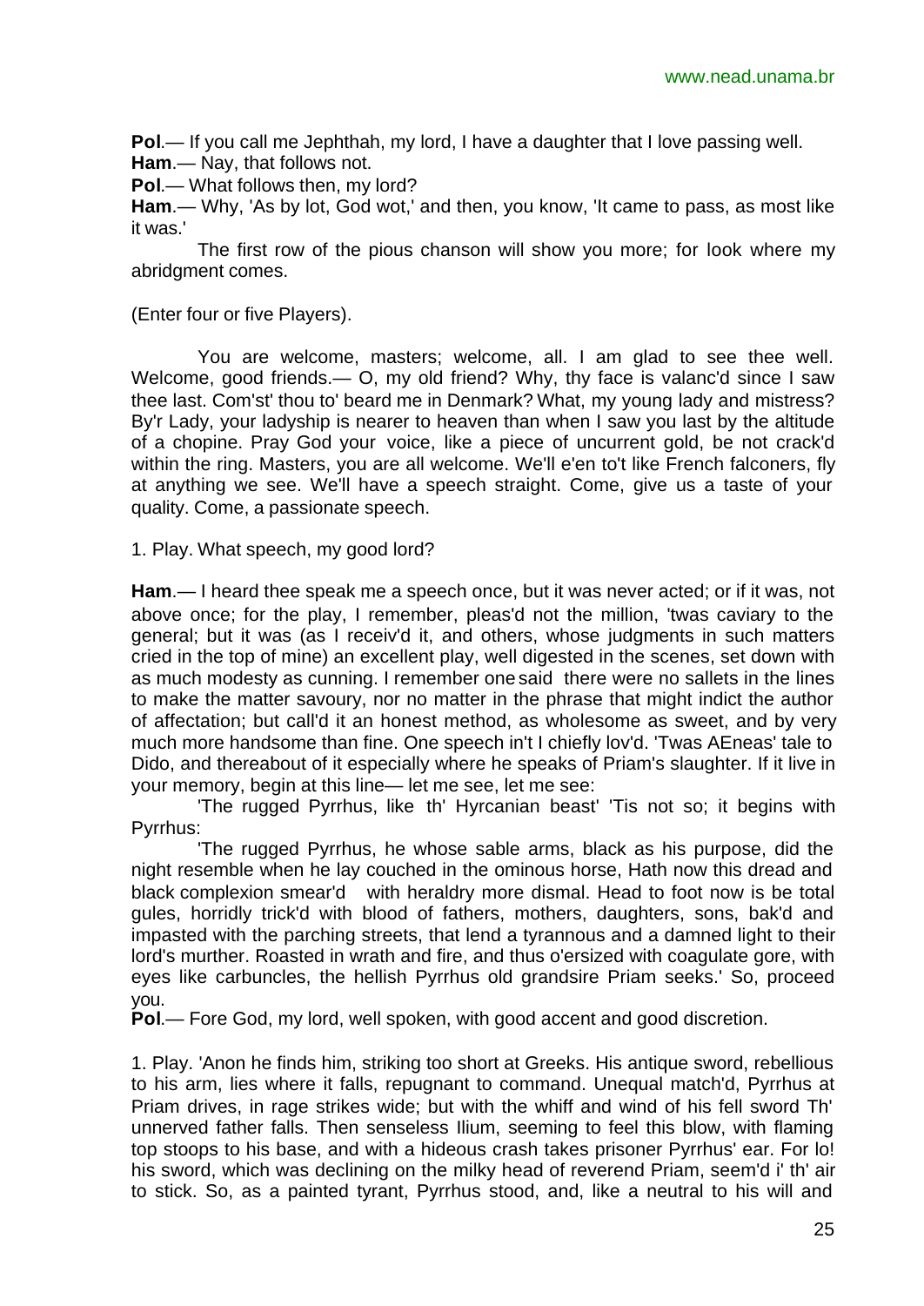**Pol**.— If you call me Jephthah, my lord, I have a daughter that I love passing well.
**Ham**.— Nay, that follows not.
**Pol**.— What follows then, my lord?
**Ham**.— Why, 'As by lot, God wot,' and then, you know, 'It came to pass, as most like it was.'

The first row of the pious chanson will show you more; for look where my abridgment comes.

(Enter four or five Players).

You are welcome, masters; welcome, all. I am glad to see thee well. Welcome, good friends.— O, my old friend? Why, thy face is valanc'd since I saw thee last. Com'st' thou to' beard me in Denmark? What, my young lady and mistress? By'r Lady, your ladyship is nearer to heaven than when I saw you last by the altitude of a chopine. Pray God your voice, like a piece of uncurrent gold, be not crack'd within the ring. Masters, you are all welcome. We'll e'en to't like French falconers, fly at anything we see. We'll have a speech straight. Come, give us a taste of your quality. Come, a passionate speech.

1. Play. What speech, my good lord?

**Ham**.— I heard thee speak me a speech once, but it was never acted; or if it was, not above once; for the play, I remember, pleas'd not the million, 'twas caviary to the general; but it was (as I receiv'd it, and others, whose judgments in such matters cried in the top of mine) an excellent play, well digested in the scenes, set down with as much modesty as cunning. I remember one said there were no sallets in the lines to make the matter savoury, nor no matter in the phrase that might indict the author of affectation; but call'd it an honest method, as wholesome as sweet, and by very much more handsome than fine. One speech in't I chiefly lov'd. 'Twas AEneas' tale to Dido, and thereabout of it especially where he speaks of Priam's slaughter. If it live in your memory, begin at this line— let me see, let me see:

'The rugged Pyrrhus, like th' Hyrcanian beast' 'Tis not so; it begins with Pyrrhus:

'The rugged Pyrrhus, he whose sable arms, black as his purpose, did the night resemble when he lay couched in the ominous horse, Hath now this dread and black complexion smear'd with heraldry more dismal. Head to foot now is be total gules, horridly trick'd with blood of fathers, mothers, daughters, sons, bak'd and impasted with the parching streets, that lend a tyrannous and a damned light to their lord's murther. Roasted in wrath and fire, and thus o'ersized with coagulate gore, with eyes like carbuncles, the hellish Pyrrhus old grandsire Priam seeks.' So, proceed you.
**Pol**.— Fore God, my lord, well spoken, with good accent and good discretion.

1. Play. 'Anon he finds him, striking too short at Greeks. His antique sword, rebellious to his arm, lies where it falls, repugnant to command. Unequal match'd, Pyrrhus at Priam drives, in rage strikes wide; but with the whiff and wind of his fell sword Th' unnerved father falls. Then senseless Ilium, seeming to feel this blow, with flaming top stoops to his base, and with a hideous crash takes prisoner Pyrrhus' ear. For lo! his sword, which was declining on the milky head of reverend Priam, seem'd i' th' air to stick. So, as a painted tyrant, Pyrrhus stood, and, like a neutral to his will and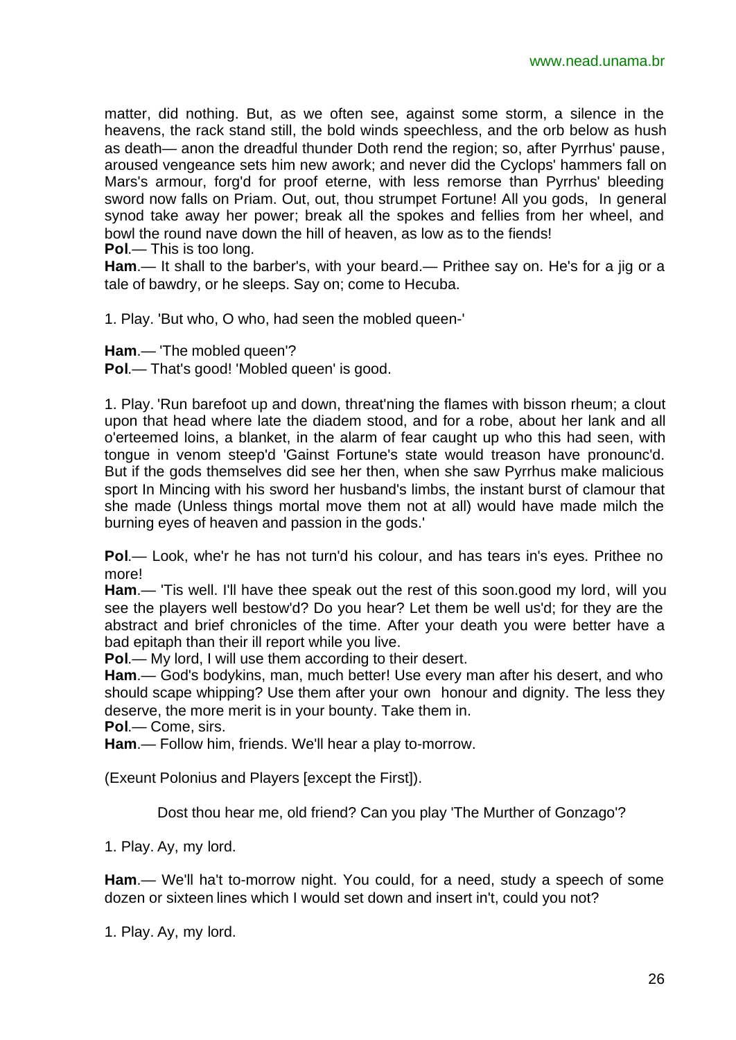matter, did nothing. But, as we often see, against some storm, a silence in the heavens, the rack stand still, the bold winds speechless, and the orb below as hush as death— anon the dreadful thunder Doth rend the region; so, after Pyrrhus' pause, aroused vengeance sets him new awork; and never did the Cyclops' hammers fall on Mars's armour, forg'd for proof eterne, with less remorse than Pyrrhus' bleeding sword now falls on Priam. Out, out, thou strumpet Fortune! All you gods, In general synod take away her power; break all the spokes and fellies from her wheel, and bowl the round nave down the hill of heaven, as low as to the fiends!

**Pol**.— This is too long.

**Ham**.— It shall to the barber's, with your beard.— Prithee say on. He's for a jig or a tale of bawdry, or he sleeps. Say on; come to Hecuba.

1. Play. 'But who, O who, had seen the mobled queen-'

**Ham**.— 'The mobled queen'?

**Pol**.— That's good! 'Mobled queen' is good.

1. Play. 'Run barefoot up and down, threat'ning the flames with bisson rheum; a clout upon that head where late the diadem stood, and for a robe, about her lank and all o'erteemed loins, a blanket, in the alarm of fear caught up who this had seen, with tongue in venom steep'd 'Gainst Fortune's state would treason have pronounc'd. But if the gods themselves did see her then, when she saw Pyrrhus make malicious sport In Mincing with his sword her husband's limbs, the instant burst of clamour that she made (Unless things mortal move them not at all) would have made milch the burning eyes of heaven and passion in the gods.'

**Pol**.— Look, whe'r he has not turn'd his colour, and has tears in's eyes. Prithee no more!

**Ham**.— 'Tis well. I'll have thee speak out the rest of this soon.good my lord, will you see the players well bestow'd? Do you hear? Let them be well us'd; for they are the abstract and brief chronicles of the time. After your death you were better have a bad epitaph than their ill report while you live.

**Pol**.— My lord, I will use them according to their desert.

**Ham**.— God's bodykins, man, much better! Use every man after his desert, and who should scape whipping? Use them after your own honour and dignity. The less they deserve, the more merit is in your bounty. Take them in.

**Pol**.— Come, sirs.

**Ham**.— Follow him, friends. We'll hear a play to-morrow.

(Exeunt Polonius and Players [except the First]).

Dost thou hear me, old friend? Can you play 'The Murther of Gonzago'?

1. Play. Ay, my lord.

**Ham**.— We'll ha't to-morrow night. You could, for a need, study a speech of some dozen or sixteen lines which I would set down and insert in't, could you not?

1. Play. Ay, my lord.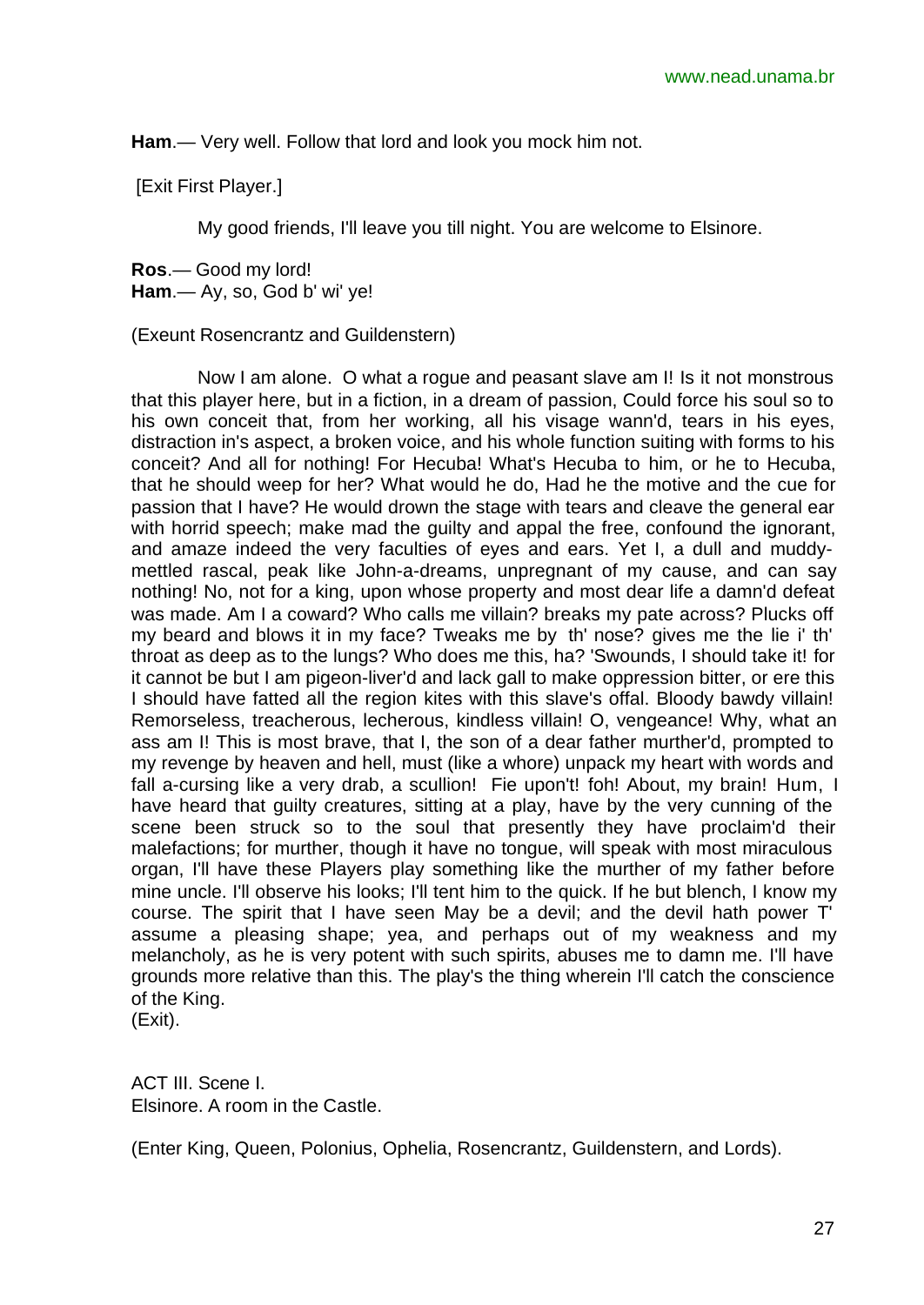**Ham**.— Very well. Follow that lord and look you mock him not.

[Exit First Player.]

My good friends, I'll leave you till night. You are welcome to Elsinore.

**Ros**.— Good my lord!
**Ham**.— Ay, so, God b' wi' ye!

(Exeunt Rosencrantz and Guildenstern)

Now I am alone. O what a rogue and peasant slave am I! Is it not monstrous that this player here, but in a fiction, in a dream of passion, Could force his soul so to his own conceit that, from her working, all his visage wann'd, tears in his eyes, distraction in's aspect, a broken voice, and his whole function suiting with forms to his conceit? And all for nothing! For Hecuba! What's Hecuba to him, or he to Hecuba, that he should weep for her? What would he do, Had he the motive and the cue for passion that I have? He would drown the stage with tears and cleave the general ear with horrid speech; make mad the guilty and appal the free, confound the ignorant, and amaze indeed the very faculties of eyes and ears. Yet I, a dull and muddy-mettled rascal, peak like John-a-dreams, unpregnant of my cause, and can say nothing! No, not for a king, upon whose property and most dear life a damn'd defeat was made. Am I a coward? Who calls me villain? breaks my pate across? Plucks off my beard and blows it in my face? Tweaks me by th' nose? gives me the lie i' th' throat as deep as to the lungs? Who does me this, ha? 'Swounds, I should take it! for it cannot be but I am pigeon-liver'd and lack gall to make oppression bitter, or ere this I should have fatted all the region kites with this slave's offal. Bloody bawdy villain! Remorseless, treacherous, lecherous, kindless villain! O, vengeance! Why, what an ass am I! This is most brave, that I, the son of a dear father murther'd, prompted to my revenge by heaven and hell, must (like a whore) unpack my heart with words and fall a-cursing like a very drab, a scullion! Fie upon't! foh! About, my brain! Hum, I have heard that guilty creatures, sitting at a play, have by the very cunning of the scene been struck so to the soul that presently they have proclaim'd their malefactions; for murther, though it have no tongue, will speak with most miraculous organ, I'll have these Players play something like the murther of my father before mine uncle. I'll observe his looks; I'll tent him to the quick. If he but blench, I know my course. The spirit that I have seen May be a devil; and the devil hath power T' assume a pleasing shape; yea, and perhaps out of my weakness and my melancholy, as he is very potent with such spirits, abuses me to damn me. I'll have grounds more relative than this. The play's the thing wherein I'll catch the conscience of the King.
(Exit).

ACT III. Scene I.
Elsinore. A room in the Castle.

(Enter King, Queen, Polonius, Ophelia, Rosencrantz, Guildenstern, and Lords).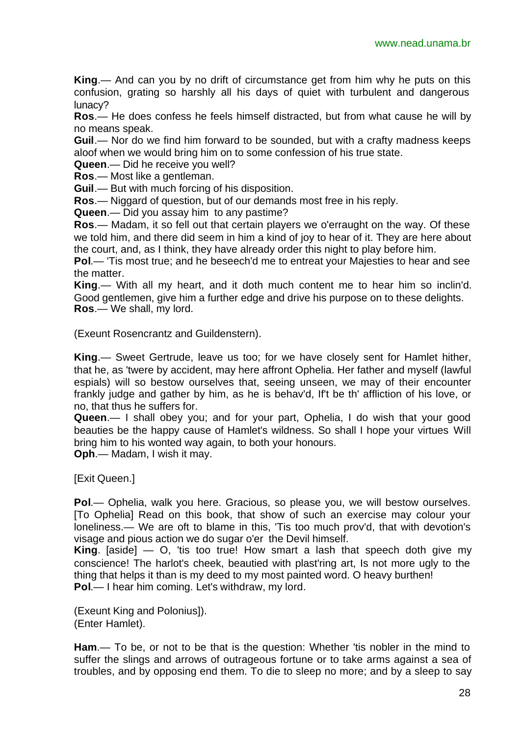**King**.— And can you by no drift of circumstance get from him why he puts on this confusion, grating so harshly all his days of quiet with turbulent and dangerous lunacy?

**Ros**.— He does confess he feels himself distracted, but from what cause he will by no means speak.

**Guil**.— Nor do we find him forward to be sounded, but with a crafty madness keeps aloof when we would bring him on to some confession of his true state.

**Queen**.— Did he receive you well?

**Ros**.— Most like a gentleman.

**Guil**.— But with much forcing of his disposition.

**Ros**.— Niggard of question, but of our demands most free in his reply.

**Queen**.— Did you assay him to any pastime?

**Ros**.— Madam, it so fell out that certain players we o'erraught on the way. Of these we told him, and there did seem in him a kind of joy to hear of it. They are here about the court, and, as I think, they have already order this night to play before him.

**Pol**.— 'Tis most true; and he beseech'd me to entreat your Majesties to hear and see the matter.

**King**.— With all my heart, and it doth much content me to hear him so inclin'd. Good gentlemen, give him a further edge and drive his purpose on to these delights.

**Ros**.— We shall, my lord.

(Exeunt Rosencrantz and Guildenstern).

**King**.— Sweet Gertrude, leave us too; for we have closely sent for Hamlet hither, that he, as 'twere by accident, may here affront Ophelia. Her father and myself (lawful espials) will so bestow ourselves that, seeing unseen, we may of their encounter frankly judge and gather by him, as he is behav'd, If't be th' affliction of his love, or no, that thus he suffers for.

**Queen**.— I shall obey you; and for your part, Ophelia, I do wish that your good beauties be the happy cause of Hamlet's wildness. So shall I hope your virtues Will bring him to his wonted way again, to both your honours.

**Oph**.— Madam, I wish it may.

[Exit Queen.]

**Pol**.— Ophelia, walk you here. Gracious, so please you, we will bestow ourselves. [To Ophelia] Read on this book, that show of such an exercise may colour your loneliness.— We are oft to blame in this, 'Tis too much prov'd, that with devotion's visage and pious action we do sugar o'er the Devil himself.

**King**. [aside] — O, 'tis too true! How smart a lash that speech doth give my conscience! The harlot's cheek, beautied with plast'ring art, Is not more ugly to the thing that helps it than is my deed to my most painted word. O heavy burthen!

**Pol**.— I hear him coming. Let's withdraw, my lord.

(Exeunt King and Polonius]).
(Enter Hamlet).

**Ham**.— To be, or not to be that is the question: Whether 'tis nobler in the mind to suffer the slings and arrows of outrageous fortune or to take arms against a sea of troubles, and by opposing end them. To die to sleep no more; and by a sleep to say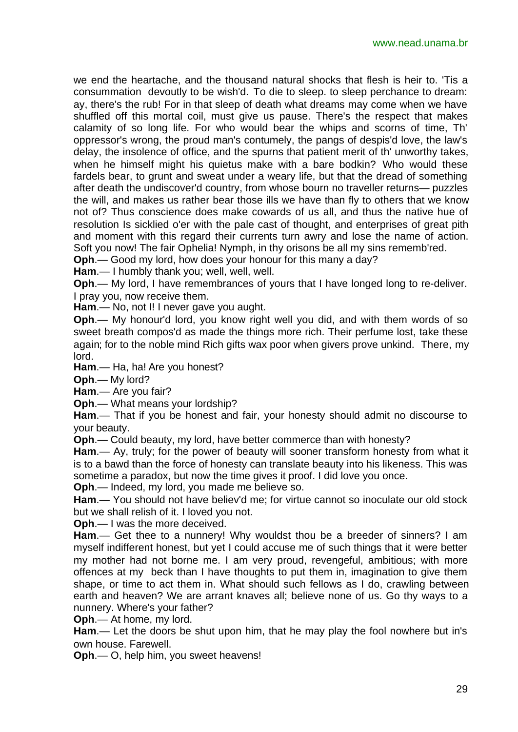we end the heartache, and the thousand natural shocks that flesh is heir to. 'Tis a consummation devoutly to be wish'd. To die to sleep. to sleep perchance to dream: ay, there's the rub! For in that sleep of death what dreams may come when we have shuffled off this mortal coil, must give us pause. There's the respect that makes calamity of so long life. For who would bear the whips and scorns of time, Th' oppressor's wrong, the proud man's contumely, the pangs of despis'd love, the law's delay, the insolence of office, and the spurns that patient merit of th' unworthy takes, when he himself might his quietus make with a bare bodkin? Who would these fardels bear, to grunt and sweat under a weary life, but that the dread of something after death the undiscover'd country, from whose bourn no traveller returns— puzzles the will, and makes us rather bear those ills we have than fly to others that we know not of? Thus conscience does make cowards of us all, and thus the native hue of resolution Is sicklied o'er with the pale cast of thought, and enterprises of great pith and moment with this regard their currents turn awry and lose the name of action. Soft you now! The fair Ophelia! Nymph, in thy orisons be all my sins rememb'red.

**Oph**.— Good my lord, how does your honour for this many a day?

**Ham**.— I humbly thank you; well, well, well.

**Oph**.— My lord, I have remembrances of yours that I have longed long to re-deliver. I pray you, now receive them.

**Ham**.— No, not I! I never gave you aught.

**Oph**.— My honour'd lord, you know right well you did, and with them words of so sweet breath compos'd as made the things more rich. Their perfume lost, take these again; for to the noble mind Rich gifts wax poor when givers prove unkind. There, my lord.

**Ham**.— Ha, ha! Are you honest?

**Oph**.— My lord?

**Ham**.— Are you fair?

**Oph**.— What means your lordship?

**Ham**.— That if you be honest and fair, your honesty should admit no discourse to your beauty.

**Oph**.— Could beauty, my lord, have better commerce than with honesty?

**Ham**.— Ay, truly; for the power of beauty will sooner transform honesty from what it is to a bawd than the force of honesty can translate beauty into his likeness. This was sometime a paradox, but now the time gives it proof. I did love you once.

**Oph**.— Indeed, my lord, you made me believe so.

**Ham**.— You should not have believ'd me; for virtue cannot so inoculate our old stock but we shall relish of it. I loved you not.

**Oph**.— I was the more deceived.

**Ham**.— Get thee to a nunnery! Why wouldst thou be a breeder of sinners? I am myself indifferent honest, but yet I could accuse me of such things that it were better my mother had not borne me. I am very proud, revengeful, ambitious; with more offences at my beck than I have thoughts to put them in, imagination to give them shape, or time to act them in. What should such fellows as I do, crawling between earth and heaven? We are arrant knaves all; believe none of us. Go thy ways to a nunnery. Where's your father?

**Oph**.— At home, my lord.

**Ham**.— Let the doors be shut upon him, that he may play the fool nowhere but in's own house. Farewell.

**Oph**.— O, help him, you sweet heavens!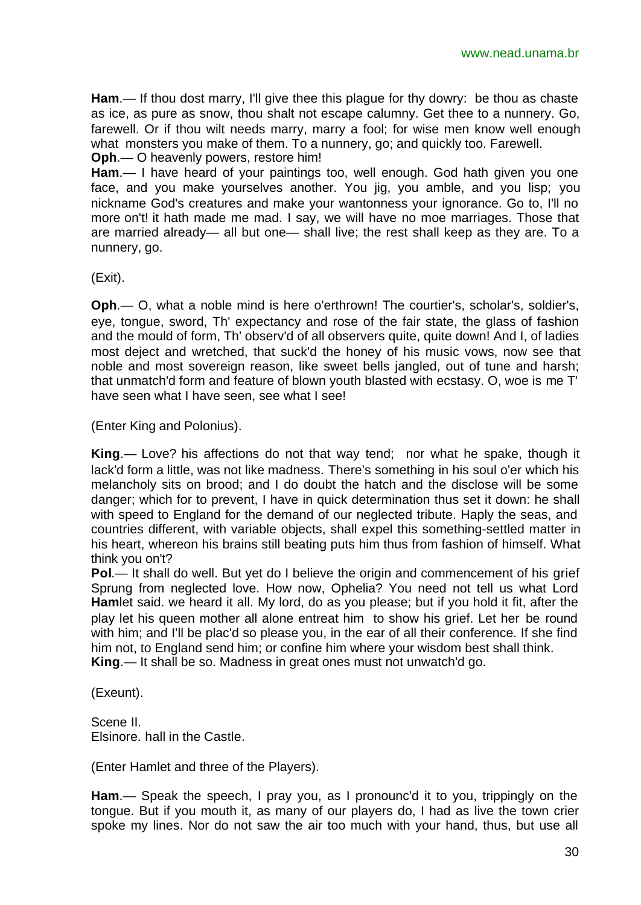**Ham**.— If thou dost marry, I'll give thee this plague for thy dowry: be thou as chaste as ice, as pure as snow, thou shalt not escape calumny. Get thee to a nunnery. Go, farewell. Or if thou wilt needs marry, marry a fool; for wise men know well enough what monsters you make of them. To a nunnery, go; and quickly too. Farewell.
**Oph**.— O heavenly powers, restore him!
**Ham**.— I have heard of your paintings too, well enough. God hath given you one face, and you make yourselves another. You jig, you amble, and you lisp; you nickname God's creatures and make your wantonness your ignorance. Go to, I'll no more on't! it hath made me mad. I say, we will have no moe marriages. Those that are married already— all but one— shall live; the rest shall keep as they are. To a nunnery, go.

(Exit).

**Oph**.— O, what a noble mind is here o'erthrown! The courtier's, scholar's, soldier's, eye, tongue, sword, Th' expectancy and rose of the fair state, the glass of fashion and the mould of form, Th' observ'd of all observers quite, quite down! And I, of ladies most deject and wretched, that suck'd the honey of his music vows, now see that noble and most sovereign reason, like sweet bells jangled, out of tune and harsh; that unmatch'd form and feature of blown youth blasted with ecstasy. O, woe is me T' have seen what I have seen, see what I see!

(Enter King and Polonius).

**King**.— Love? his affections do not that way tend; nor what he spake, though it lack'd form a little, was not like madness. There's something in his soul o'er which his melancholy sits on brood; and I do doubt the hatch and the disclose will be some danger; which for to prevent, I have in quick determination thus set it down: he shall with speed to England for the demand of our neglected tribute. Haply the seas, and countries different, with variable objects, shall expel this something-settled matter in his heart, whereon his brains still beating puts him thus from fashion of himself. What think you on't?
**Pol**.— It shall do well. But yet do I believe the origin and commencement of his grief Sprung from neglected love. How now, Ophelia? You need not tell us what Lord **Ham**let said. we heard it all. My lord, do as you please; but if you hold it fit, after the play let his queen mother all alone entreat him to show his grief. Let her be round with him; and I'll be plac'd so please you, in the ear of all their conference. If she find him not, to England send him; or confine him where your wisdom best shall think.
**King**.— It shall be so. Madness in great ones must not unwatch'd go.

(Exeunt).

Scene II.
Elsinore. hall in the Castle.

(Enter Hamlet and three of the Players).

**Ham**.— Speak the speech, I pray you, as I pronounc'd it to you, trippingly on the tongue. But if you mouth it, as many of our players do, I had as live the town crier spoke my lines. Nor do not saw the air too much with your hand, thus, but use all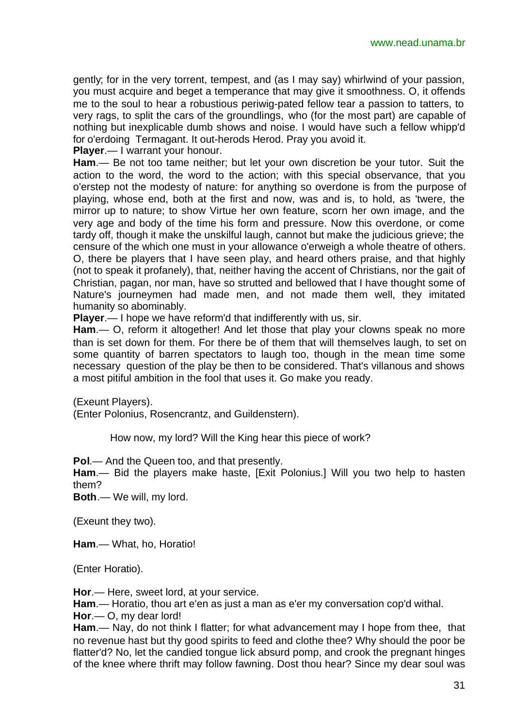gently; for in the very torrent, tempest, and (as I may say) whirlwind of your passion, you must acquire and beget a temperance that may give it smoothness. O, it offends me to the soul to hear a robustious periwig-pated fellow tear a passion to tatters, to very rags, to split the cars of the groundlings, who (for the most part) are capable of nothing but inexplicable dumb shows and noise. I would have such a fellow whipp'd for o'erdoing Termagant. It out-herods Herod. Pray you avoid it.

**Player**.— I warrant your honour.

**Ham**.— Be not too tame neither; but let your own discretion be your tutor. Suit the action to the word, the word to the action; with this special observance, that you o'erstep not the modesty of nature: for anything so overdone is from the purpose of playing, whose end, both at the first and now, was and is, to hold, as 'twere, the mirror up to nature; to show Virtue her own feature, scorn her own image, and the very age and body of the time his form and pressure. Now this overdone, or come tardy off, though it make the unskilful laugh, cannot but make the judicious grieve; the censure of the which one must in your allowance o'erweigh a whole theatre of others. O, there be players that I have seen play, and heard others praise, and that highly (not to speak it profanely), that, neither having the accent of Christians, nor the gait of Christian, pagan, nor man, have so strutted and bellowed that I have thought some of Nature's journeymen had made men, and not made them well, they imitated humanity so abominably.

**Player**.— I hope we have reform'd that indifferently with us, sir.

**Ham**.— O, reform it altogether! And let those that play your clowns speak no more than is set down for them. For there be of them that will themselves laugh, to set on some quantity of barren spectators to laugh too, though in the mean time some necessary question of the play be then to be considered. That's villanous and shows a most pitiful ambition in the fool that uses it. Go make you ready.

(Exeunt Players).

(Enter Polonius, Rosencrantz, and Guildenstern).

How now, my lord? Will the King hear this piece of work?

**Pol**.— And the Queen too, and that presently.

**Ham**.— Bid the players make haste, [Exit Polonius.] Will you two help to hasten them?

**Both**.— We will, my lord.

(Exeunt they two).

**Ham**.— What, ho, Horatio!

(Enter Horatio).

**Hor**.— Here, sweet lord, at your service.

**Ham**.— Horatio, thou art e'en as just a man as e'er my conversation cop'd withal.

**Hor**.— O, my dear lord!

**Ham**.— Nay, do not think I flatter; for what advancement may I hope from thee, that no revenue hast but thy good spirits to feed and clothe thee? Why should the poor be flatter'd? No, let the candied tongue lick absurd pomp, and crook the pregnant hinges of the knee where thrift may follow fawning. Dost thou hear? Since my dear soul was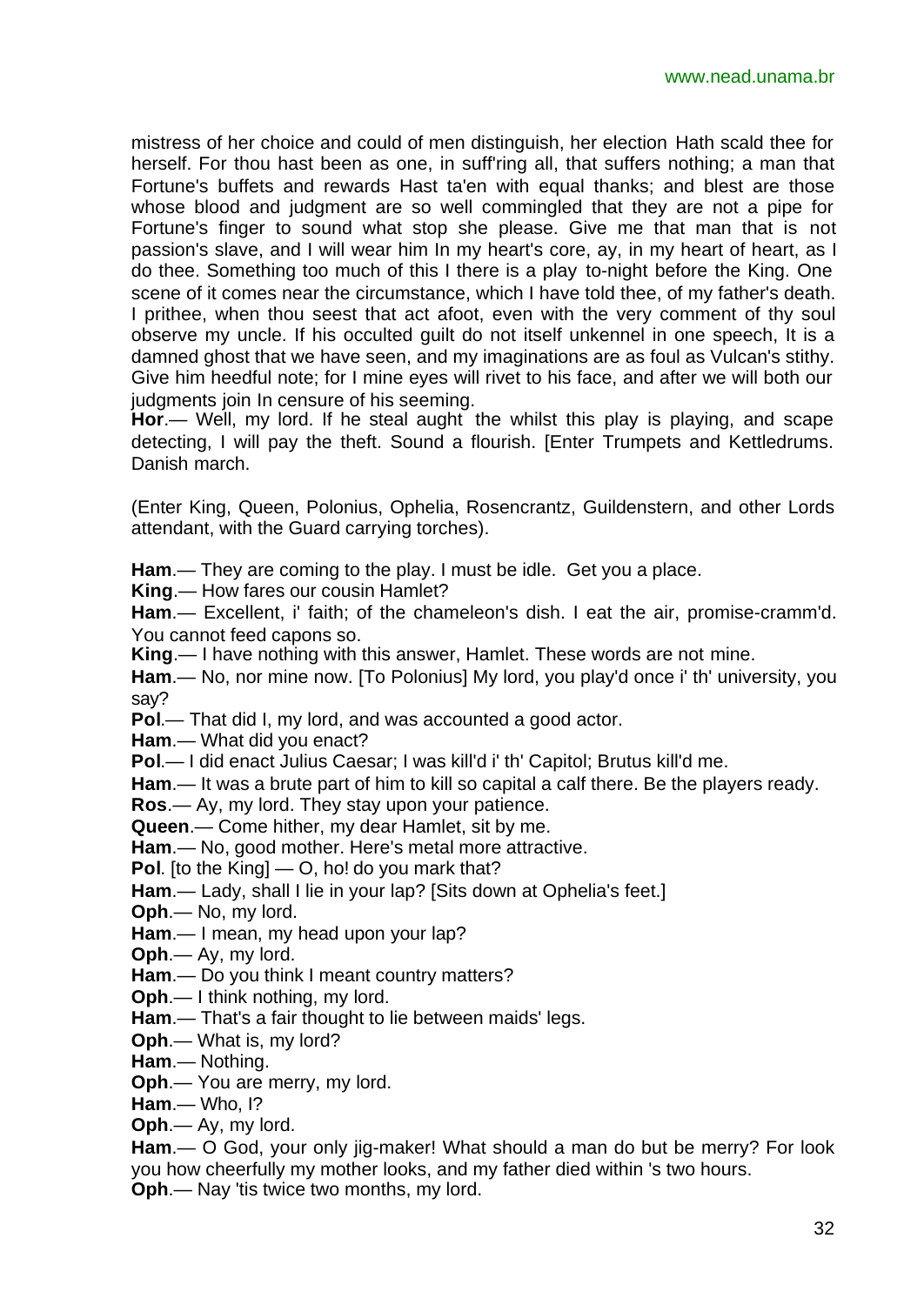mistress of her choice and could of men distinguish, her election Hath scald thee for herself. For thou hast been as one, in suff'ring all, that suffers nothing; a man that Fortune's buffets and rewards Hast ta'en with equal thanks; and blest are those whose blood and judgment are so well commingled that they are not a pipe for Fortune's finger to sound what stop she please. Give me that man that is not passion's slave, and I will wear him In my heart's core, ay, in my heart of heart, as I do thee. Something too much of this I there is a play to-night before the King. One scene of it comes near the circumstance, which I have told thee, of my father's death. I prithee, when thou seest that act afoot, even with the very comment of thy soul observe my uncle. If his occulted guilt do not itself unkennel in one speech, It is a damned ghost that we have seen, and my imaginations are as foul as Vulcan's stithy. Give him heedful note; for I mine eyes will rivet to his face, and after we will both our judgments join In censure of his seeming.

**Hor**.— Well, my lord. If he steal aught the whilst this play is playing, and scape detecting, I will pay the theft. Sound a flourish. [Enter Trumpets and Kettledrums. Danish march.

(Enter King, Queen, Polonius, Ophelia, Rosencrantz, Guildenstern, and other Lords attendant, with the Guard carrying torches).

**Ham**.— They are coming to the play. I must be idle. Get you a place.

**King**.— How fares our cousin Hamlet?

**Ham**.— Excellent, i' faith; of the chameleon's dish. I eat the air, promise-cramm'd. You cannot feed capons so.

**King**.— I have nothing with this answer, Hamlet. These words are not mine.

**Ham**.— No, nor mine now. [To Polonius] My lord, you play'd once i' th' university, you say?

**Pol**.— That did I, my lord, and was accounted a good actor.

**Ham**.— What did you enact?

**Pol**.— I did enact Julius Caesar; I was kill'd i' th' Capitol; Brutus kill'd me.

**Ham**.— It was a brute part of him to kill so capital a calf there. Be the players ready.

**Ros**.— Ay, my lord. They stay upon your patience.

**Queen**.— Come hither, my dear Hamlet, sit by me.

**Ham**.— No, good mother. Here's metal more attractive.

**Pol**. [to the King] — O, ho! do you mark that?

**Ham**.— Lady, shall I lie in your lap? [Sits down at Ophelia's feet.]

**Oph**.— No, my lord.

**Ham**.— I mean, my head upon your lap?

**Oph**.— Ay, my lord.

**Ham**.— Do you think I meant country matters?

**Oph**.— I think nothing, my lord.

**Ham**.— That's a fair thought to lie between maids' legs.

**Oph**.— What is, my lord?

**Ham**.— Nothing.

**Oph**.— You are merry, my lord.

**Ham**.— Who, I?

**Oph**.— Ay, my lord.

**Ham**.— O God, your only jig-maker! What should a man do but be merry? For look you how cheerfully my mother looks, and my father died within 's two hours.

**Oph**.— Nay 'tis twice two months, my lord.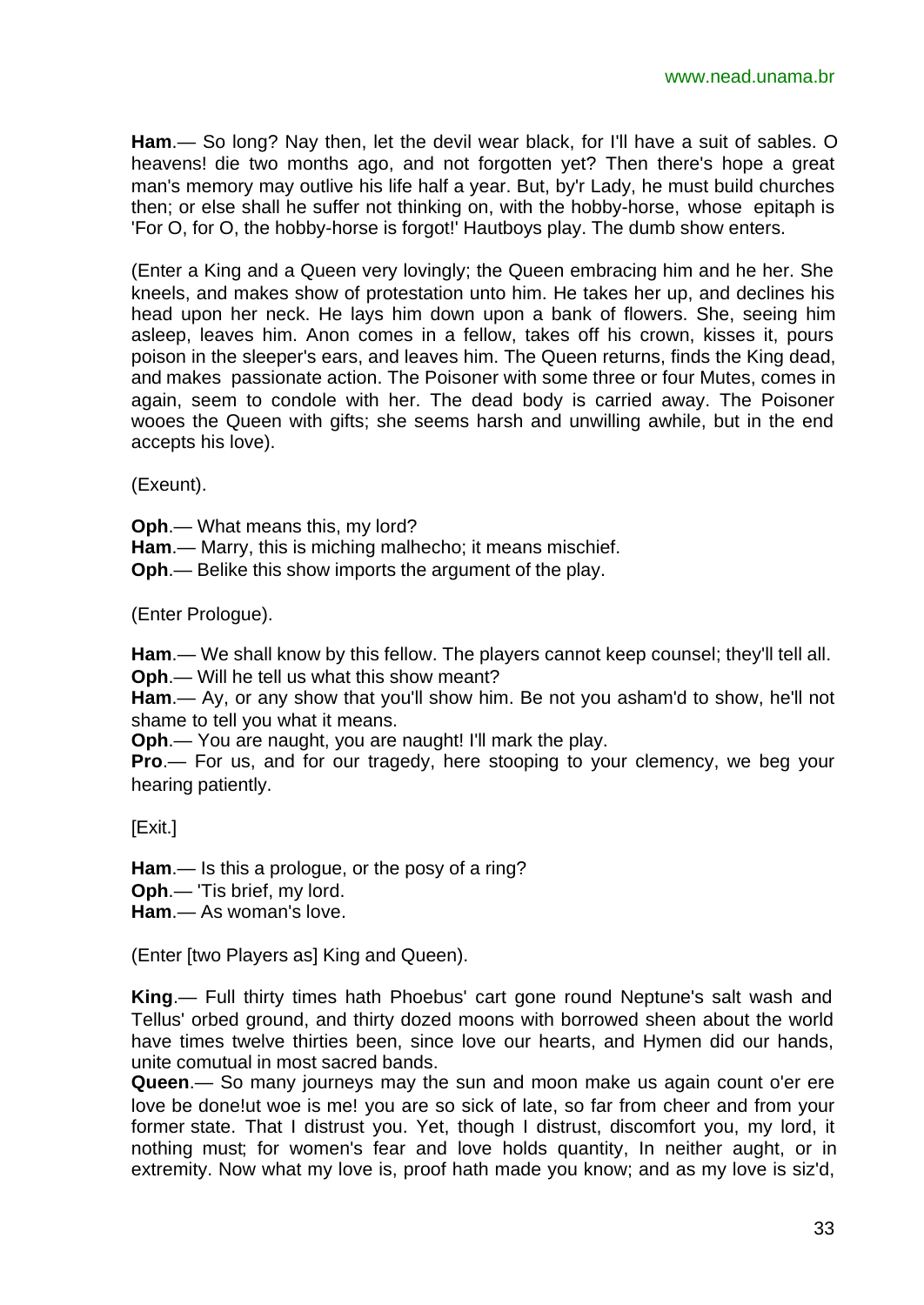**Ham**.— So long? Nay then, let the devil wear black, for I'll have a suit of sables. O heavens! die two months ago, and not forgotten yet? Then there's hope a great man's memory may outlive his life half a year. But, by'r Lady, he must build churches then; or else shall he suffer not thinking on, with the hobby-horse, whose epitaph is 'For O, for O, the hobby-horse is forgot!' Hautboys play. The dumb show enters.

(Enter a King and a Queen very lovingly; the Queen embracing him and he her. She kneels, and makes show of protestation unto him. He takes her up, and declines his head upon her neck. He lays him down upon a bank of flowers. She, seeing him asleep, leaves him. Anon comes in a fellow, takes off his crown, kisses it, pours poison in the sleeper's ears, and leaves him. The Queen returns, finds the King dead, and makes passionate action. The Poisoner with some three or four Mutes, comes in again, seem to condole with her. The dead body is carried away. The Poisoner wooes the Queen with gifts; she seems harsh and unwilling awhile, but in the end accepts his love).

(Exeunt).

**Oph**.— What means this, my lord?
**Ham**.— Marry, this is miching malhecho; it means mischief.
**Oph**.— Belike this show imports the argument of the play.

(Enter Prologue).

**Ham**.— We shall know by this fellow. The players cannot keep counsel; they'll tell all.
**Oph**.— Will he tell us what this show meant?
**Ham**.— Ay, or any show that you'll show him. Be not you asham'd to show, he'll not shame to tell you what it means.
**Oph**.— You are naught, you are naught! I'll mark the play.
**Pro**.— For us, and for our tragedy, here stooping to your clemency, we beg your hearing patiently.

[Exit.]

**Ham**.— Is this a prologue, or the posy of a ring?
**Oph**.— 'Tis brief, my lord.
**Ham**.— As woman's love.

(Enter [two Players as] King and Queen).

**King**.— Full thirty times hath Phoebus' cart gone round Neptune's salt wash and Tellus' orbed ground, and thirty dozed moons with borrowed sheen about the world have times twelve thirties been, since love our hearts, and Hymen did our hands, unite comutual in most sacred bands.
**Queen**.— So many journeys may the sun and moon make us again count o'er ere love be done!ut woe is me! you are so sick of late, so far from cheer and from your former state. That I distrust you. Yet, though I distrust, discomfort you, my lord, it nothing must; for women's fear and love holds quantity, In neither aught, or in extremity. Now what my love is, proof hath made you know; and as my love is siz'd,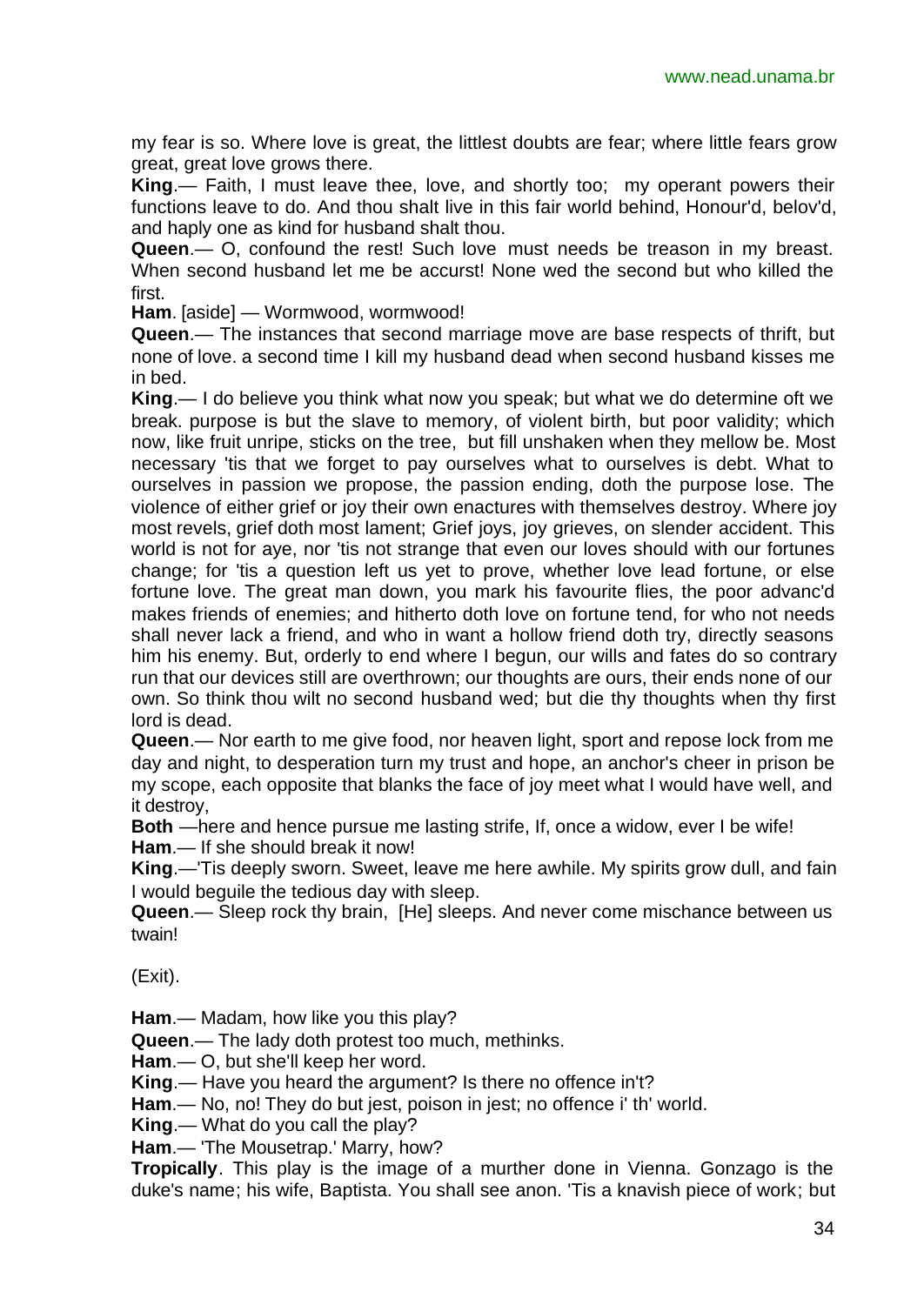my fear is so. Where love is great, the littlest doubts are fear; where little fears grow great, great love grows there.

**King**.— Faith, I must leave thee, love, and shortly too; my operant powers their functions leave to do. And thou shalt live in this fair world behind, Honour'd, belov'd, and haply one as kind for husband shalt thou.

**Queen**.— O, confound the rest! Such love must needs be treason in my breast. When second husband let me be accurst! None wed the second but who killed the first.

**Ham**. [aside] — Wormwood, wormwood!

**Queen**.— The instances that second marriage move are base respects of thrift, but none of love. a second time I kill my husband dead when second husband kisses me in bed.

**King**.— I do believe you think what now you speak; but what we do determine oft we break. purpose is but the slave to memory, of violent birth, but poor validity; which now, like fruit unripe, sticks on the tree, but fill unshaken when they mellow be. Most necessary 'tis that we forget to pay ourselves what to ourselves is debt. What to ourselves in passion we propose, the passion ending, doth the purpose lose. The violence of either grief or joy their own enactures with themselves destroy. Where joy most revels, grief doth most lament; Grief joys, joy grieves, on slender accident. This world is not for aye, nor 'tis not strange that even our loves should with our fortunes change; for 'tis a question left us yet to prove, whether love lead fortune, or else fortune love. The great man down, you mark his favourite flies, the poor advanc'd makes friends of enemies; and hitherto doth love on fortune tend, for who not needs shall never lack a friend, and who in want a hollow friend doth try, directly seasons him his enemy. But, orderly to end where I begun, our wills and fates do so contrary run that our devices still are overthrown; our thoughts are ours, their ends none of our own. So think thou wilt no second husband wed; but die thy thoughts when thy first lord is dead.

**Queen**.— Nor earth to me give food, nor heaven light, sport and repose lock from me day and night, to desperation turn my trust and hope, an anchor's cheer in prison be my scope, each opposite that blanks the face of joy meet what I would have well, and it destroy,

**Both** —here and hence pursue me lasting strife, If, once a widow, ever I be wife!

**Ham**.— If she should break it now!

**King**.—'Tis deeply sworn. Sweet, leave me here awhile. My spirits grow dull, and fain I would beguile the tedious day with sleep.

**Queen**.— Sleep rock thy brain, [He] sleeps. And never come mischance between us twain!

(Exit).

**Ham**.— Madam, how like you this play?

**Queen**.— The lady doth protest too much, methinks.

**Ham**.— O, but she'll keep her word.

**King**.— Have you heard the argument? Is there no offence in't?

**Ham**.— No, no! They do but jest, poison in jest; no offence i' th' world.

**King**.— What do you call the play?

**Ham**.— 'The Mousetrap.' Marry, how?

**Tropically**. This play is the image of a murther done in Vienna. Gonzago is the duke's name; his wife, Baptista. You shall see anon. 'Tis a knavish piece of work; but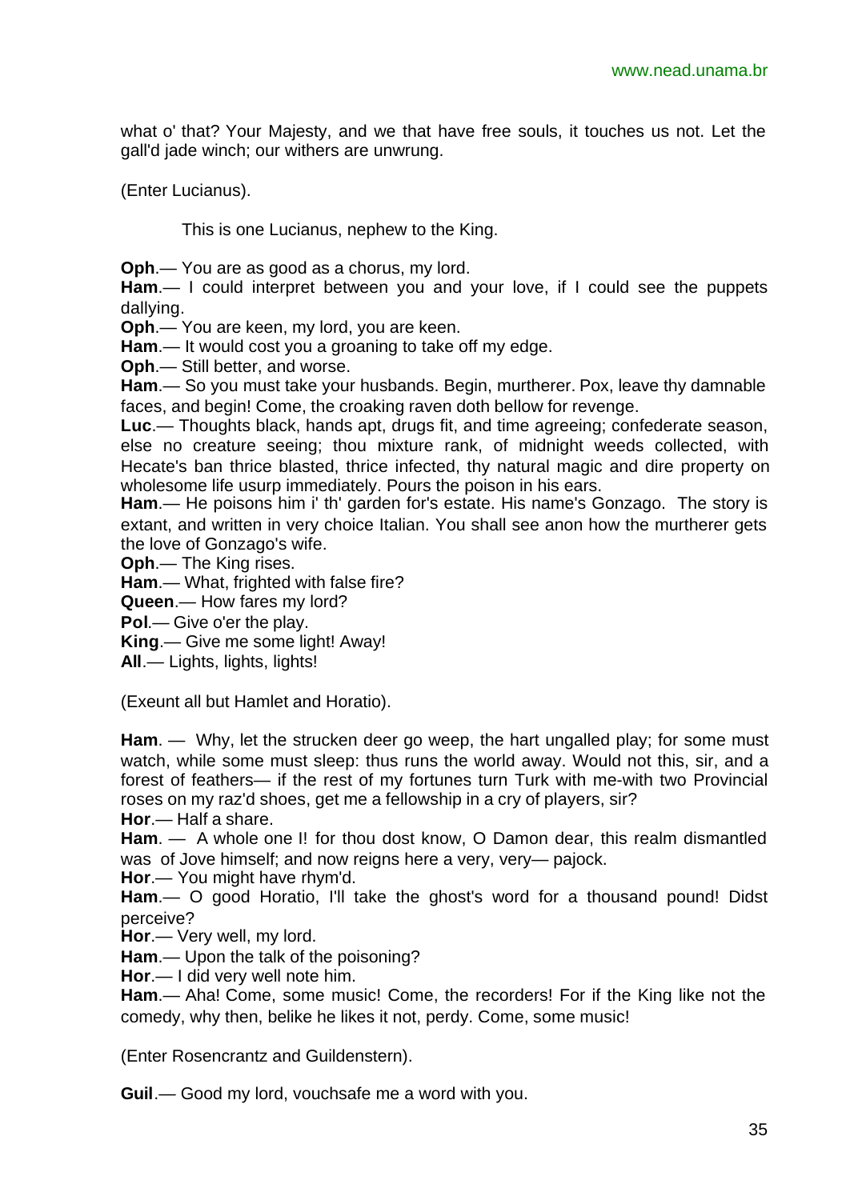what o' that? Your Majesty, and we that have free souls, it touches us not. Let the gall'd jade winch; our withers are unwrung.

(Enter Lucianus).

This is one Lucianus, nephew to the King.

**Oph**.— You are as good as a chorus, my lord.
**Ham**.— I could interpret between you and your love, if I could see the puppets dallying.
**Oph**.— You are keen, my lord, you are keen.
**Ham**.— It would cost you a groaning to take off my edge.
**Oph**.— Still better, and worse.
**Ham**.— So you must take your husbands. Begin, murtherer. Pox, leave thy damnable faces, and begin! Come, the croaking raven doth bellow for revenge.
**Luc**.— Thoughts black, hands apt, drugs fit, and time agreeing; confederate season, else no creature seeing; thou mixture rank, of midnight weeds collected, with Hecate's ban thrice blasted, thrice infected, thy natural magic and dire property on wholesome life usurp immediately. Pours the poison in his ears.
**Ham**.— He poisons him i' th' garden for's estate. His name's Gonzago. The story is extant, and written in very choice Italian. You shall see anon how the murtherer gets the love of Gonzago's wife.
**Oph**.— The King rises.
**Ham**.— What, frighted with false fire?
**Queen**.— How fares my lord?
**Pol**.— Give o'er the play.
**King**.— Give me some light! Away!
**All**.— Lights, lights, lights!

(Exeunt all but Hamlet and Horatio).

**Ham**. — Why, let the strucken deer go weep, the hart ungalled play; for some must watch, while some must sleep: thus runs the world away. Would not this, sir, and a forest of feathers— if the rest of my fortunes turn Turk with me-with two Provincial roses on my raz'd shoes, get me a fellowship in a cry of players, sir?
**Hor**.— Half a share.
**Ham**. — A whole one I! for thou dost know, O Damon dear, this realm dismantled was of Jove himself; and now reigns here a very, very— pajock.
**Hor**.— You might have rhym'd.
**Ham**.— O good Horatio, I'll take the ghost's word for a thousand pound! Didst perceive?
**Hor**.— Very well, my lord.
**Ham**.— Upon the talk of the poisoning?
**Hor**.— I did very well note him.
**Ham**.— Aha! Come, some music! Come, the recorders! For if the King like not the comedy, why then, belike he likes it not, perdy. Come, some music!

(Enter Rosencrantz and Guildenstern).

**Guil**.— Good my lord, vouchsafe me a word with you.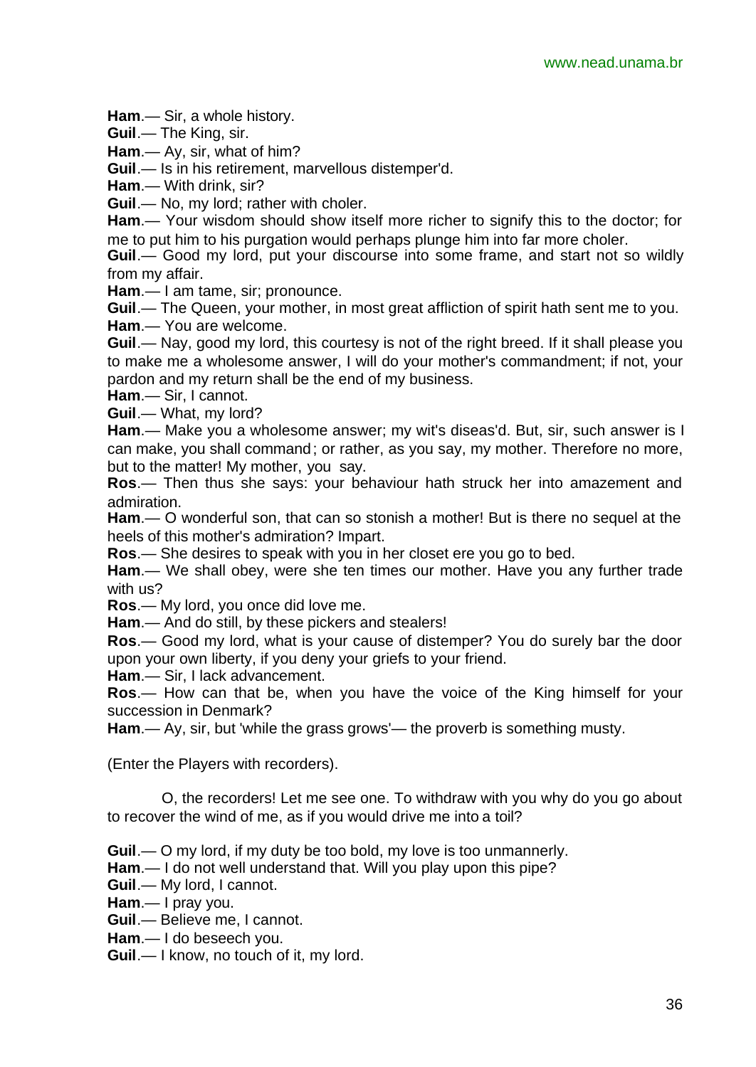**Ham**.— Sir, a whole history.

**Guil**.— The King, sir.

**Ham**.— Ay, sir, what of him?

**Guil**.— Is in his retirement, marvellous distemper'd.

**Ham**.— With drink, sir?

**Guil**.— No, my lord; rather with choler.

**Ham**.— Your wisdom should show itself more richer to signify this to the doctor; for me to put him to his purgation would perhaps plunge him into far more choler.

**Guil**.— Good my lord, put your discourse into some frame, and start not so wildly from my affair.

**Ham**.— I am tame, sir; pronounce.

**Guil**.— The Queen, your mother, in most great affliction of spirit hath sent me to you.

**Ham**.— You are welcome.

**Guil**.— Nay, good my lord, this courtesy is not of the right breed. If it shall please you to make me a wholesome answer, I will do your mother's commandment; if not, your pardon and my return shall be the end of my business.

**Ham**.— Sir, I cannot.

**Guil**.— What, my lord?

**Ham**.— Make you a wholesome answer; my wit's diseas'd. But, sir, such answer is I can make, you shall command; or rather, as you say, my mother. Therefore no more, but to the matter! My mother, you say.

**Ros**.— Then thus she says: your behaviour hath struck her into amazement and admiration.

**Ham**.— O wonderful son, that can so stonish a mother! But is there no sequel at the heels of this mother's admiration? Impart.

**Ros**.— She desires to speak with you in her closet ere you go to bed.

**Ham**.— We shall obey, were she ten times our mother. Have you any further trade with us?

**Ros**.— My lord, you once did love me.

**Ham**.— And do still, by these pickers and stealers!

**Ros**.— Good my lord, what is your cause of distemper? You do surely bar the door upon your own liberty, if you deny your griefs to your friend.

**Ham**.— Sir, I lack advancement.

**Ros**.— How can that be, when you have the voice of the King himself for your succession in Denmark?

**Ham**.— Ay, sir, but 'while the grass grows'— the proverb is something musty.

(Enter the Players with recorders).

O, the recorders! Let me see one. To withdraw with you why do you go about to recover the wind of me, as if you would drive me into a toil?

**Guil**.— O my lord, if my duty be too bold, my love is too unmannerly.

**Ham**.— I do not well understand that. Will you play upon this pipe?

**Guil**.— My lord, I cannot.

**Ham**.— I pray you.

**Guil**.— Believe me, I cannot.

**Ham**.— I do beseech you.

**Guil**.— I know, no touch of it, my lord.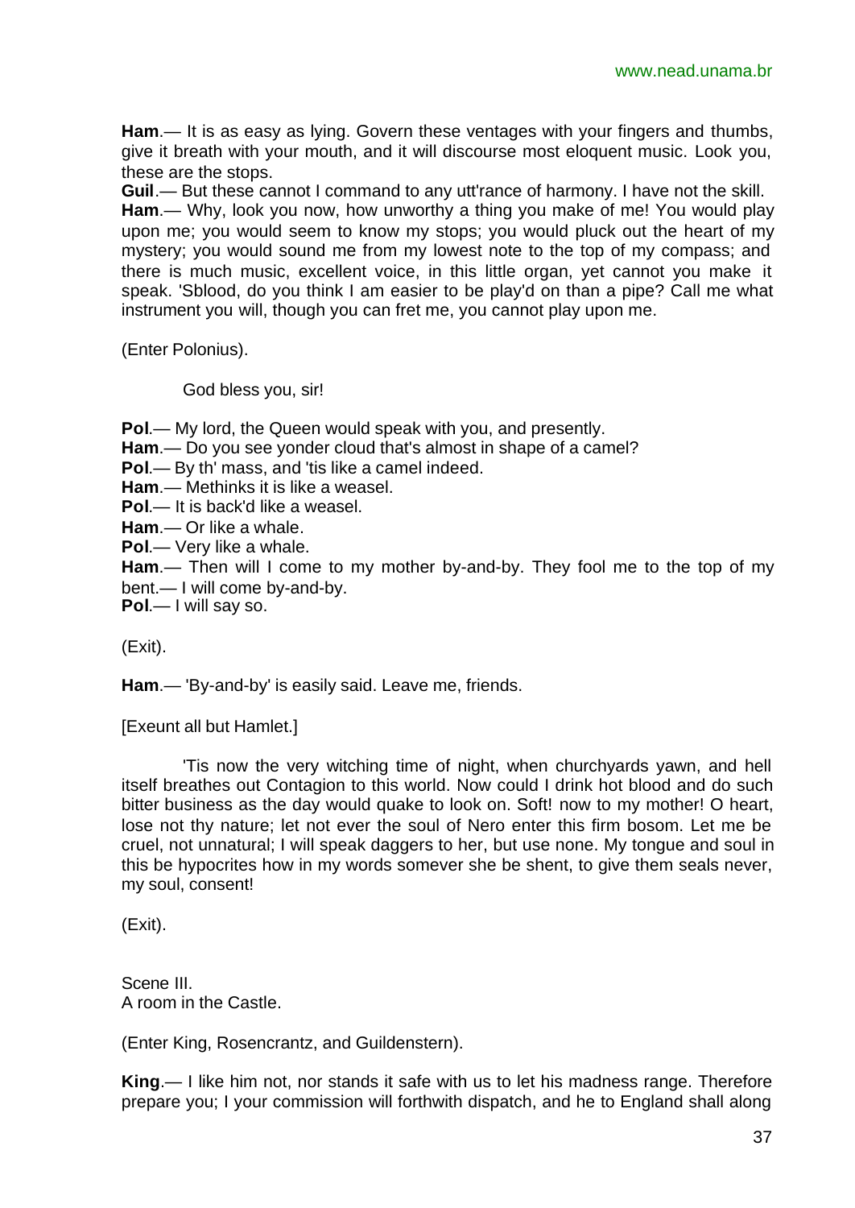**Ham**.— It is as easy as lying. Govern these ventages with your fingers and thumbs, give it breath with your mouth, and it will discourse most eloquent music. Look you, these are the stops.

**Guil**.— But these cannot I command to any utt'rance of harmony. I have not the skill.

**Ham**.— Why, look you now, how unworthy a thing you make of me! You would play upon me; you would seem to know my stops; you would pluck out the heart of my mystery; you would sound me from my lowest note to the top of my compass; and there is much music, excellent voice, in this little organ, yet cannot you make it speak. 'Sblood, do you think I am easier to be play'd on than a pipe? Call me what instrument you will, though you can fret me, you cannot play upon me.

(Enter Polonius).

God bless you, sir!

**Pol**.— My lord, the Queen would speak with you, and presently.

**Ham**.— Do you see yonder cloud that's almost in shape of a camel?

**Pol**.— By th' mass, and 'tis like a camel indeed.

**Ham**.— Methinks it is like a weasel.

**Pol**.— It is back'd like a weasel.

**Ham**.— Or like a whale.

**Pol**.— Very like a whale.

**Ham**.— Then will I come to my mother by-and-by. They fool me to the top of my bent.— I will come by-and-by.

**Pol**.— I will say so.

(Exit).

**Ham**.— 'By-and-by' is easily said. Leave me, friends.

[Exeunt all but Hamlet.]

'Tis now the very witching time of night, when churchyards yawn, and hell itself breathes out Contagion to this world. Now could I drink hot blood and do such bitter business as the day would quake to look on. Soft! now to my mother! O heart, lose not thy nature; let not ever the soul of Nero enter this firm bosom. Let me be cruel, not unnatural; I will speak daggers to her, but use none. My tongue and soul in this be hypocrites how in my words somever she be shent, to give them seals never, my soul, consent!

(Exit).

Scene III.
A room in the Castle.

(Enter King, Rosencrantz, and Guildenstern).

**King**.— I like him not, nor stands it safe with us to let his madness range. Therefore prepare you; I your commission will forthwith dispatch, and he to England shall along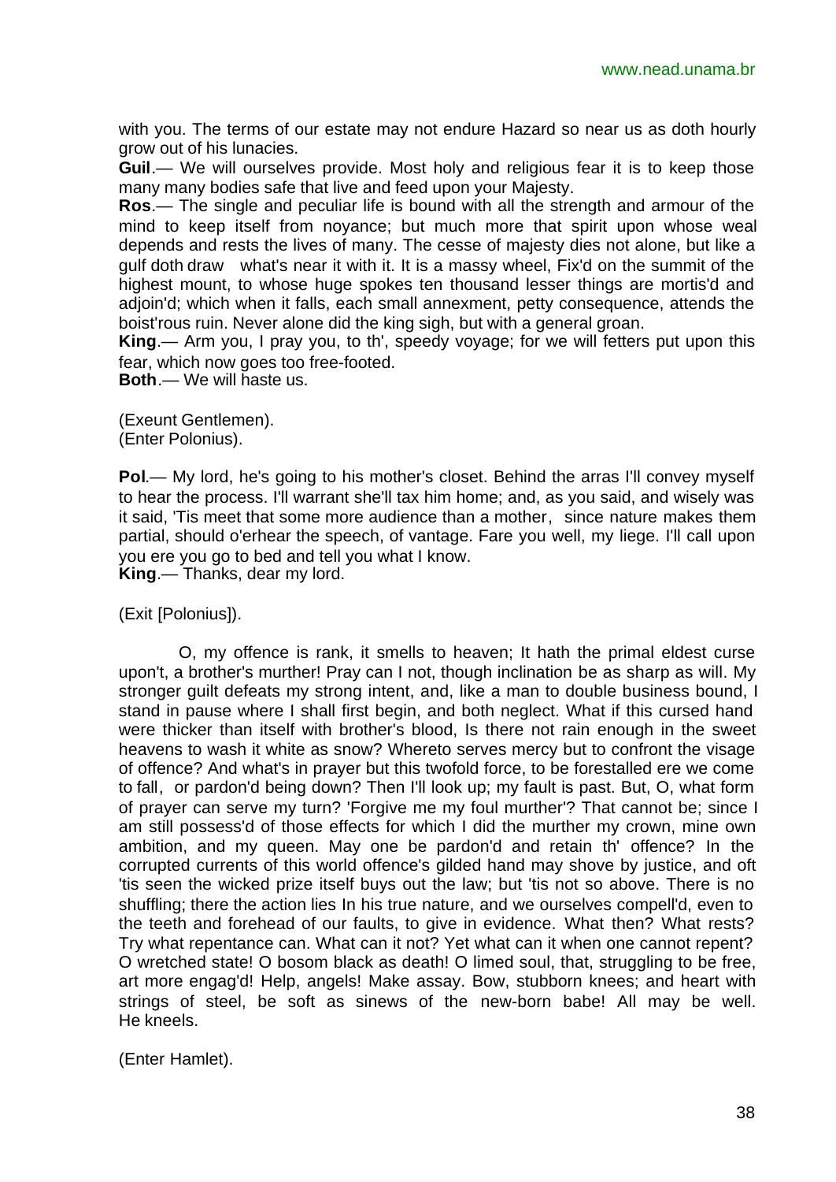with you. The terms of our estate may not endure Hazard so near us as doth hourly grow out of his lunacies.

**Guil**.— We will ourselves provide. Most holy and religious fear it is to keep those many many bodies safe that live and feed upon your Majesty.

**Ros**.— The single and peculiar life is bound with all the strength and armour of the mind to keep itself from noyance; but much more that spirit upon whose weal depends and rests the lives of many. The cesse of majesty dies not alone, but like a gulf doth draw what's near it with it. It is a massy wheel, Fix'd on the summit of the highest mount, to whose huge spokes ten thousand lesser things are mortis'd and adjoin'd; which when it falls, each small annexment, petty consequence, attends the boist'rous ruin. Never alone did the king sigh, but with a general groan.

**King**.— Arm you, I pray you, to th', speedy voyage; for we will fetters put upon this fear, which now goes too free-footed.

**Both**.— We will haste us.

(Exeunt Gentlemen).
(Enter Polonius).

**Pol**.— My lord, he's going to his mother's closet. Behind the arras I'll convey myself to hear the process. I'll warrant she'll tax him home; and, as you said, and wisely was it said, 'Tis meet that some more audience than a mother, since nature makes them partial, should o'erhear the speech, of vantage. Fare you well, my liege. I'll call upon you ere you go to bed and tell you what I know.

**King**.— Thanks, dear my lord.

(Exit [Polonius]).

O, my offence is rank, it smells to heaven; It hath the primal eldest curse upon't, a brother's murther! Pray can I not, though inclination be as sharp as will. My stronger guilt defeats my strong intent, and, like a man to double business bound, I stand in pause where I shall first begin, and both neglect. What if this cursed hand were thicker than itself with brother's blood, Is there not rain enough in the sweet heavens to wash it white as snow? Whereto serves mercy but to confront the visage of offence? And what's in prayer but this twofold force, to be forestalled ere we come to fall, or pardon'd being down? Then I'll look up; my fault is past. But, O, what form of prayer can serve my turn? 'Forgive me my foul murther'? That cannot be; since I am still possess'd of those effects for which I did the murther my crown, mine own ambition, and my queen. May one be pardon'd and retain th' offence? In the corrupted currents of this world offence's gilded hand may shove by justice, and oft 'tis seen the wicked prize itself buys out the law; but 'tis not so above. There is no shuffling; there the action lies In his true nature, and we ourselves compell'd, even to the teeth and forehead of our faults, to give in evidence. What then? What rests? Try what repentance can. What can it not? Yet what can it when one cannot repent? O wretched state! O bosom black as death! O limed soul, that, struggling to be free, art more engag'd! Help, angels! Make assay. Bow, stubborn knees; and heart with strings of steel, be soft as sinews of the new-born babe! All may be well. He kneels.

(Enter Hamlet).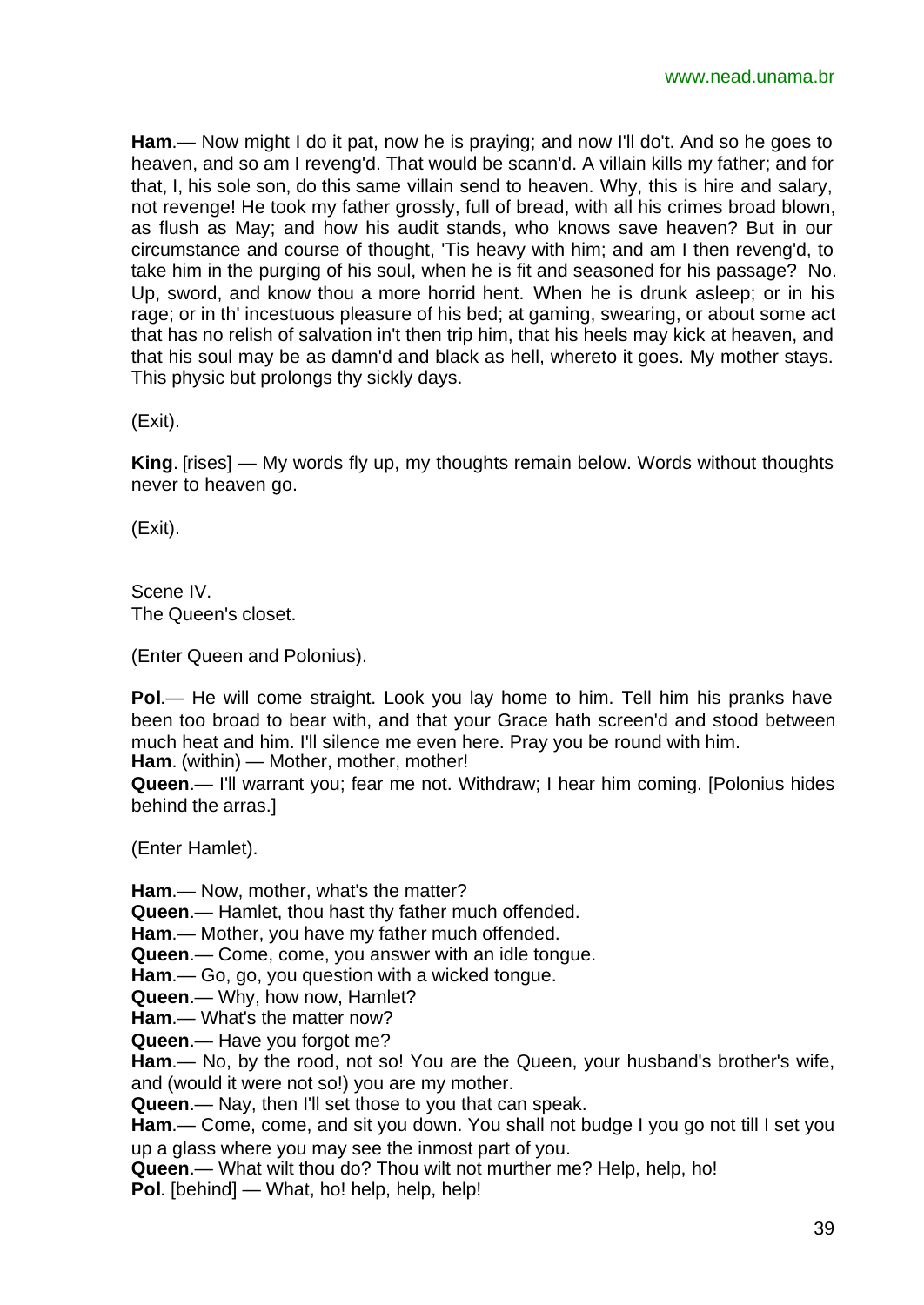**Ham**.— Now might I do it pat, now he is praying; and now I'll do't. And so he goes to heaven, and so am I reveng'd. That would be scann'd. A villain kills my father; and for that, I, his sole son, do this same villain send to heaven. Why, this is hire and salary, not revenge! He took my father grossly, full of bread, with all his crimes broad blown, as flush as May; and how his audit stands, who knows save heaven? But in our circumstance and course of thought, 'Tis heavy with him; and am I then reveng'd, to take him in the purging of his soul, when he is fit and seasoned for his passage? No. Up, sword, and know thou a more horrid hent. When he is drunk asleep; or in his rage; or in th' incestuous pleasure of his bed; at gaming, swearing, or about some act that has no relish of salvation in't then trip him, that his heels may kick at heaven, and that his soul may be as damn'd and black as hell, whereto it goes. My mother stays. This physic but prolongs thy sickly days.

(Exit).

**King**. [rises] — My words fly up, my thoughts remain below. Words without thoughts never to heaven go.

(Exit).

Scene IV.
The Queen's closet.

(Enter Queen and Polonius).

**Pol**.— He will come straight. Look you lay home to him. Tell him his pranks have been too broad to bear with, and that your Grace hath screen'd and stood between much heat and him. I'll silence me even here. Pray you be round with him.
**Ham**. (within) — Mother, mother, mother!
**Queen**.— I'll warrant you; fear me not. Withdraw; I hear him coming. [Polonius hides behind the arras.]

(Enter Hamlet).

**Ham**.— Now, mother, what's the matter?
**Queen**.— Hamlet, thou hast thy father much offended.
**Ham**.— Mother, you have my father much offended.
**Queen**.— Come, come, you answer with an idle tongue.
**Ham**.— Go, go, you question with a wicked tongue.
**Queen**.— Why, how now, Hamlet?
**Ham**.— What's the matter now?
**Queen**.— Have you forgot me?
**Ham**.— No, by the rood, not so! You are the Queen, your husband's brother's wife, and (would it were not so!) you are my mother.
**Queen**.— Nay, then I'll set those to you that can speak.
**Ham**.— Come, come, and sit you down. You shall not budge I you go not till I set you up a glass where you may see the inmost part of you.
**Queen**.— What wilt thou do? Thou wilt not murther me? Help, help, ho!
**Pol**. [behind] — What, ho! help, help, help!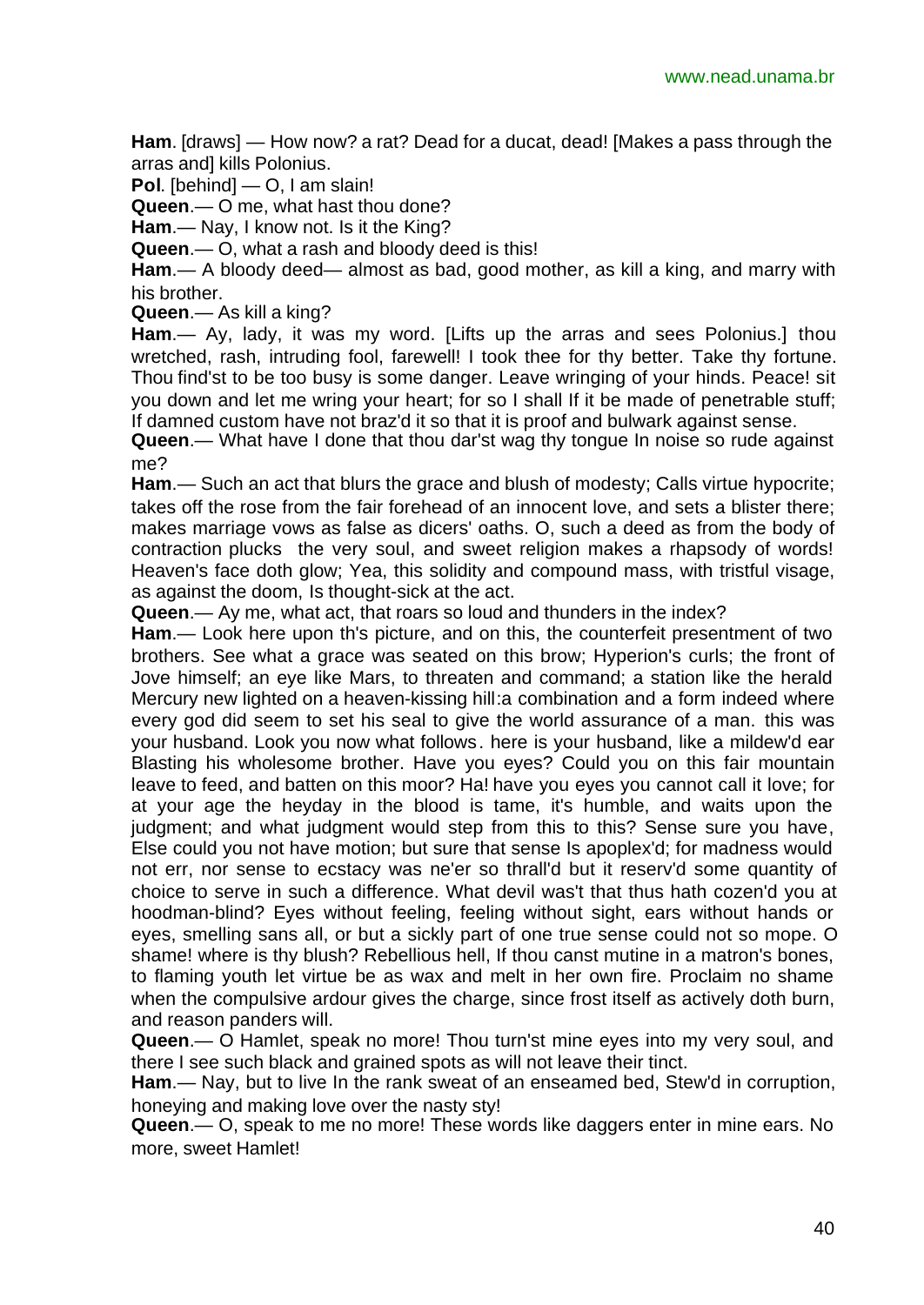**Ham**. [draws] — How now? a rat? Dead for a ducat, dead! [Makes a pass through the arras and] kills Polonius.

**Pol**. [behind] — O, I am slain!

**Queen**.— O me, what hast thou done?

**Ham**.— Nay, I know not. Is it the King?

**Queen**.— O, what a rash and bloody deed is this!

**Ham**.— A bloody deed— almost as bad, good mother, as kill a king, and marry with his brother.

**Queen**.— As kill a king?

**Ham**.— Ay, lady, it was my word. [Lifts up the arras and sees Polonius.] thou wretched, rash, intruding fool, farewell! I took thee for thy better. Take thy fortune. Thou find'st to be too busy is some danger. Leave wringing of your hinds. Peace! sit you down and let me wring your heart; for so I shall If it be made of penetrable stuff; If damned custom have not braz'd it so that it is proof and bulwark against sense.

**Queen**.— What have I done that thou dar'st wag thy tongue In noise so rude against me?

**Ham**.— Such an act that blurs the grace and blush of modesty; Calls virtue hypocrite; takes off the rose from the fair forehead of an innocent love, and sets a blister there; makes marriage vows as false as dicers' oaths. O, such a deed as from the body of contraction plucks the very soul, and sweet religion makes a rhapsody of words! Heaven's face doth glow; Yea, this solidity and compound mass, with tristful visage, as against the doom, Is thought-sick at the act.

**Queen**.— Ay me, what act, that roars so loud and thunders in the index?

**Ham**.— Look here upon th's picture, and on this, the counterfeit presentment of two brothers. See what a grace was seated on this brow; Hyperion's curls; the front of Jove himself; an eye like Mars, to threaten and command; a station like the herald Mercury new lighted on a heaven-kissing hill:a combination and a form indeed where every god did seem to set his seal to give the world assurance of a man. this was your husband. Look you now what follows. here is your husband, like a mildew'd ear Blasting his wholesome brother. Have you eyes? Could you on this fair mountain leave to feed, and batten on this moor? Ha! have you eyes you cannot call it love; for at your age the heyday in the blood is tame, it's humble, and waits upon the judgment; and what judgment would step from this to this? Sense sure you have, Else could you not have motion; but sure that sense Is apoplex'd; for madness would not err, nor sense to ecstacy was ne'er so thrall'd but it reserv'd some quantity of choice to serve in such a difference. What devil was't that thus hath cozen'd you at hoodman-blind? Eyes without feeling, feeling without sight, ears without hands or eyes, smelling sans all, or but a sickly part of one true sense could not so mope. O shame! where is thy blush? Rebellious hell, If thou canst mutine in a matron's bones, to flaming youth let virtue be as wax and melt in her own fire. Proclaim no shame when the compulsive ardour gives the charge, since frost itself as actively doth burn, and reason panders will.

**Queen**.— O Hamlet, speak no more! Thou turn'st mine eyes into my very soul, and there I see such black and grained spots as will not leave their tinct.

**Ham**.— Nay, but to live In the rank sweat of an enseamed bed, Stew'd in corruption, honeying and making love over the nasty sty!

**Queen**.— O, speak to me no more! These words like daggers enter in mine ears. No more, sweet Hamlet!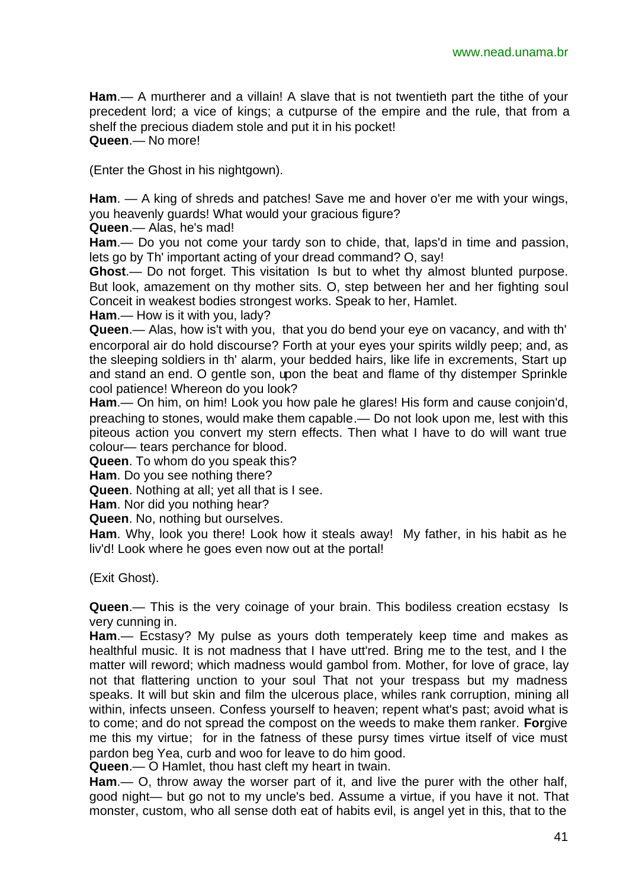**Ham**.— A murtherer and a villain! A slave that is not twentieth part the tithe of your precedent lord; a vice of kings; a cutpurse of the empire and the rule, that from a shelf the precious diadem stole and put it in his pocket!
**Queen**.— No more!

(Enter the Ghost in his nightgown).

**Ham**. — A king of shreds and patches! Save me and hover o'er me with your wings, you heavenly guards! What would your gracious figure?
**Queen**.— Alas, he's mad!
**Ham**.— Do you not come your tardy son to chide, that, laps'd in time and passion, lets go by Th' important acting of your dread command? O, say!
**Ghost**.— Do not forget. This visitation Is but to whet thy almost blunted purpose. But look, amazement on thy mother sits. O, step between her and her fighting soul Conceit in weakest bodies strongest works. Speak to her, Hamlet.
**Ham**.— How is it with you, lady?
**Queen**.— Alas, how is't with you, that you do bend your eye on vacancy, and with th' encorporal air do hold discourse? Forth at your eyes your spirits wildly peep; and, as the sleeping soldiers in th' alarm, your bedded hairs, like life in excrements, Start up and stand an end. O gentle son, upon the beat and flame of thy distemper Sprinkle cool patience! Whereon do you look?
**Ham**.— On him, on him! Look you how pale he glares! His form and cause conjoin'd, preaching to stones, would make them capable.— Do not look upon me, lest with this piteous action you convert my stern effects. Then what I have to do will want true colour— tears perchance for blood.
**Queen**. To whom do you speak this?
**Ham**. Do you see nothing there?
**Queen**. Nothing at all; yet all that is I see.
**Ham**. Nor did you nothing hear?
**Queen**. No, nothing but ourselves.
**Ham**. Why, look you there! Look how it steals away! My father, in his habit as he liv'd! Look where he goes even now out at the portal!

(Exit Ghost).

**Queen**.— This is the very coinage of your brain. This bodiless creation ecstasy Is very cunning in.
**Ham**.— Ecstasy? My pulse as yours doth temperately keep time and makes as healthful music. It is not madness that I have utt'red. Bring me to the test, and I the matter will reword; which madness would gambol from. Mother, for love of grace, lay not that flattering unction to your soul That not your trespass but my madness speaks. It will but skin and film the ulcerous place, whiles rank corruption, mining all within, infects unseen. Confess yourself to heaven; repent what's past; avoid what is to come; and do not spread the compost on the weeds to make them ranker. **For**give me this my virtue; for in the fatness of these pursy times virtue itself of vice must pardon beg Yea, curb and woo for leave to do him good.
**Queen**.— O Hamlet, thou hast cleft my heart in twain.
**Ham**.— O, throw away the worser part of it, and live the purer with the other half, good night— but go not to my uncle's bed. Assume a virtue, if you have it not. That monster, custom, who all sense doth eat of habits evil, is angel yet in this, that to the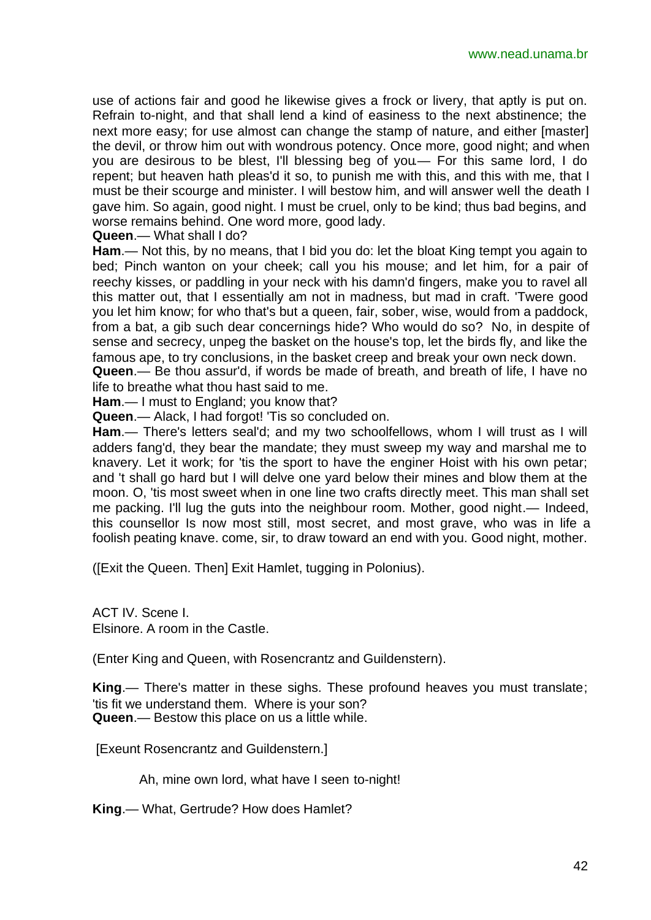use of actions fair and good he likewise gives a frock or livery, that aptly is put on. Refrain to-night, and that shall lend a kind of easiness to the next abstinence; the next more easy; for use almost can change the stamp of nature, and either [master] the devil, or throw him out with wondrous potency. Once more, good night; and when you are desirous to be blest, I'll blessing beg of you.— For this same lord, I do repent; but heaven hath pleas'd it so, to punish me with this, and this with me, that I must be their scourge and minister. I will bestow him, and will answer well the death I gave him. So again, good night. I must be cruel, only to be kind; thus bad begins, and worse remains behind. One word more, good lady.

**Queen**.— What shall I do?

**Ham**.— Not this, by no means, that I bid you do: let the bloat King tempt you again to bed; Pinch wanton on your cheek; call you his mouse; and let him, for a pair of reechy kisses, or paddling in your neck with his damn'd fingers, make you to ravel all this matter out, that I essentially am not in madness, but mad in craft. 'Twere good you let him know; for who that's but a queen, fair, sober, wise, would from a paddock, from a bat, a gib such dear concernings hide? Who would do so? No, in despite of sense and secrecy, unpeg the basket on the house's top, let the birds fly, and like the famous ape, to try conclusions, in the basket creep and break your own neck down.

**Queen**.— Be thou assur'd, if words be made of breath, and breath of life, I have no life to breathe what thou hast said to me.

**Ham**.— I must to England; you know that?

**Queen**.— Alack, I had forgot! 'Tis so concluded on.

**Ham**.— There's letters seal'd; and my two schoolfellows, whom I will trust as I will adders fang'd, they bear the mandate; they must sweep my way and marshal me to knavery. Let it work; for 'tis the sport to have the enginer Hoist with his own petar; and 't shall go hard but I will delve one yard below their mines and blow them at the moon. O, 'tis most sweet when in one line two crafts directly meet. This man shall set me packing. I'll lug the guts into the neighbour room. Mother, good night.— Indeed, this counsellor Is now most still, most secret, and most grave, who was in life a foolish peating knave. come, sir, to draw toward an end with you. Good night, mother.

([Exit the Queen. Then] Exit Hamlet, tugging in Polonius).

ACT IV. Scene I.
Elsinore. A room in the Castle.

(Enter King and Queen, with Rosencrantz and Guildenstern).

**King**.— There's matter in these sighs. These profound heaves you must translate; 'tis fit we understand them. Where is your son?

**Queen**.— Bestow this place on us a little while.

[Exeunt Rosencrantz and Guildenstern.]

Ah, mine own lord, what have I seen to-night!

**King**.— What, Gertrude? How does Hamlet?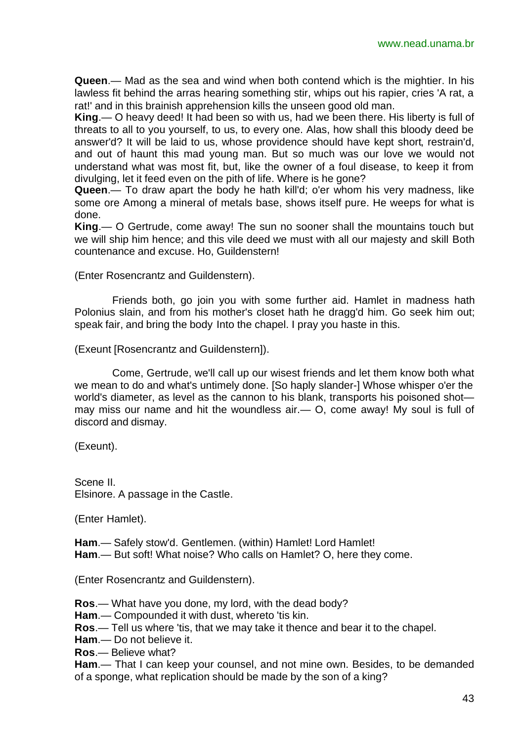**Queen**.— Mad as the sea and wind when both contend which is the mightier. In his lawless fit behind the arras hearing something stir, whips out his rapier, cries 'A rat, a rat!' and in this brainish apprehension kills the unseen good old man.

**King**.— O heavy deed! It had been so with us, had we been there. His liberty is full of threats to all to you yourself, to us, to every one. Alas, how shall this bloody deed be answer'd? It will be laid to us, whose providence should have kept short, restrain'd, and out of haunt this mad young man. But so much was our love we would not understand what was most fit, but, like the owner of a foul disease, to keep it from divulging, let it feed even on the pith of life. Where is he gone?

**Queen**.— To draw apart the body he hath kill'd; o'er whom his very madness, like some ore Among a mineral of metals base, shows itself pure. He weeps for what is done.

**King**.— O Gertrude, come away! The sun no sooner shall the mountains touch but we will ship him hence; and this vile deed we must with all our majesty and skill Both countenance and excuse. Ho, Guildenstern!

(Enter Rosencrantz and Guildenstern).

Friends both, go join you with some further aid. Hamlet in madness hath Polonius slain, and from his mother's closet hath he dragg'd him. Go seek him out; speak fair, and bring the body Into the chapel. I pray you haste in this.

(Exeunt [Rosencrantz and Guildenstern]).

Come, Gertrude, we'll call up our wisest friends and let them know both what we mean to do and what's untimely done. [So haply slander-] Whose whisper o'er the world's diameter, as level as the cannon to his blank, transports his poisoned shot— may miss our name and hit the woundless air.— O, come away! My soul is full of discord and dismay.

(Exeunt).

Scene II.
Elsinore. A passage in the Castle.

(Enter Hamlet).

**Ham**.— Safely stow'd. Gentlemen. (within) Hamlet! Lord Hamlet!
**Ham**.— But soft! What noise? Who calls on Hamlet? O, here they come.

(Enter Rosencrantz and Guildenstern).

**Ros**.— What have you done, my lord, with the dead body?
**Ham**.— Compounded it with dust, whereto 'tis kin.
**Ros**.— Tell us where 'tis, that we may take it thence and bear it to the chapel.
**Ham**.— Do not believe it.
**Ros**.— Believe what?
**Ham**.— That I can keep your counsel, and not mine own. Besides, to be demanded of a sponge, what replication should be made by the son of a king?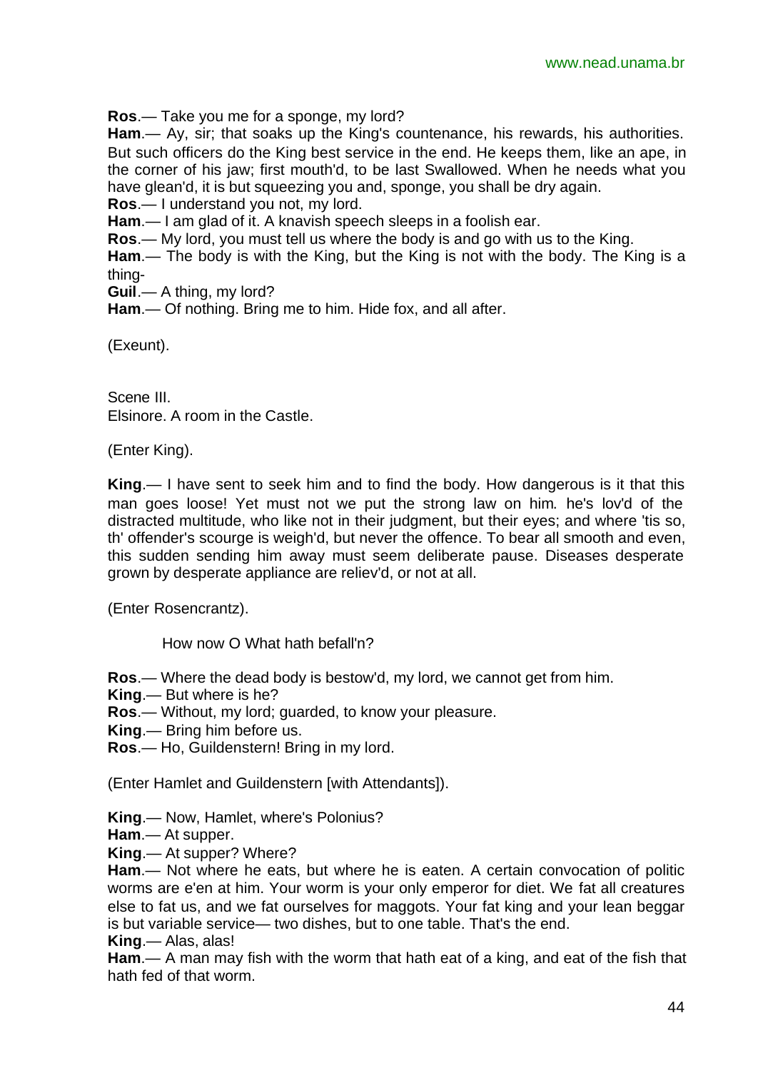**Ros**.— Take you me for a sponge, my lord?

**Ham**.— Ay, sir; that soaks up the King's countenance, his rewards, his authorities. But such officers do the King best service in the end. He keeps them, like an ape, in the corner of his jaw; first mouth'd, to be last Swallowed. When he needs what you have glean'd, it is but squeezing you and, sponge, you shall be dry again.

**Ros**.— I understand you not, my lord.

**Ham**.— I am glad of it. A knavish speech sleeps in a foolish ear.

**Ros**.— My lord, you must tell us where the body is and go with us to the King.

**Ham**.— The body is with the King, but the King is not with the body. The King is a thing-

**Guil**.— A thing, my lord?

**Ham**.— Of nothing. Bring me to him. Hide fox, and all after.

(Exeunt).

Scene III.
Elsinore. A room in the Castle.

(Enter King).

**King**.— I have sent to seek him and to find the body. How dangerous is it that this man goes loose! Yet must not we put the strong law on him. he's lov'd of the distracted multitude, who like not in their judgment, but their eyes; and where 'tis so, th' offender's scourge is weigh'd, but never the offence. To bear all smooth and even, this sudden sending him away must seem deliberate pause. Diseases desperate grown by desperate appliance are reliev'd, or not at all.

(Enter Rosencrantz).

How now O What hath befall'n?

**Ros**.— Where the dead body is bestow'd, my lord, we cannot get from him.

**King**.— But where is he?

**Ros**.— Without, my lord; guarded, to know your pleasure.

**King**.— Bring him before us.

**Ros**.— Ho, Guildenstern! Bring in my lord.

(Enter Hamlet and Guildenstern [with Attendants]).

**King**.— Now, Hamlet, where's Polonius?

**Ham**.— At supper.

**King**.— At supper? Where?

**Ham**.— Not where he eats, but where he is eaten. A certain convocation of politic worms are e'en at him. Your worm is your only emperor for diet. We fat all creatures else to fat us, and we fat ourselves for maggots. Your fat king and your lean beggar is but variable service— two dishes, but to one table. That's the end.

**King**.— Alas, alas!

**Ham**.— A man may fish with the worm that hath eat of a king, and eat of the fish that hath fed of that worm.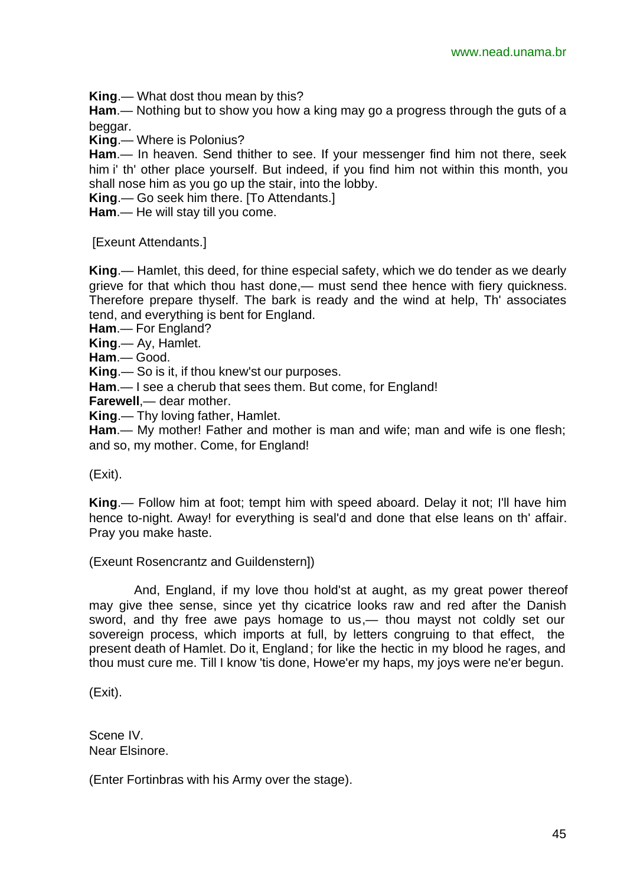**King**.— What dost thou mean by this?
**Ham**.— Nothing but to show you how a king may go a progress through the guts of a beggar.
**King**.— Where is Polonius?
**Ham**.— In heaven. Send thither to see. If your messenger find him not there, seek him i' th' other place yourself. But indeed, if you find him not within this month, you shall nose him as you go up the stair, into the lobby.
**King**.— Go seek him there. [To Attendants.]
**Ham**.— He will stay till you come.

[Exeunt Attendants.]

**King**.— Hamlet, this deed, for thine especial safety, which we do tender as we dearly grieve for that which thou hast done,— must send thee hence with fiery quickness. Therefore prepare thyself. The bark is ready and the wind at help, Th' associates tend, and everything is bent for England.
**Ham**.— For England?
**King**.— Ay, Hamlet.
**Ham**.— Good.
**King**.— So is it, if thou knew'st our purposes.
**Ham**.— I see a cherub that sees them. But come, for England!
**Farewell**,— dear mother.
**King**.— Thy loving father, Hamlet.
**Ham**.— My mother! Father and mother is man and wife; man and wife is one flesh; and so, my mother. Come, for England!

(Exit).

**King**.— Follow him at foot; tempt him with speed aboard. Delay it not; I'll have him hence to-night. Away! for everything is seal'd and done that else leans on th' affair. Pray you make haste.

(Exeunt Rosencrantz and Guildenstern])

And, England, if my love thou hold'st at aught, as my great power thereof may give thee sense, since yet thy cicatrice looks raw and red after the Danish sword, and thy free awe pays homage to us,— thou mayst not coldly set our sovereign process, which imports at full, by letters congruing to that effect, the present death of Hamlet. Do it, England; for like the hectic in my blood he rages, and thou must cure me. Till I know 'tis done, Howe'er my haps, my joys were ne'er begun.

(Exit).

Scene IV.
Near Elsinore.

(Enter Fortinbras with his Army over the stage).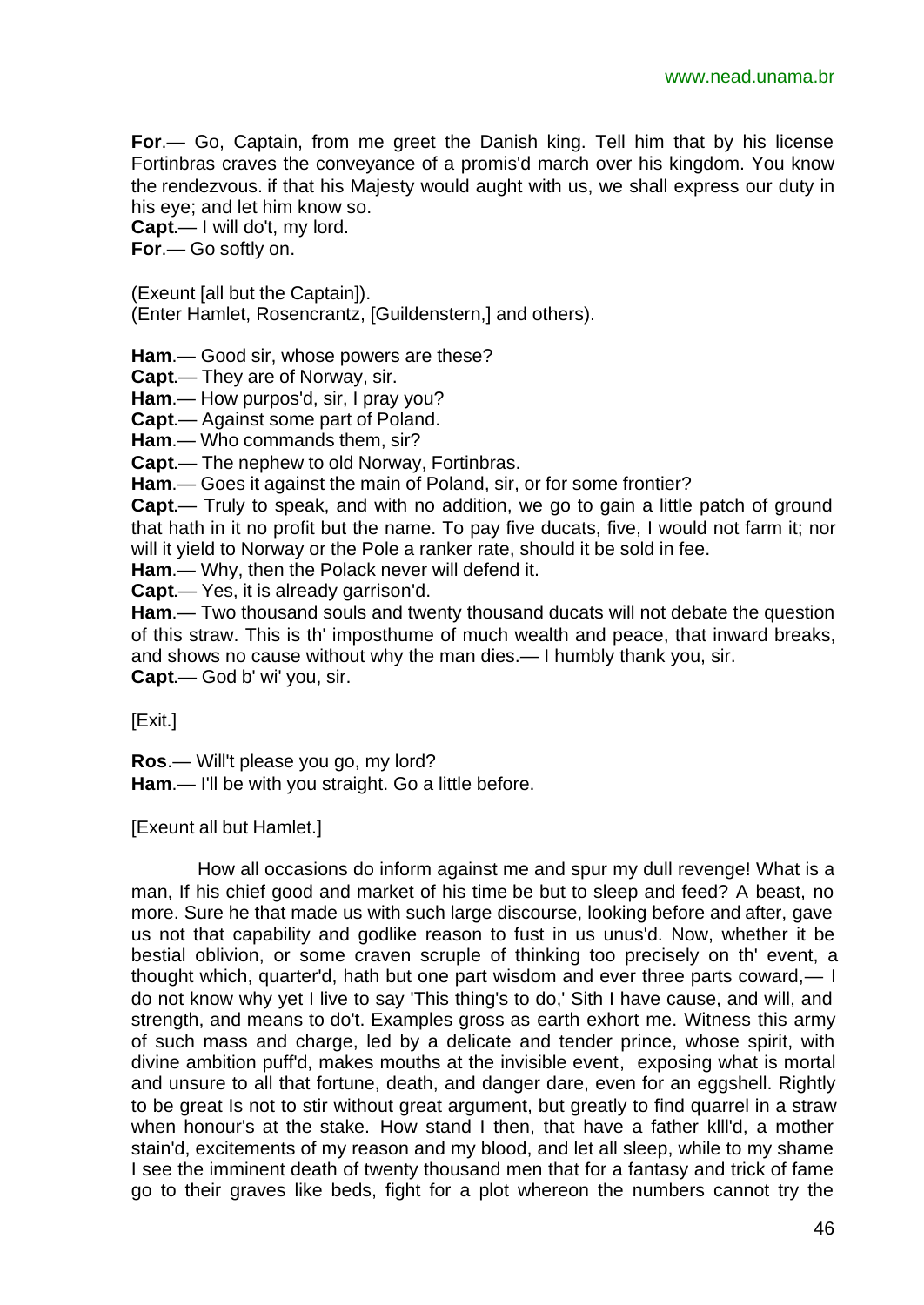**For**.— Go, Captain, from me greet the Danish king. Tell him that by his license Fortinbras craves the conveyance of a promis'd march over his kingdom. You know the rendezvous. if that his Majesty would aught with us, we shall express our duty in his eye; and let him know so.
**Capt**.— I will do't, my lord.
**For**.— Go softly on.

(Exeunt [all but the Captain]).
(Enter Hamlet, Rosencrantz, [Guildenstern,] and others).

**Ham**.— Good sir, whose powers are these?
**Capt**.— They are of Norway, sir.
**Ham**.— How purpos'd, sir, I pray you?
**Capt**.— Against some part of Poland.
**Ham**.— Who commands them, sir?
**Capt**.— The nephew to old Norway, Fortinbras.
**Ham**.— Goes it against the main of Poland, sir, or for some frontier?
**Capt**.— Truly to speak, and with no addition, we go to gain a little patch of ground that hath in it no profit but the name. To pay five ducats, five, I would not farm it; nor will it yield to Norway or the Pole a ranker rate, should it be sold in fee.
**Ham**.— Why, then the Polack never will defend it.
**Capt**.— Yes, it is already garrison'd.
**Ham**.— Two thousand souls and twenty thousand ducats will not debate the question of this straw. This is th' imposthume of much wealth and peace, that inward breaks, and shows no cause without why the man dies.— I humbly thank you, sir.
**Capt**.— God b' wi' you, sir.

[Exit.]

**Ros**.— Will't please you go, my lord?
**Ham**.— I'll be with you straight. Go a little before.

[Exeunt all but Hamlet.]

How all occasions do inform against me and spur my dull revenge! What is a man, If his chief good and market of his time be but to sleep and feed? A beast, no more. Sure he that made us with such large discourse, looking before and after, gave us not that capability and godlike reason to fust in us unus'd. Now, whether it be bestial oblivion, or some craven scruple of thinking too precisely on th' event, a thought which, quarter'd, hath but one part wisdom and ever three parts coward,— I do not know why yet I live to say 'This thing's to do,' Sith I have cause, and will, and strength, and means to do't. Examples gross as earth exhort me. Witness this army of such mass and charge, led by a delicate and tender prince, whose spirit, with divine ambition puff'd, makes mouths at the invisible event, exposing what is mortal and unsure to all that fortune, death, and danger dare, even for an eggshell. Rightly to be great Is not to stir without great argument, but greatly to find quarrel in a straw when honour's at the stake. How stand I then, that have a father klll'd, a mother stain'd, excitements of my reason and my blood, and let all sleep, while to my shame I see the imminent death of twenty thousand men that for a fantasy and trick of fame go to their graves like beds, fight for a plot whereon the numbers cannot try the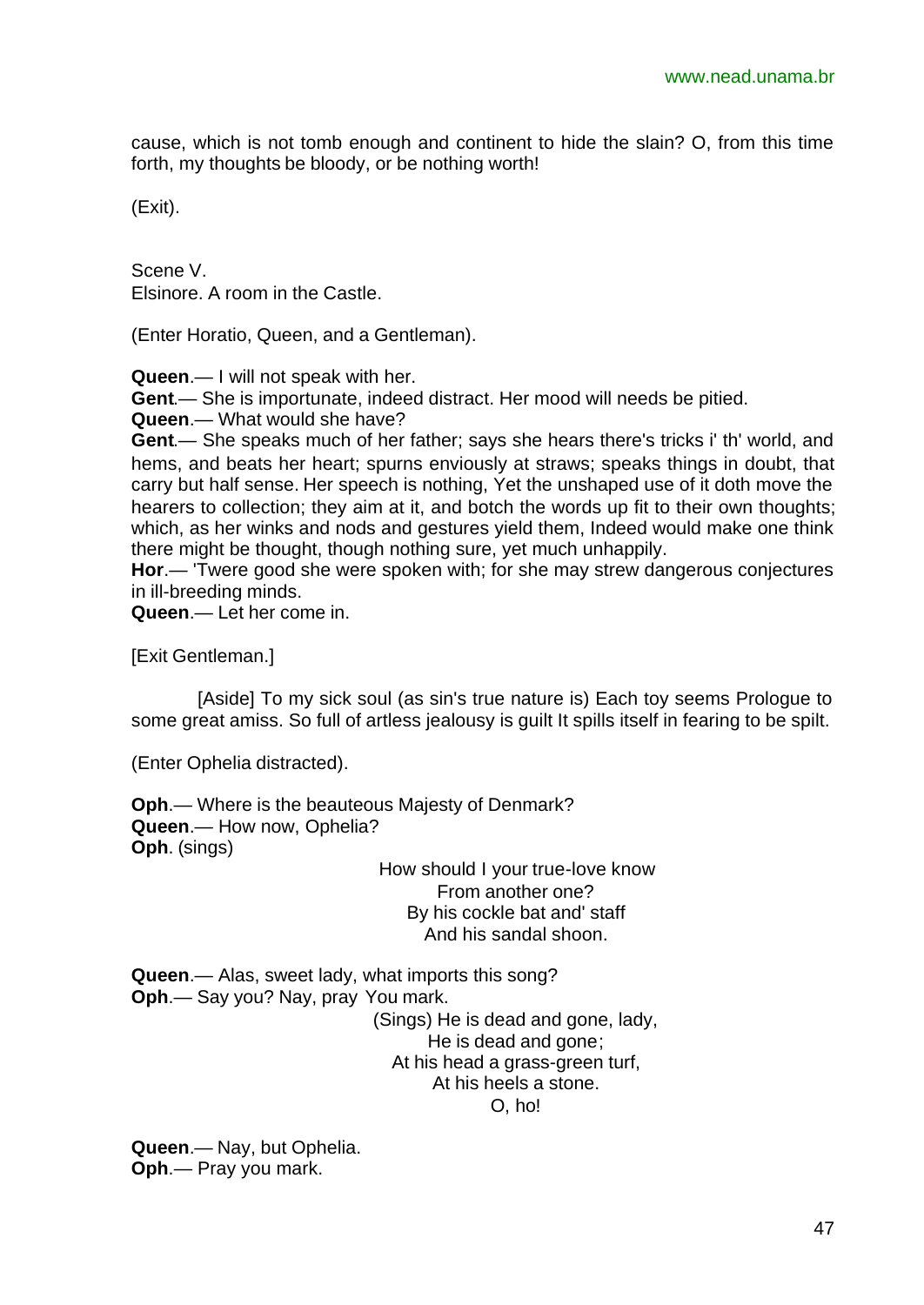cause, which is not tomb enough and continent to hide the slain? O, from this time forth, my thoughts be bloody, or be nothing worth!

(Exit).

Scene V.
Elsinore. A room in the Castle.

(Enter Horatio, Queen, and a Gentleman).

**Queen**.— I will not speak with her.
**Gent**.— She is importunate, indeed distract. Her mood will needs be pitied.
**Queen**.— What would she have?
**Gent**.— She speaks much of her father; says she hears there's tricks i' th' world, and hems, and beats her heart; spurns enviously at straws; speaks things in doubt, that carry but half sense. Her speech is nothing, Yet the unshaped use of it doth move the hearers to collection; they aim at it, and botch the words up fit to their own thoughts; which, as her winks and nods and gestures yield them, Indeed would make one think there might be thought, though nothing sure, yet much unhappily.
**Hor**.— 'Twere good she were spoken with; for she may strew dangerous conjectures in ill-breeding minds.
**Queen**.— Let her come in.

[Exit Gentleman.]

[Aside] To my sick soul (as sin's true nature is) Each toy seems Prologue to some great amiss. So full of artless jealousy is guilt It spills itself in fearing to be spilt.

(Enter Ophelia distracted).

**Oph**.— Where is the beauteous Majesty of Denmark?
**Queen**.— How now, Ophelia?
**Oph**. (sings)

How should I your true-love know
From another one?
By his cockle bat and' staff
And his sandal shoon.

**Queen**.— Alas, sweet lady, what imports this song?
**Oph**.— Say you? Nay, pray You mark.

(Sings) He is dead and gone, lady,
He is dead and gone;
At his head a grass-green turf,
At his heels a stone.
O, ho!

**Queen**.— Nay, but Ophelia.
**Oph**.— Pray you mark.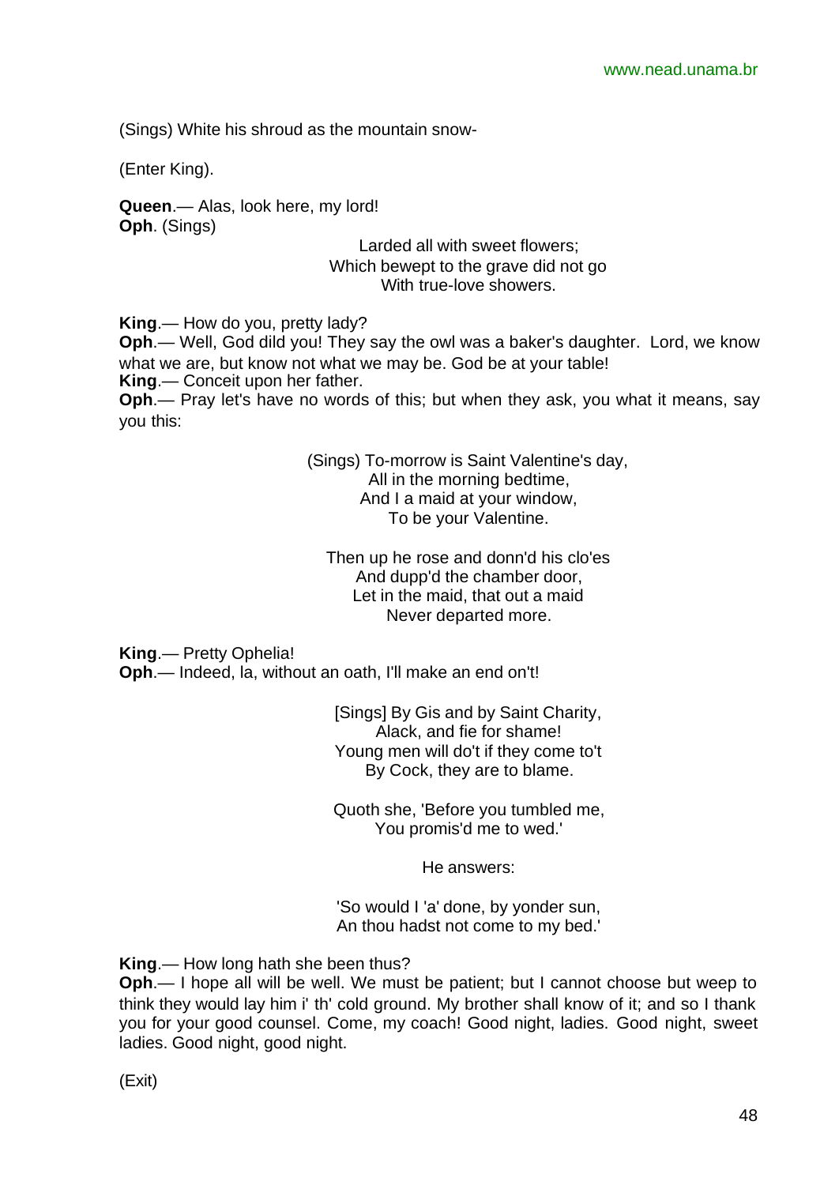(Sings) White his shroud as the mountain snow-

(Enter King).

**Queen**.— Alas, look here, my lord!
**Oph**. (Sings)

Larded all with sweet flowers;
Which bewept to the grave did not go
With true-love showers.

**King**.— How do you, pretty lady?
**Oph**.— Well, God dild you! They say the owl was a baker's daughter. Lord, we know what we are, but know not what we may be. God be at your table!
**King**.— Conceit upon her father.
**Oph**.— Pray let's have no words of this; but when they ask, you what it means, say you this:

(Sings) To-morrow is Saint Valentine's day,
All in the morning bedtime,
And I a maid at your window,
To be your Valentine.

Then up he rose and donn'd his clo'es
And dupp'd the chamber door,
Let in the maid, that out a maid
Never departed more.

**King**.— Pretty Ophelia!
**Oph**.— Indeed, la, without an oath, I'll make an end on't!

[Sings] By Gis and by Saint Charity,
Alack, and fie for shame!
Young men will do't if they come to't
By Cock, they are to blame.

Quoth she, 'Before you tumbled me,
You promis'd me to wed.'

He answers:

'So would I 'a' done, by yonder sun,
An thou hadst not come to my bed.'

**King**.— How long hath she been thus?
**Oph**.— I hope all will be well. We must be patient; but I cannot choose but weep to think they would lay him i' th' cold ground. My brother shall know of it; and so I thank you for your good counsel. Come, my coach! Good night, ladies. Good night, sweet ladies. Good night, good night.

(Exit)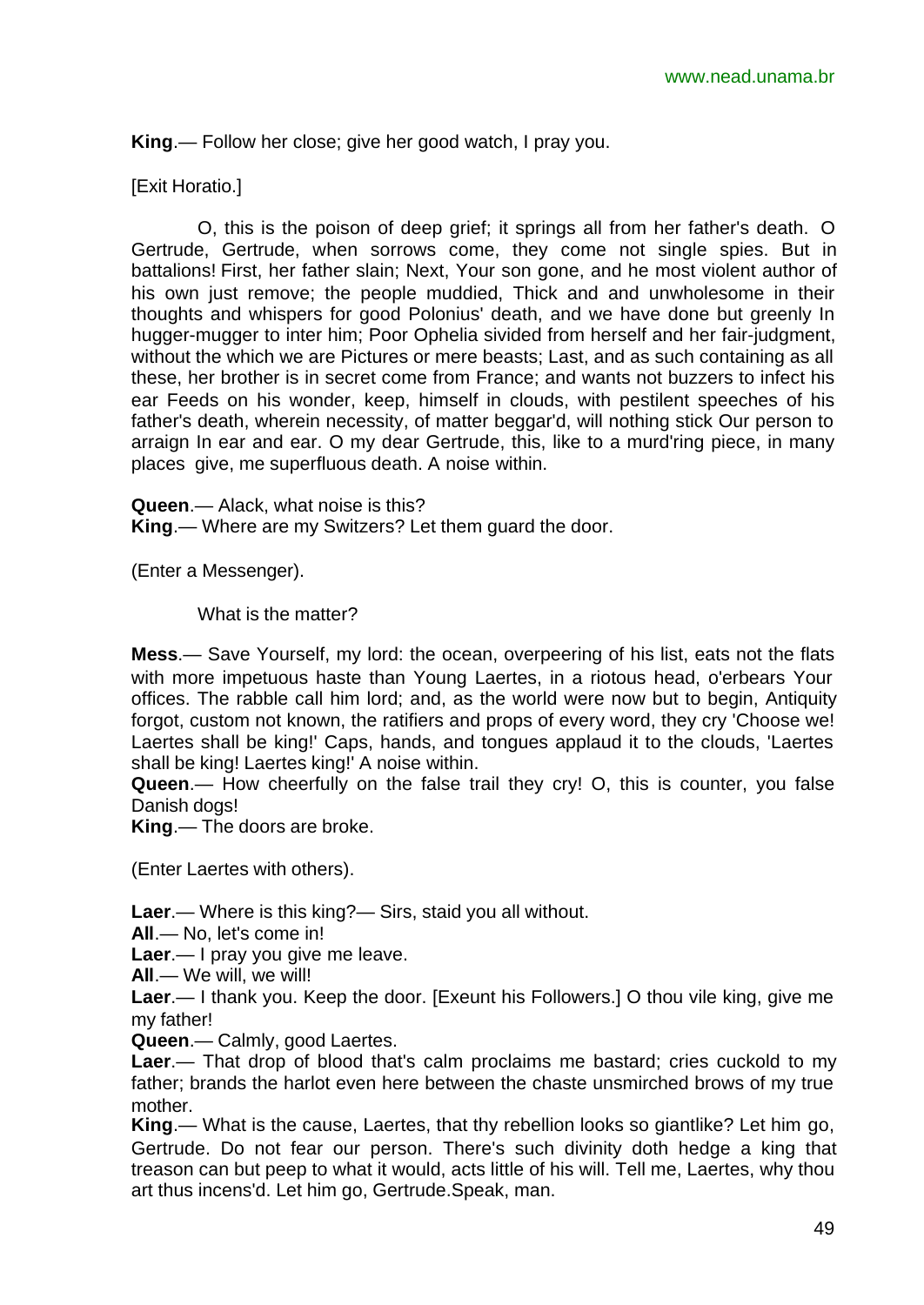**King**.— Follow her close; give her good watch, I pray you.

[Exit Horatio.]

O, this is the poison of deep grief; it springs all from her father's death. O Gertrude, Gertrude, when sorrows come, they come not single spies. But in battalions! First, her father slain; Next, Your son gone, and he most violent author of his own just remove; the people muddied, Thick and and unwholesome in their thoughts and whispers for good Polonius' death, and we have done but greenly In hugger-mugger to inter him; Poor Ophelia sivided from herself and her fair-judgment, without the which we are Pictures or mere beasts; Last, and as such containing as all these, her brother is in secret come from France; and wants not buzzers to infect his ear Feeds on his wonder, keep, himself in clouds, with pestilent speeches of his father's death, wherein necessity, of matter beggar'd, will nothing stick Our person to arraign In ear and ear. O my dear Gertrude, this, like to a murd'ring piece, in many places give, me superfluous death. A noise within.

**Queen**.— Alack, what noise is this?
**King**.— Where are my Switzers? Let them guard the door.

(Enter a Messenger).

What is the matter?

**Mess**.— Save Yourself, my lord: the ocean, overpeering of his list, eats not the flats with more impetuous haste than Young Laertes, in a riotous head, o'erbears Your offices. The rabble call him lord; and, as the world were now but to begin, Antiquity forgot, custom not known, the ratifiers and props of every word, they cry 'Choose we! Laertes shall be king!' Caps, hands, and tongues applaud it to the clouds, 'Laertes shall be king! Laertes king!' A noise within.
**Queen**.— How cheerfully on the false trail they cry! O, this is counter, you false Danish dogs!
**King**.— The doors are broke.

(Enter Laertes with others).

**Laer**.— Where is this king?— Sirs, staid you all without.
**All**.— No, let's come in!
**Laer**.— I pray you give me leave.
**All**.— We will, we will!
**Laer**.— I thank you. Keep the door. [Exeunt his Followers.] O thou vile king, give me my father!
**Queen**.— Calmly, good Laertes.
**Laer**.— That drop of blood that's calm proclaims me bastard; cries cuckold to my father; brands the harlot even here between the chaste unsmirched brows of my true mother.
**King**.— What is the cause, Laertes, that thy rebellion looks so giantlike? Let him go, Gertrude. Do not fear our person. There's such divinity doth hedge a king that treason can but peep to what it would, acts little of his will. Tell me, Laertes, why thou art thus incens'd. Let him go, Gertrude.Speak, man.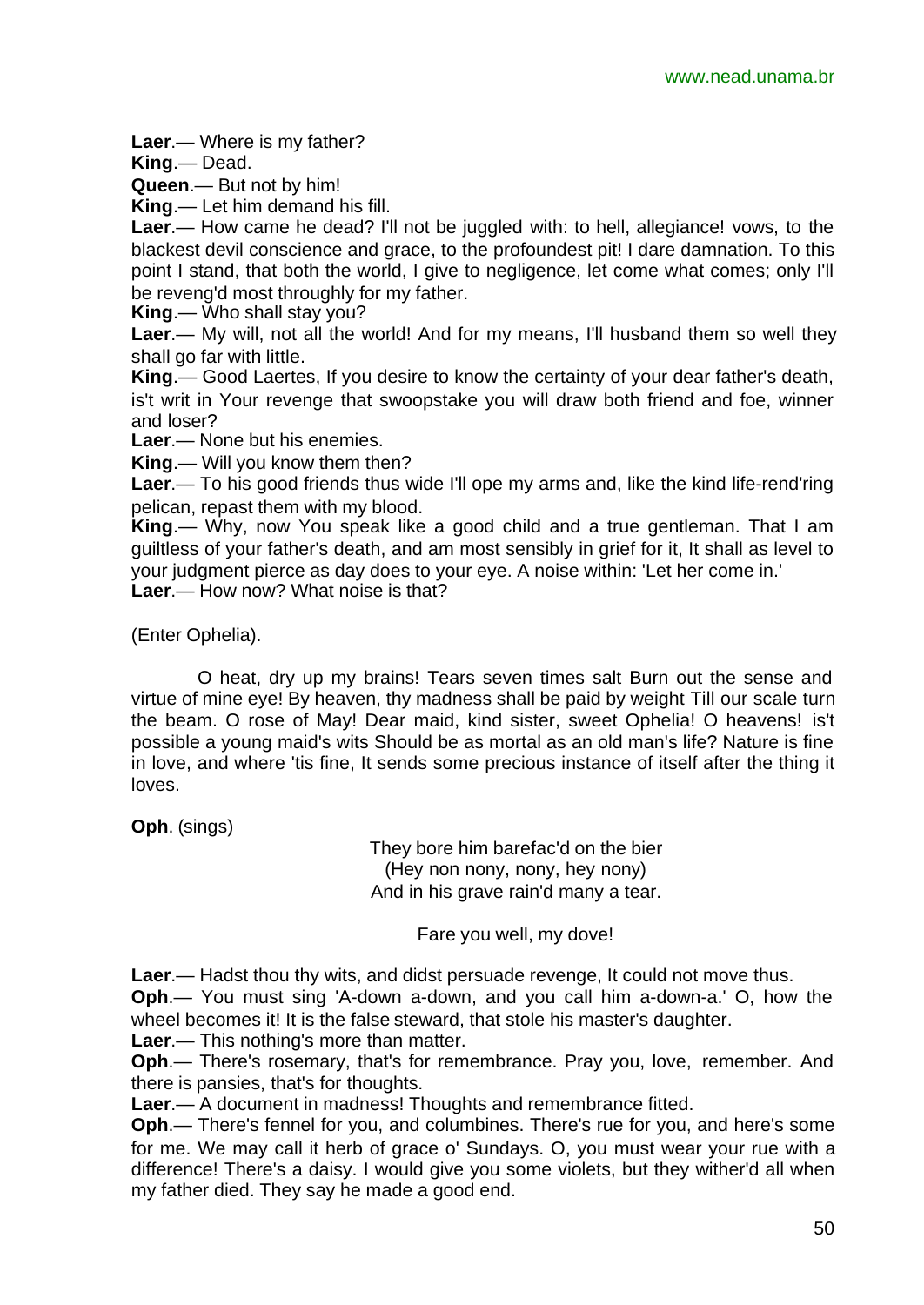**Laer**.— Where is my father?

**King**.— Dead.

**Queen**.— But not by him!

**King**.— Let him demand his fill.

**Laer**.— How came he dead? I'll not be juggled with: to hell, allegiance! vows, to the blackest devil conscience and grace, to the profoundest pit! I dare damnation. To this point I stand, that both the world, I give to negligence, let come what comes; only I'll be reveng'd most throughly for my father.

**King**.— Who shall stay you?

**Laer**.— My will, not all the world! And for my means, I'll husband them so well they shall go far with little.

**King**.— Good Laertes, If you desire to know the certainty of your dear father's death, is't writ in Your revenge that swoopstake you will draw both friend and foe, winner and loser?

**Laer**.— None but his enemies.

**King**.— Will you know them then?

**Laer**.— To his good friends thus wide I'll ope my arms and, like the kind life-rend'ring pelican, repast them with my blood.

**King**.— Why, now You speak like a good child and a true gentleman. That I am guiltless of your father's death, and am most sensibly in grief for it, It shall as level to your judgment pierce as day does to your eye. A noise within: 'Let her come in.'

**Laer**.— How now? What noise is that?

(Enter Ophelia).

O heat, dry up my brains! Tears seven times salt Burn out the sense and virtue of mine eye! By heaven, thy madness shall be paid by weight Till our scale turn the beam. O rose of May! Dear maid, kind sister, sweet Ophelia! O heavens! is't possible a young maid's wits Should be as mortal as an old man's life? Nature is fine in love, and where 'tis fine, It sends some precious instance of itself after the thing it loves.

**Oph**. (sings)

They bore him barefac'd on the bier  
(Hey non nony, nony, hey nony)  
And in his grave rain'd many a tear.

Fare you well, my dove!

**Laer**.— Hadst thou thy wits, and didst persuade revenge, It could not move thus.

**Oph**.— You must sing 'A-down a-down, and you call him a-down-a.' O, how the wheel becomes it! It is the false steward, that stole his master's daughter.

**Laer**.— This nothing's more than matter.

**Oph**.— There's rosemary, that's for remembrance. Pray you, love, remember. And there is pansies, that's for thoughts.

**Laer**.— A document in madness! Thoughts and remembrance fitted.

**Oph**.— There's fennel for you, and columbines. There's rue for you, and here's some for me. We may call it herb of grace o' Sundays. O, you must wear your rue with a difference! There's a daisy. I would give you some violets, but they wither'd all when my father died. They say he made a good end.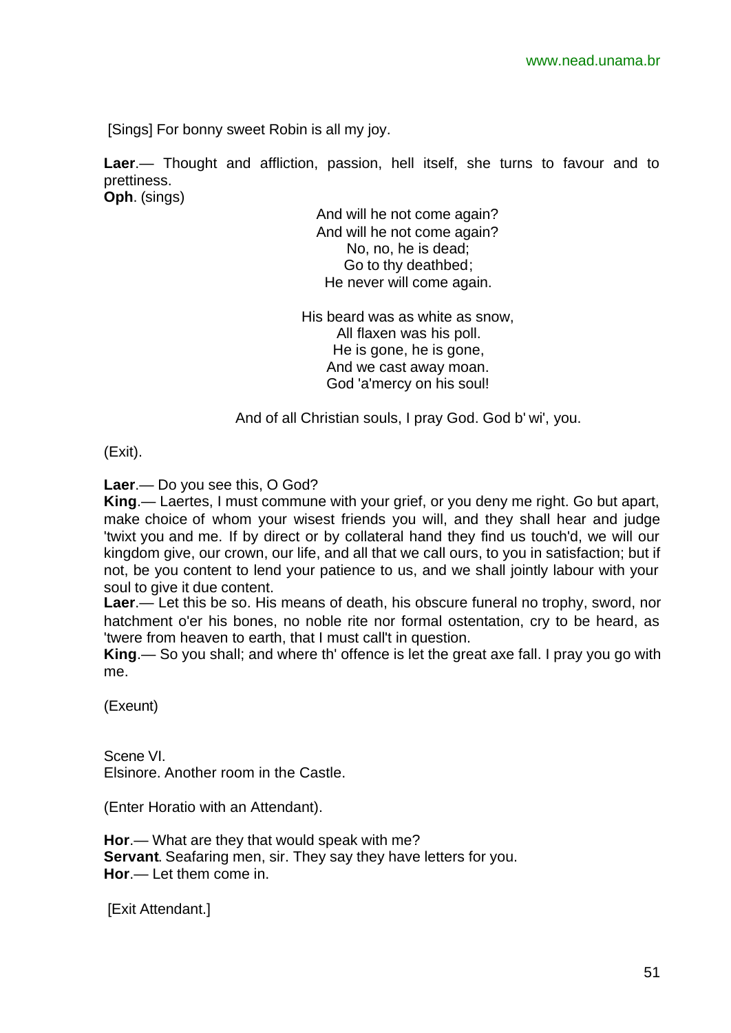[Sings] For bonny sweet Robin is all my joy.

**Laer**.— Thought and affliction, passion, hell itself, she turns to favour and to prettiness.
**Oph**. (sings)

And will he not come again?
And will he not come again?
No, no, he is dead;
Go to thy deathbed;
He never will come again.

His beard was as white as snow,
All flaxen was his poll.
He is gone, he is gone,
And we cast away moan.
God 'a'mercy on his soul!

And of all Christian souls, I pray God. God b' wi', you.

(Exit).

**Laer**.— Do you see this, O God?
**King**.— Laertes, I must commune with your grief, or you deny me right. Go but apart, make choice of whom your wisest friends you will, and they shall hear and judge 'twixt you and me. If by direct or by collateral hand they find us touch'd, we will our kingdom give, our crown, our life, and all that we call ours, to you in satisfaction; but if not, be you content to lend your patience to us, and we shall jointly labour with your soul to give it due content.
**Laer**.— Let this be so. His means of death, his obscure funeral no trophy, sword, nor hatchment o'er his bones, no noble rite nor formal ostentation, cry to be heard, as 'twere from heaven to earth, that I must call't in question.
**King**.— So you shall; and where th' offence is let the great axe fall. I pray you go with me.

(Exeunt)

Scene VI.
Elsinore. Another room in the Castle.

(Enter Horatio with an Attendant).

**Hor**.— What are they that would speak with me?
**Servant**. Seafaring men, sir. They say they have letters for you.
**Hor**.— Let them come in.

[Exit Attendant.]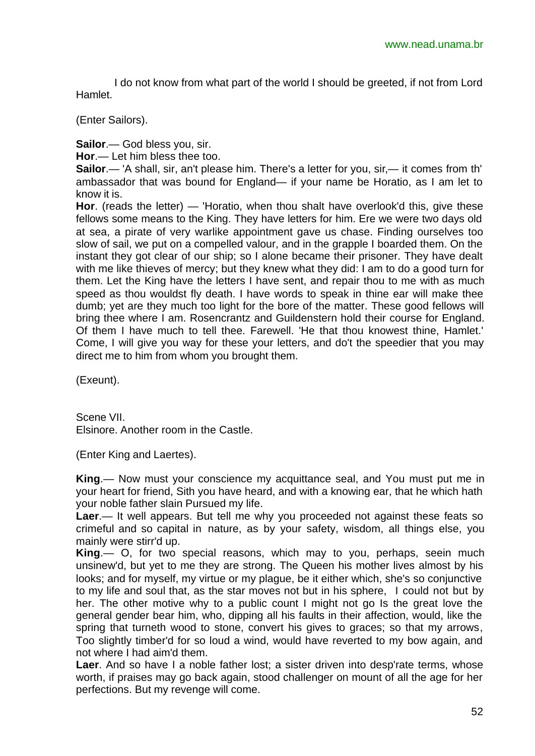I do not know from what part of the world I should be greeted, if not from Lord Hamlet.

(Enter Sailors).

**Sailor**.— God bless you, sir.
**Hor**.— Let him bless thee too.
**Sailor**.— 'A shall, sir, an't please him. There's a letter for you, sir,— it comes from th' ambassador that was bound for England— if your name be Horatio, as I am let to know it is.
**Hor**. (reads the letter) — 'Horatio, when thou shalt have overlook'd this, give these fellows some means to the King. They have letters for him. Ere we were two days old at sea, a pirate of very warlike appointment gave us chase. Finding ourselves too slow of sail, we put on a compelled valour, and in the grapple I boarded them. On the instant they got clear of our ship; so I alone became their prisoner. They have dealt with me like thieves of mercy; but they knew what they did: I am to do a good turn for them. Let the King have the letters I have sent, and repair thou to me with as much speed as thou wouldst fly death. I have words to speak in thine ear will make thee dumb; yet are they much too light for the bore of the matter. These good fellows will bring thee where I am. Rosencrantz and Guildenstern hold their course for England. Of them I have much to tell thee. Farewell. 'He that thou knowest thine, Hamlet.' Come, I will give you way for these your letters, and do't the speedier that you may direct me to him from whom you brought them.

(Exeunt).

Scene VII.
Elsinore. Another room in the Castle.

(Enter King and Laertes).

**King**.— Now must your conscience my acquittance seal, and You must put me in your heart for friend, Sith you have heard, and with a knowing ear, that he which hath your noble father slain Pursued my life.
**Laer**.— It well appears. But tell me why you proceeded not against these feats so crimeful and so capital in nature, as by your safety, wisdom, all things else, you mainly were stirr'd up.
**King**.— O, for two special reasons, which may to you, perhaps, seein much unsinew'd, but yet to me they are strong. The Queen his mother lives almost by his looks; and for myself, my virtue or my plague, be it either which, she's so conjunctive to my life and soul that, as the star moves not but in his sphere, I could not but by her. The other motive why to a public count I might not go Is the great love the general gender bear him, who, dipping all his faults in their affection, would, like the spring that turneth wood to stone, convert his gives to graces; so that my arrows, Too slightly timber'd for so loud a wind, would have reverted to my bow again, and not where I had aim'd them.
**Laer**. And so have I a noble father lost; a sister driven into desp'rate terms, whose worth, if praises may go back again, stood challenger on mount of all the age for her perfections. But my revenge will come.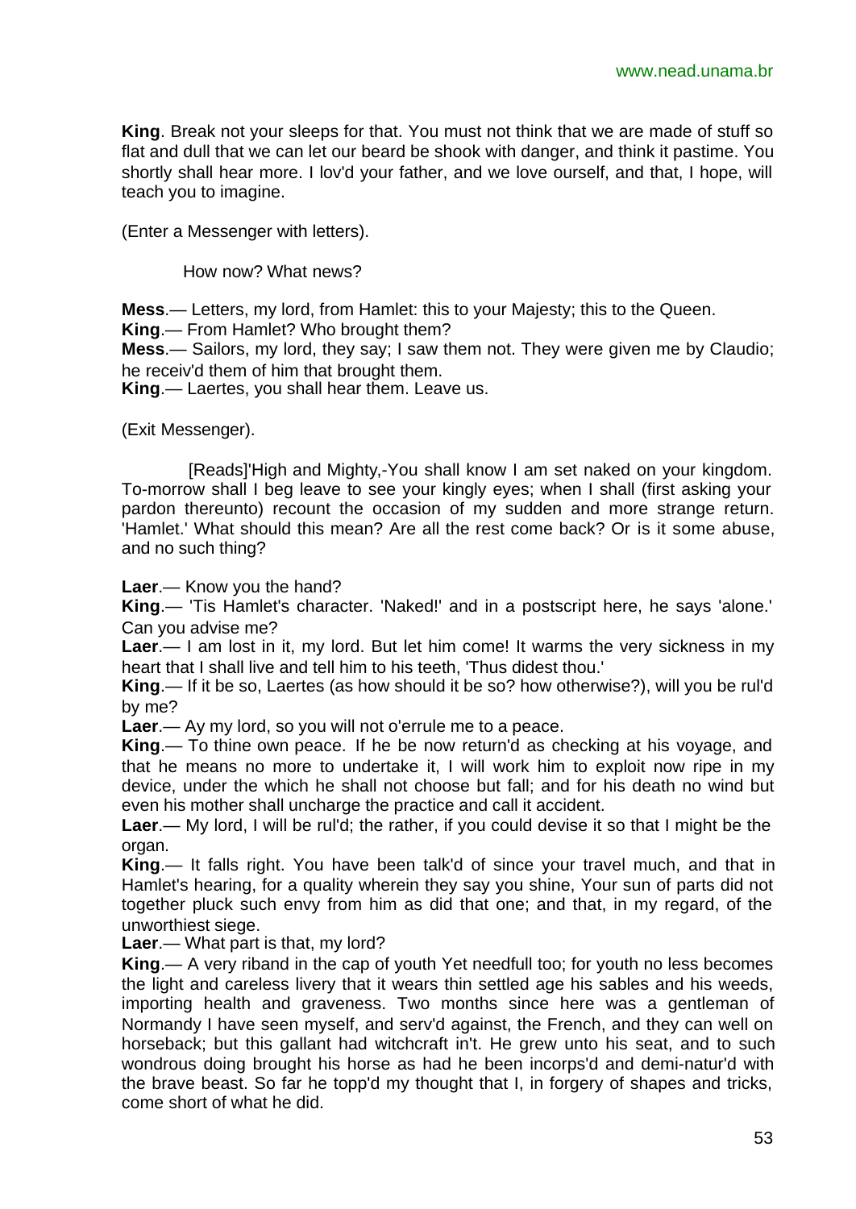**King**. Break not your sleeps for that. You must not think that we are made of stuff so flat and dull that we can let our beard be shook with danger, and think it pastime. You shortly shall hear more. I lov'd your father, and we love ourself, and that, I hope, will teach you to imagine.

(Enter a Messenger with letters).

How now? What news?

**Mess**.— Letters, my lord, from Hamlet: this to your Majesty; this to the Queen.
**King**.— From Hamlet? Who brought them?
**Mess**.— Sailors, my lord, they say; I saw them not. They were given me by Claudio; he receiv'd them of him that brought them.
**King**.— Laertes, you shall hear them. Leave us.

(Exit Messenger).

[Reads]'High and Mighty,-You shall know I am set naked on your kingdom. To-morrow shall I beg leave to see your kingly eyes; when I shall (first asking your pardon thereunto) recount the occasion of my sudden and more strange return. 'Hamlet.' What should this mean? Are all the rest come back? Or is it some abuse, and no such thing?

**Laer**.— Know you the hand?
**King**.— 'Tis Hamlet's character. 'Naked!' and in a postscript here, he says 'alone.' Can you advise me?
**Laer**.— I am lost in it, my lord. But let him come! It warms the very sickness in my heart that I shall live and tell him to his teeth, 'Thus didest thou.'
**King**.— If it be so, Laertes (as how should it be so? how otherwise?), will you be rul'd by me?
**Laer**.— Ay my lord, so you will not o'errule me to a peace.
**King**.— To thine own peace. If he be now return'd as checking at his voyage, and that he means no more to undertake it, I will work him to exploit now ripe in my device, under the which he shall not choose but fall; and for his death no wind but even his mother shall uncharge the practice and call it accident.
**Laer**.— My lord, I will be rul'd; the rather, if you could devise it so that I might be the organ.
**King**.— It falls right. You have been talk'd of since your travel much, and that in Hamlet's hearing, for a quality wherein they say you shine, Your sun of parts did not together pluck such envy from him as did that one; and that, in my regard, of the unworthiest siege.
**Laer**.— What part is that, my lord?
**King**.— A very riband in the cap of youth Yet needfull too; for youth no less becomes the light and careless livery that it wears thin settled age his sables and his weeds, importing health and graveness. Two months since here was a gentleman of Normandy I have seen myself, and serv'd against, the French, and they can well on horseback; but this gallant had witchcraft in't. He grew unto his seat, and to such wondrous doing brought his horse as had he been incorps'd and demi-natur'd with the brave beast. So far he topp'd my thought that I, in forgery of shapes and tricks, come short of what he did.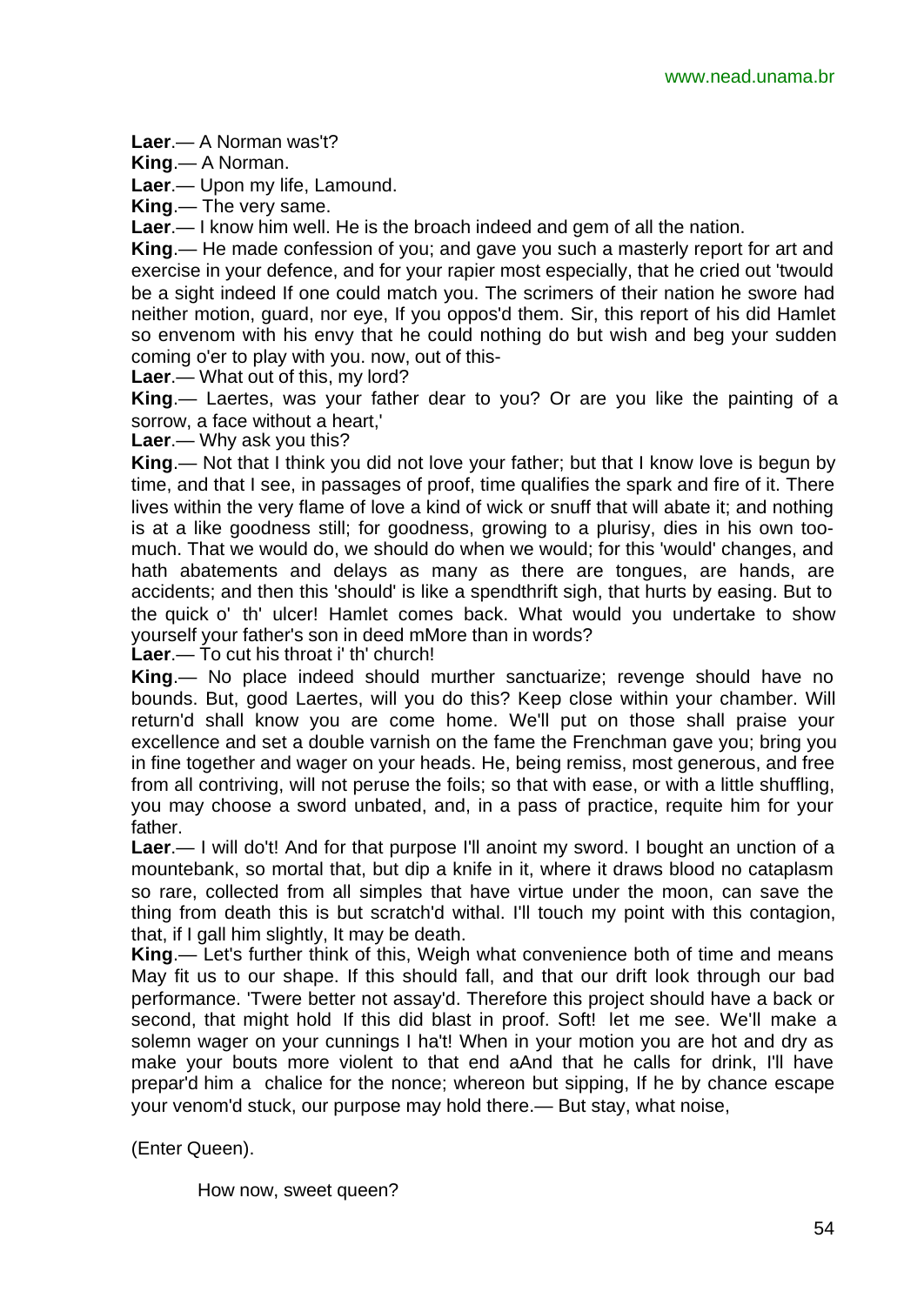**Laer**.— A Norman was't?

**King**.— A Norman.

**Laer**.— Upon my life, Lamound.

**King**.— The very same.

**Laer**.— I know him well. He is the broach indeed and gem of all the nation.

**King**.— He made confession of you; and gave you such a masterly report for art and exercise in your defence, and for your rapier most especially, that he cried out 'twould be a sight indeed If one could match you. The scrimers of their nation he swore had neither motion, guard, nor eye, If you oppos'd them. Sir, this report of his did Hamlet so envenom with his envy that he could nothing do but wish and beg your sudden coming o'er to play with you. now, out of this-

**Laer**.— What out of this, my lord?

**King**.— Laertes, was your father dear to you? Or are you like the painting of a sorrow, a face without a heart,'

**Laer**.— Why ask you this?

**King**.— Not that I think you did not love your father; but that I know love is begun by time, and that I see, in passages of proof, time qualifies the spark and fire of it. There lives within the very flame of love a kind of wick or snuff that will abate it; and nothing is at a like goodness still; for goodness, growing to a plurisy, dies in his own too-much. That we would do, we should do when we would; for this 'would' changes, and hath abatements and delays as many as there are tongues, are hands, are accidents; and then this 'should' is like a spendthrift sigh, that hurts by easing. But to the quick o' th' ulcer! Hamlet comes back. What would you undertake to show yourself your father's son in deed mMore than in words?

**Laer**.— To cut his throat i' th' church!

**King**.— No place indeed should murther sanctuarize; revenge should have no bounds. But, good Laertes, will you do this? Keep close within your chamber. Will return'd shall know you are come home. We'll put on those shall praise your excellence and set a double varnish on the fame the Frenchman gave you; bring you in fine together and wager on your heads. He, being remiss, most generous, and free from all contriving, will not peruse the foils; so that with ease, or with a little shuffling, you may choose a sword unbated, and, in a pass of practice, requite him for your father.

**Laer**.— I will do't! And for that purpose I'll anoint my sword. I bought an unction of a mountebank, so mortal that, but dip a knife in it, where it draws blood no cataplasm so rare, collected from all simples that have virtue under the moon, can save the thing from death this is but scratch'd withal. I'll touch my point with this contagion, that, if I gall him slightly, It may be death.

**King**.— Let's further think of this, Weigh what convenience both of time and means May fit us to our shape. If this should fall, and that our drift look through our bad performance. 'Twere better not assay'd. Therefore this project should have a back or second, that might hold If this did blast in proof. Soft! let me see. We'll make a solemn wager on your cunnings I ha't! When in your motion you are hot and dry as make your bouts more violent to that end aAnd that he calls for drink, I'll have prepar'd him a chalice for the nonce; whereon but sipping, If he by chance escape your venom'd stuck, our purpose may hold there.— But stay, what noise,

(Enter Queen).

How now, sweet queen?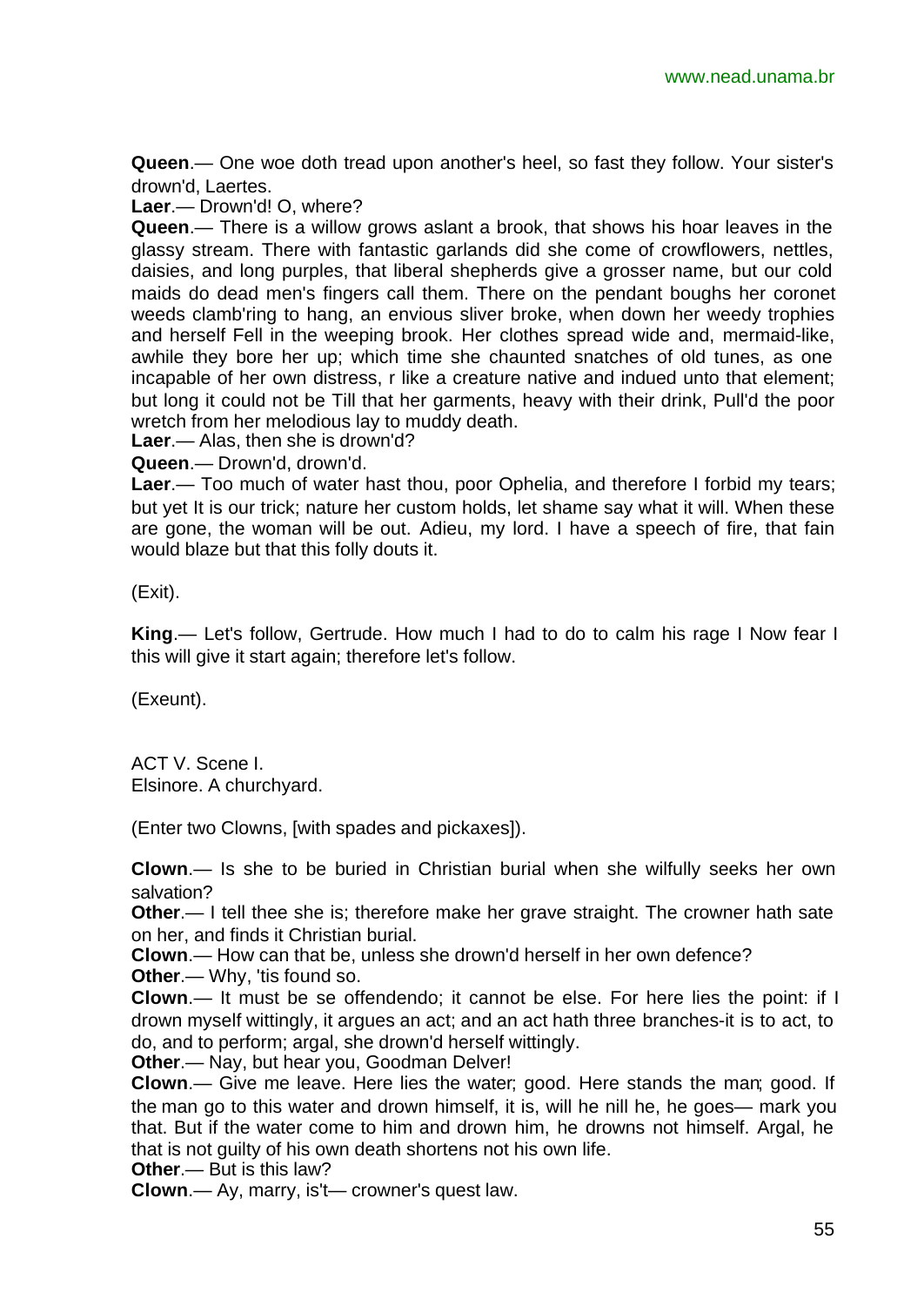**Queen**.— One woe doth tread upon another's heel, so fast they follow. Your sister's drown'd, Laertes.

**Laer**.— Drown'd! O, where?

**Queen**.— There is a willow grows aslant a brook, that shows his hoar leaves in the glassy stream. There with fantastic garlands did she come of crowflowers, nettles, daisies, and long purples, that liberal shepherds give a grosser name, but our cold maids do dead men's fingers call them. There on the pendant boughs her coronet weeds clamb'ring to hang, an envious sliver broke, when down her weedy trophies and herself Fell in the weeping brook. Her clothes spread wide and, mermaid-like, awhile they bore her up; which time she chaunted snatches of old tunes, as one incapable of her own distress, r like a creature native and indued unto that element; but long it could not be Till that her garments, heavy with their drink, Pull'd the poor wretch from her melodious lay to muddy death.

**Laer**.— Alas, then she is drown'd?

**Queen**.— Drown'd, drown'd.

**Laer**.— Too much of water hast thou, poor Ophelia, and therefore I forbid my tears; but yet It is our trick; nature her custom holds, let shame say what it will. When these are gone, the woman will be out. Adieu, my lord. I have a speech of fire, that fain would blaze but that this folly douts it.

(Exit).

**King**.— Let's follow, Gertrude. How much I had to do to calm his rage I Now fear I this will give it start again; therefore let's follow.

(Exeunt).

ACT V. Scene I.
Elsinore. A churchyard.

(Enter two Clowns, [with spades and pickaxes]).

**Clown**.— Is she to be buried in Christian burial when she wilfully seeks her own salvation?

**Other**.— I tell thee she is; therefore make her grave straight. The crowner hath sate on her, and finds it Christian burial.

**Clown**.— How can that be, unless she drown'd herself in her own defence?

**Other**.— Why, 'tis found so.

**Clown**.— It must be se offendendo; it cannot be else. For here lies the point: if I drown myself wittingly, it argues an act; and an act hath three branches-it is to act, to do, and to perform; argal, she drown'd herself wittingly.

**Other**.— Nay, but hear you, Goodman Delver!

**Clown**.— Give me leave. Here lies the water; good. Here stands the man; good. If the man go to this water and drown himself, it is, will he nill he, he goes— mark you that. But if the water come to him and drown him, he drowns not himself. Argal, he that is not guilty of his own death shortens not his own life.

**Other**.— But is this law?

**Clown**.— Ay, marry, is't— crowner's quest law.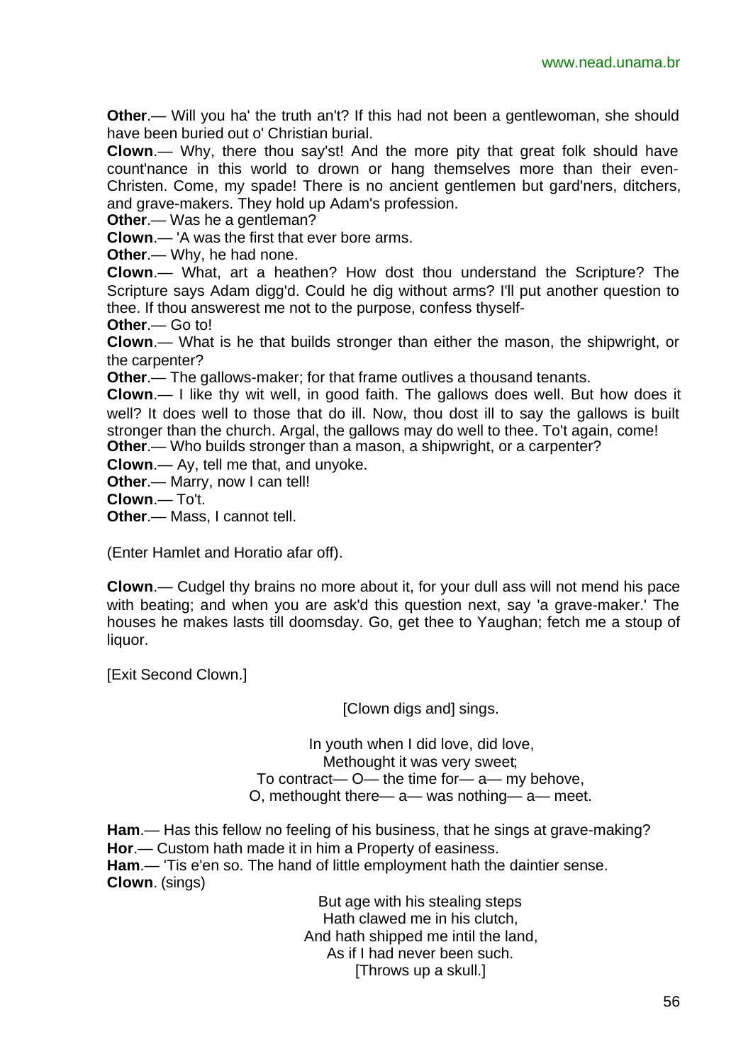**Other**.— Will you ha' the truth an't? If this had not been a gentlewoman, she should have been buried out o' Christian burial.

**Clown**.— Why, there thou say'st! And the more pity that great folk should have count'nance in this world to drown or hang themselves more than their even-Christen. Come, my spade! There is no ancient gentlemen but gard'ners, ditchers, and grave-makers. They hold up Adam's profession.

**Other**.— Was he a gentleman?

**Clown**.— 'A was the first that ever bore arms.

**Other**.— Why, he had none.

**Clown**.— What, art a heathen? How dost thou understand the Scripture? The Scripture says Adam digg'd. Could he dig without arms? I'll put another question to thee. If thou answerest me not to the purpose, confess thyself-

**Other**.— Go to!

**Clown**.— What is he that builds stronger than either the mason, the shipwright, or the carpenter?

**Other**.— The gallows-maker; for that frame outlives a thousand tenants.

**Clown**.— I like thy wit well, in good faith. The gallows does well. But how does it well? It does well to those that do ill. Now, thou dost ill to say the gallows is built stronger than the church. Argal, the gallows may do well to thee. To't again, come!

**Other**.— Who builds stronger than a mason, a shipwright, or a carpenter?

**Clown**.— Ay, tell me that, and unyoke.

**Other**.— Marry, now I can tell!

**Clown**.— To't.

**Other**.— Mass, I cannot tell.

(Enter Hamlet and Horatio afar off).

**Clown**.— Cudgel thy brains no more about it, for your dull ass will not mend his pace with beating; and when you are ask'd this question next, say 'a grave-maker.' The houses he makes lasts till doomsday. Go, get thee to Yaughan; fetch me a stoup of liquor.

[Exit Second Clown.]

[Clown digs and] sings.

In youth when I did love, did love,  
Methought it was very sweet;  
To contract— O— the time for— a— my behove,  
O, methought there— a— was nothing— a— meet.

**Ham**.— Has this fellow no feeling of his business, that he sings at grave-making?

**Hor**.— Custom hath made it in him a Property of easiness.

**Ham**.— 'Tis e'en so. The hand of little employment hath the daintier sense.

**Clown**. (sings)

But age with his stealing steps  
Hath clawed me in his clutch,  
And hath shipped me until the land,  
As if I had never been such.  
[Throws up a skull.]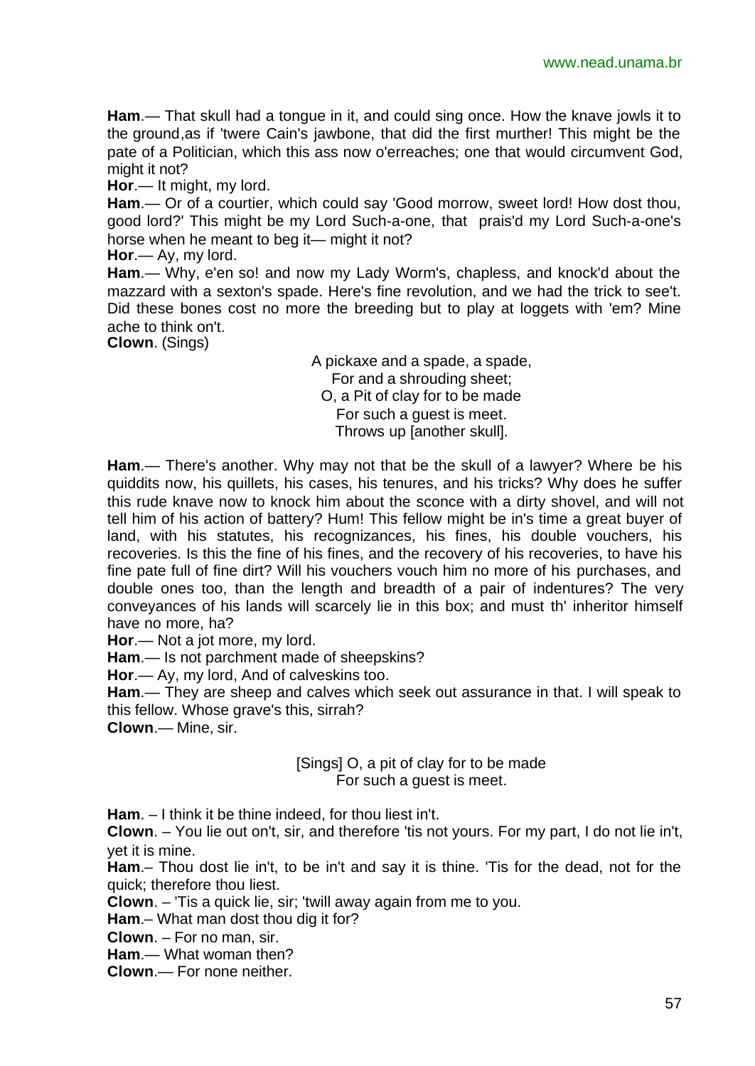**Ham**.— That skull had a tongue in it, and could sing once. How the knave jowls it to the ground,as if 'twere Cain's jawbone, that did the first murther! This might be the pate of a Politician, which this ass now o'erreaches; one that would circumvent God, might it not?

**Hor**.— It might, my lord.

**Ham**.— Or of a courtier, which could say 'Good morrow, sweet lord! How dost thou, good lord?' This might be my Lord Such-a-one, that prais'd my Lord Such-a-one's horse when he meant to beg it— might it not?

**Hor**.— Ay, my lord.

**Ham**.— Why, e'en so! and now my Lady Worm's, chapless, and knock'd about the mazzard with a sexton's spade. Here's fine revolution, and we had the trick to see't. Did these bones cost no more the breeding but to play at loggets with 'em? Mine ache to think on't.

**Clown**. (Sings)

A pickaxe and a spade, a spade,
For and a shrouding sheet;
O, a Pit of clay for to be made
For such a guest is meet.
Throws up [another skull].

**Ham**.— There's another. Why may not that be the skull of a lawyer? Where be his quiddits now, his quillets, his cases, his tenures, and his tricks? Why does he suffer this rude knave now to knock him about the sconce with a dirty shovel, and will not tell him of his action of battery? Hum! This fellow might be in's time a great buyer of land, with his statutes, his recognizances, his fines, his double vouchers, his recoveries. Is this the fine of his fines, and the recovery of his recoveries, to have his fine pate full of fine dirt? Will his vouchers vouch him no more of his purchases, and double ones too, than the length and breadth of a pair of indentures? The very conveyances of his lands will scarcely lie in this box; and must th' inheritor himself have no more, ha?

**Hor**.— Not a jot more, my lord.

**Ham**.— Is not parchment made of sheepskins?

**Hor**.— Ay, my lord, And of calveskins too.

**Ham**.— They are sheep and calves which seek out assurance in that. I will speak to this fellow. Whose grave's this, sirrah?

**Clown**.— Mine, sir.

[Sings] O, a pit of clay for to be made
For such a guest is meet.

**Ham**. – I think it be thine indeed, for thou liest in't.

**Clown**. – You lie out on't, sir, and therefore 'tis not yours. For my part, I do not lie in't, yet it is mine.

**Ham**.– Thou dost lie in't, to be in't and say it is thine. 'Tis for the dead, not for the quick; therefore thou liest.

**Clown**. – 'Tis a quick lie, sir; 'twill away again from me to you.

**Ham**.– What man dost thou dig it for?

**Clown**. – For no man, sir.

**Ham**.— What woman then?

**Clown**.— For none neither.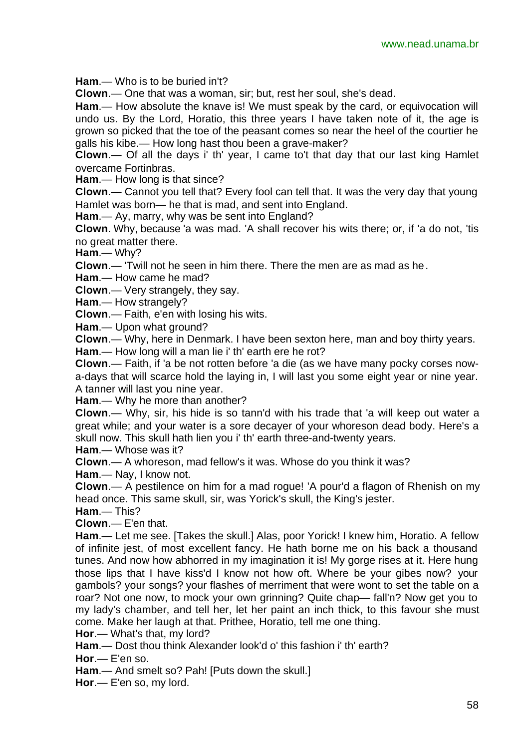**Ham**.— Who is to be buried in't?

**Clown**.— One that was a woman, sir; but, rest her soul, she's dead.

**Ham**.— How absolute the knave is! We must speak by the card, or equivocation will undo us. By the Lord, Horatio, this three years I have taken note of it, the age is grown so picked that the toe of the peasant comes so near the heel of the courtier he galls his kibe.— How long hast thou been a grave-maker?

**Clown**.— Of all the days i' th' year, I came to't that day that our last king Hamlet overcame Fortinbras.

**Ham**.— How long is that since?

**Clown**.— Cannot you tell that? Every fool can tell that. It was the very day that young Hamlet was born— he that is mad, and sent into England.

**Ham**.— Ay, marry, why was be sent into England?

**Clown**. Why, because 'a was mad. 'A shall recover his wits there; or, if 'a do not, 'tis no great matter there.

**Ham**.— Why?

**Clown**.— 'Twill not he seen in him there. There the men are as mad as he.

**Ham**.— How came he mad?

**Clown**.— Very strangely, they say.

**Ham**.— How strangely?

**Clown**.— Faith, e'en with losing his wits.

**Ham**.— Upon what ground?

**Clown**.— Why, here in Denmark. I have been sexton here, man and boy thirty years.

**Ham**.— How long will a man lie i' th' earth ere he rot?

**Clown**.— Faith, if 'a be not rotten before 'a die (as we have many pocky corses now-a-days that will scarce hold the laying in, I will last you some eight year or nine year. A tanner will last you nine year.

**Ham**.— Why he more than another?

**Clown**.— Why, sir, his hide is so tann'd with his trade that 'a will keep out water a great while; and your water is a sore decayer of your whoreson dead body. Here's a skull now. This skull hath lien you i' th' earth three-and-twenty years.

**Ham**.— Whose was it?

**Clown**.— A whoreson, mad fellow's it was. Whose do you think it was?

**Ham**.— Nay, I know not.

**Clown**.— A pestilence on him for a mad rogue! 'A pour'd a flagon of Rhenish on my head once. This same skull, sir, was Yorick's skull, the King's jester.

**Ham**.— This?

**Clown**.— E'en that.

**Ham**.— Let me see. [Takes the skull.] Alas, poor Yorick! I knew him, Horatio. A fellow of infinite jest, of most excellent fancy. He hath borne me on his back a thousand tunes. And now how abhorred in my imagination it is! My gorge rises at it. Here hung those lips that I have kiss'd I know not how oft. Where be your gibes now? your gambols? your songs? your flashes of merriment that were wont to set the table on a roar? Not one now, to mock your own grinning? Quite chap— fall'n? Now get you to my lady's chamber, and tell her, let her paint an inch thick, to this favour she must come. Make her laugh at that. Prithee, Horatio, tell me one thing.

**Hor**.— What's that, my lord?

**Ham**.— Dost thou think Alexander look'd o' this fashion i' th' earth?

**Hor**.— E'en so.

**Ham**.— And smelt so? Pah! [Puts down the skull.]

**Hor**.— E'en so, my lord.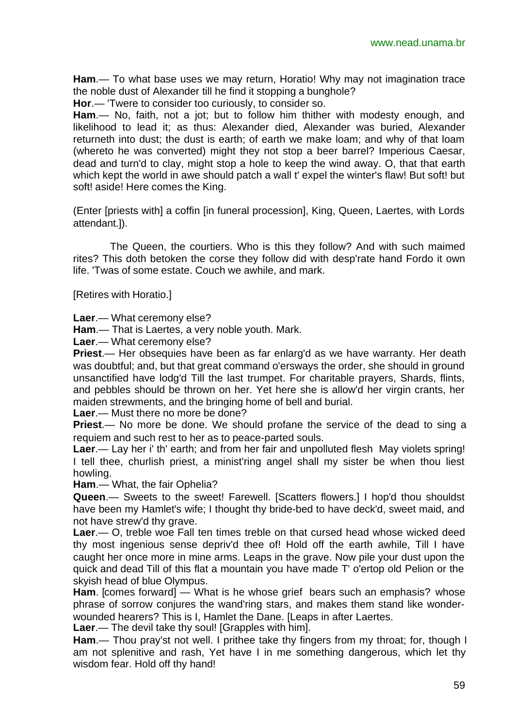**Ham**.— To what base uses we may return, Horatio! Why may not imagination trace the noble dust of Alexander till he find it stopping a bunghole?

**Hor**.— 'Twere to consider too curiously, to consider so.

**Ham**.— No, faith, not a jot; but to follow him thither with modesty enough, and likelihood to lead it; as thus: Alexander died, Alexander was buried, Alexander returneth into dust; the dust is earth; of earth we make loam; and why of that loam (whereto he was converted) might they not stop a beer barrel? Imperious Caesar, dead and turn'd to clay, might stop a hole to keep the wind away. O, that that earth which kept the world in awe should patch a wall t' expel the winter's flaw! But soft! but soft! aside! Here comes the King.

(Enter [priests with] a coffin [in funeral procession], King, Queen, Laertes, with Lords attendant.]).

The Queen, the courtiers. Who is this they follow? And with such maimed rites? This doth betoken the corse they follow did with desp'rate hand Fordo it own life. 'Twas of some estate. Couch we awhile, and mark.

[Retires with Horatio.]

**Laer**.— What ceremony else?

**Ham**.— That is Laertes, a very noble youth. Mark.

**Laer**.— What ceremony else?

**Priest**.— Her obsequies have been as far enlarg'd as we have warranty. Her death was doubtful; and, but that great command o'ersways the order, she should in ground unsanctified have lodg'd Till the last trumpet. For charitable prayers, Shards, flints, and pebbles should be thrown on her. Yet here she is allow'd her virgin crants, her maiden strewments, and the bringing home of bell and burial.

**Laer**.— Must there no more be done?

**Priest**.— No more be done. We should profane the service of the dead to sing a requiem and such rest to her as to peace-parted souls.

**Laer**.— Lay her i' th' earth; and from her fair and unpolluted flesh May violets spring! I tell thee, churlish priest, a minist'ring angel shall my sister be when thou liest howling.

**Ham**.— What, the fair Ophelia?

**Queen**.— Sweets to the sweet! Farewell. [Scatters flowers.] I hop'd thou shouldst have been my Hamlet's wife; I thought thy bride-bed to have deck'd, sweet maid, and not have strew'd thy grave.

**Laer**.— O, treble woe Fall ten times treble on that cursed head whose wicked deed thy most ingenious sense depriv'd thee of! Hold off the earth awhile, Till I have caught her once more in mine arms. Leaps in the grave. Now pile your dust upon the quick and dead Till of this flat a mountain you have made T' o'ertop old Pelion or the skyish head of blue Olympus.

**Ham**. [comes forward] — What is he whose grief bears such an emphasis? whose phrase of sorrow conjures the wand'ring stars, and makes them stand like wonder-wounded hearers? This is I, Hamlet the Dane. [Leaps in after Laertes.

**Laer**.— The devil take thy soul! [Grapples with him].

**Ham**.— Thou pray'st not well. I prithee take thy fingers from my throat; for, though I am not splenitive and rash, Yet have I in me something dangerous, which let thy wisdom fear. Hold off thy hand!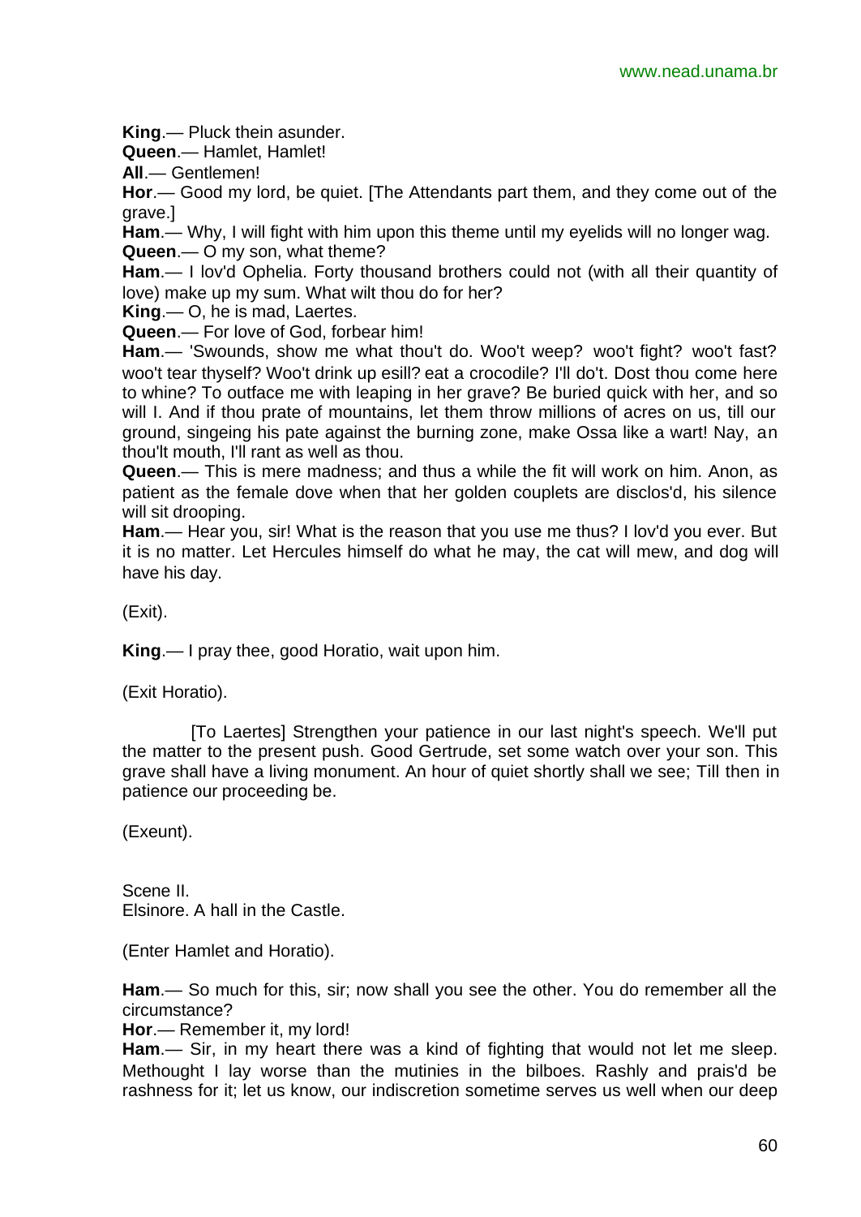**King**.— Pluck thein asunder.

**Queen**.— Hamlet, Hamlet!

**All**.— Gentlemen!

**Hor**.— Good my lord, be quiet. [The Attendants part them, and they come out of the grave.]

**Ham**.— Why, I will fight with him upon this theme until my eyelids will no longer wag.

**Queen**.— O my son, what theme?

**Ham**.— I lov'd Ophelia. Forty thousand brothers could not (with all their quantity of love) make up my sum. What wilt thou do for her?

**King**.— O, he is mad, Laertes.

**Queen**.— For love of God, forbear him!

**Ham**.— 'Swounds, show me what thou't do. Woo't weep? woo't fight? woo't fast? woo't tear thyself? Woo't drink up esill? eat a crocodile? I'll do't. Dost thou come here to whine? To outface me with leaping in her grave? Be buried quick with her, and so will I. And if thou prate of mountains, let them throw millions of acres on us, till our ground, singeing his pate against the burning zone, make Ossa like a wart! Nay, an thou'lt mouth, I'll rant as well as thou.

**Queen**.— This is mere madness; and thus a while the fit will work on him. Anon, as patient as the female dove when that her golden couplets are disclos'd, his silence will sit drooping.

**Ham**.— Hear you, sir! What is the reason that you use me thus? I lov'd you ever. But it is no matter. Let Hercules himself do what he may, the cat will mew, and dog will have his day.

(Exit).

**King**.— I pray thee, good Horatio, wait upon him.

(Exit Horatio).

[To Laertes] Strengthen your patience in our last night's speech. We'll put the matter to the present push. Good Gertrude, set some watch over your son. This grave shall have a living monument. An hour of quiet shortly shall we see; Till then in patience our proceeding be.

(Exeunt).

Scene II.
Elsinore. A hall in the Castle.

(Enter Hamlet and Horatio).

**Ham**.— So much for this, sir; now shall you see the other. You do remember all the circumstance?

**Hor**.— Remember it, my lord!

**Ham**.— Sir, in my heart there was a kind of fighting that would not let me sleep. Methought I lay worse than the mutinies in the bilboes. Rashly and prais'd be rashness for it; let us know, our indiscretion sometime serves us well when our deep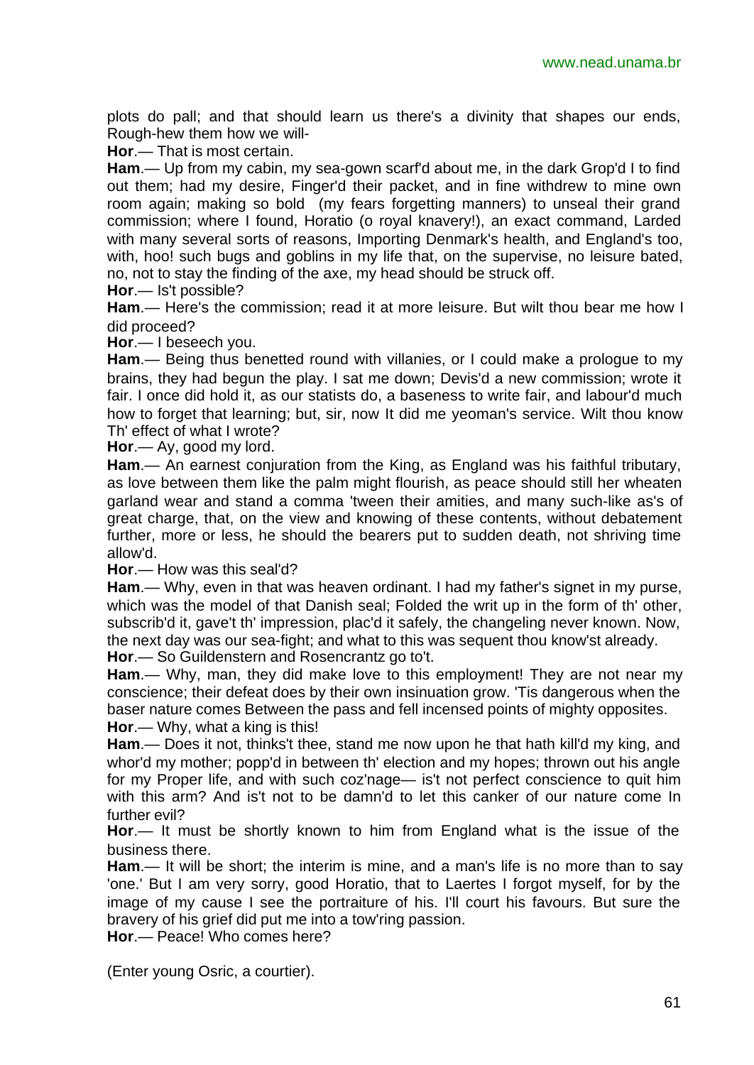plots do pall; and that should learn us there's a divinity that shapes our ends, Rough-hew them how we will-

**Hor**.— That is most certain.

**Ham**.— Up from my cabin, my sea-gown scarf'd about me, in the dark Grop'd I to find out them; had my desire, Finger'd their packet, and in fine withdrew to mine own room again; making so bold (my fears forgetting manners) to unseal their grand commission; where I found, Horatio (o royal knavery!), an exact command, Larded with many several sorts of reasons, Importing Denmark's health, and England's too, with, hoo! such bugs and goblins in my life that, on the supervise, no leisure bated, no, not to stay the finding of the axe, my head should be struck off.

**Hor**.— Is't possible?

**Ham**.— Here's the commission; read it at more leisure. But wilt thou bear me how I did proceed?

**Hor**.— I beseech you.

**Ham**.— Being thus benetted round with villanies, or I could make a prologue to my brains, they had begun the play. I sat me down; Devis'd a new commission; wrote it fair. I once did hold it, as our statists do, a baseness to write fair, and labour'd much how to forget that learning; but, sir, now It did me yeoman's service. Wilt thou know Th' effect of what I wrote?

**Hor**.— Ay, good my lord.

**Ham**.— An earnest conjuration from the King, as England was his faithful tributary, as love between them like the palm might flourish, as peace should still her wheaten garland wear and stand a comma 'tween their amities, and many such-like as's of great charge, that, on the view and knowing of these contents, without debatement further, more or less, he should the bearers put to sudden death, not shriving time allow'd.

**Hor**.— How was this seal'd?

**Ham**.— Why, even in that was heaven ordinant. I had my father's signet in my purse, which was the model of that Danish seal; Folded the writ up in the form of th' other, subscrib'd it, gave't th' impression, plac'd it safely, the changeling never known. Now, the next day was our sea-fight; and what to this was sequent thou know'st already.

**Hor**.— So Guildenstern and Rosencrantz go to't.

**Ham**.— Why, man, they did make love to this employment! They are not near my conscience; their defeat does by their own insinuation grow. 'Tis dangerous when the baser nature comes Between the pass and fell incensed points of mighty opposites.

**Hor**.— Why, what a king is this!

**Ham**.— Does it not, thinks't thee, stand me now upon he that hath kill'd my king, and whor'd my mother; popp'd in between th' election and my hopes; thrown out his angle for my Proper life, and with such coz'nage— is't not perfect conscience to quit him with this arm? And is't not to be damn'd to let this canker of our nature come In further evil?

**Hor**.— It must be shortly known to him from England what is the issue of the business there.

**Ham**.— It will be short; the interim is mine, and a man's life is no more than to say 'one.' But I am very sorry, good Horatio, that to Laertes I forgot myself, for by the image of my cause I see the portraiture of his. I'll court his favours. But sure the bravery of his grief did put me into a tow'ring passion.

**Hor**.— Peace! Who comes here?

(Enter young Osric, a courtier).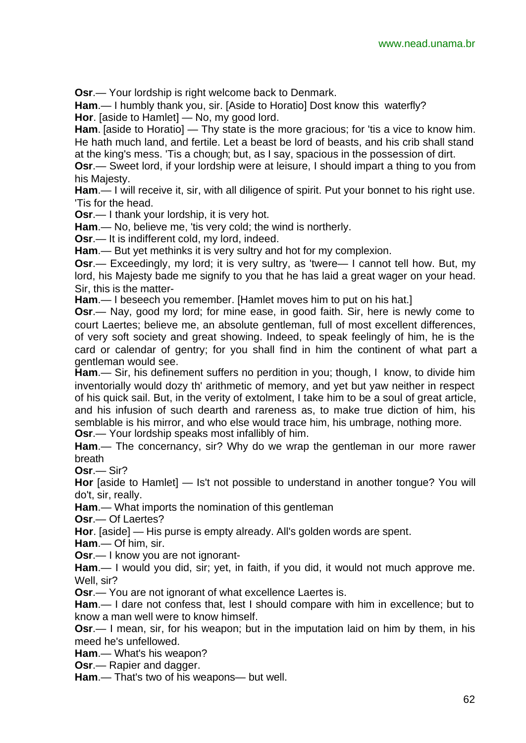**Osr**.— Your lordship is right welcome back to Denmark.

**Ham**.— I humbly thank you, sir. [Aside to Horatio] Dost know this waterfly?

**Hor**. [aside to Hamlet] — No, my good lord.

**Ham**. [aside to Horatio] — Thy state is the more gracious; for 'tis a vice to know him. He hath much land, and fertile. Let a beast be lord of beasts, and his crib shall stand at the king's mess. 'Tis a chough; but, as I say, spacious in the possession of dirt.

**Osr**.— Sweet lord, if your lordship were at leisure, I should impart a thing to you from his Majesty.

**Ham**.— I will receive it, sir, with all diligence of spirit. Put your bonnet to his right use. 'Tis for the head.

**Osr**.— I thank your lordship, it is very hot.

**Ham**.— No, believe me, 'tis very cold; the wind is northerly.

**Osr**.— It is indifferent cold, my lord, indeed.

**Ham**.— But yet methinks it is very sultry and hot for my complexion.

**Osr**.— Exceedingly, my lord; it is very sultry, as 'twere— I cannot tell how. But, my lord, his Majesty bade me signify to you that he has laid a great wager on your head. Sir, this is the matter-

**Ham**.— I beseech you remember. [Hamlet moves him to put on his hat.]

**Osr**.— Nay, good my lord; for mine ease, in good faith. Sir, here is newly come to court Laertes; believe me, an absolute gentleman, full of most excellent differences, of very soft society and great showing. Indeed, to speak feelingly of him, he is the card or calendar of gentry; for you shall find in him the continent of what part a gentleman would see.

**Ham**.— Sir, his definement suffers no perdition in you; though, I know, to divide him inventorially would dozy th' arithmetic of memory, and yet but yaw neither in respect of his quick sail. But, in the verity of extolment, I take him to be a soul of great article, and his infusion of such dearth and rareness as, to make true diction of him, his semblable is his mirror, and who else would trace him, his umbrage, nothing more.

**Osr**.— Your lordship speaks most infallibly of him.

**Ham**.— The concernancy, sir? Why do we wrap the gentleman in our more rawer breath

**Osr**.— Sir?

**Hor** [aside to Hamlet] — Is't not possible to understand in another tongue? You will do't, sir, really.

**Ham**.— What imports the nomination of this gentleman

**Osr**.— Of Laertes?

**Hor**. [aside] — His purse is empty already. All's golden words are spent.

**Ham**.— Of him, sir.

**Osr**.— I know you are not ignorant-

**Ham**.— I would you did, sir; yet, in faith, if you did, it would not much approve me. Well, sir?

**Osr**.— You are not ignorant of what excellence Laertes is.

**Ham**.— I dare not confess that, lest I should compare with him in excellence; but to know a man well were to know himself.

**Osr**.— I mean, sir, for his weapon; but in the imputation laid on him by them, in his meed he's unfellowed.

**Ham**.— What's his weapon?

**Osr**.— Rapier and dagger.

**Ham**.— That's two of his weapons— but well.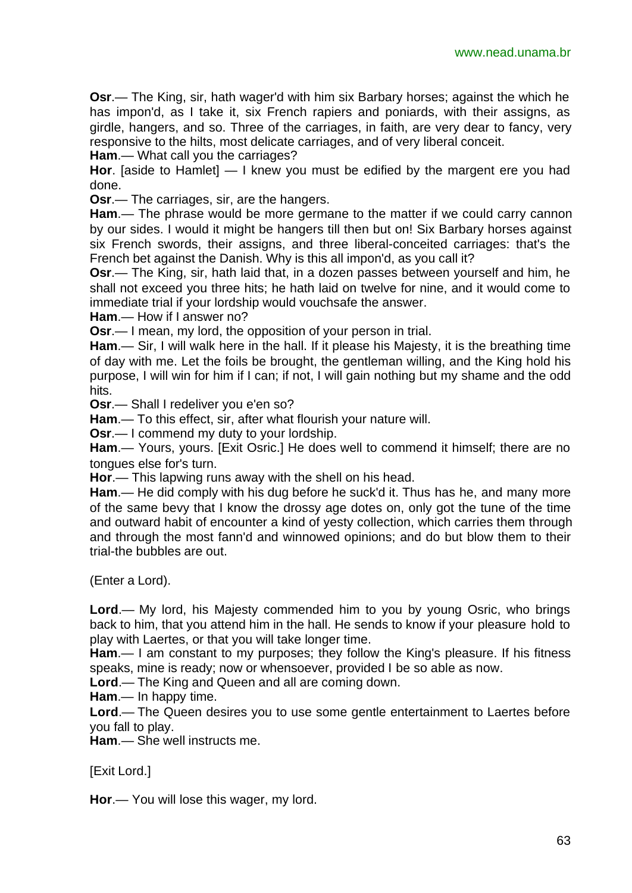**Osr**.— The King, sir, hath wager'd with him six Barbary horses; against the which he has impon'd, as I take it, six French rapiers and poniards, with their assigns, as girdle, hangers, and so. Three of the carriages, in faith, are very dear to fancy, very responsive to the hilts, most delicate carriages, and of very liberal conceit.

**Ham**.— What call you the carriages?

**Hor**. [aside to Hamlet] — I knew you must be edified by the margent ere you had done.

**Osr**.— The carriages, sir, are the hangers.

**Ham**.— The phrase would be more germane to the matter if we could carry cannon by our sides. I would it might be hangers till then but on! Six Barbary horses against six French swords, their assigns, and three liberal-conceited carriages: that's the French bet against the Danish. Why is this all impon'd, as you call it?

**Osr**.— The King, sir, hath laid that, in a dozen passes between yourself and him, he shall not exceed you three hits; he hath laid on twelve for nine, and it would come to immediate trial if your lordship would vouchsafe the answer.

**Ham**.— How if I answer no?

**Osr**.— I mean, my lord, the opposition of your person in trial.

**Ham**.— Sir, I will walk here in the hall. If it please his Majesty, it is the breathing time of day with me. Let the foils be brought, the gentleman willing, and the King hold his purpose, I will win for him if I can; if not, I will gain nothing but my shame and the odd hits.

**Osr**.— Shall I redeliver you e'en so?

**Ham**.— To this effect, sir, after what flourish your nature will.

**Osr**.— I commend my duty to your lordship.

**Ham**.— Yours, yours. [Exit Osric.] He does well to commend it himself; there are no tongues else for's turn.

**Hor**.— This lapwing runs away with the shell on his head.

**Ham**.— He did comply with his dug before he suck'd it. Thus has he, and many more of the same bevy that I know the drossy age dotes on, only got the tune of the time and outward habit of encounter a kind of yesty collection, which carries them through and through the most fann'd and winnowed opinions; and do but blow them to their trial-the bubbles are out.

(Enter a Lord).

**Lord**.— My lord, his Majesty commended him to you by young Osric, who brings back to him, that you attend him in the hall. He sends to know if your pleasure hold to play with Laertes, or that you will take longer time.

**Ham**.— I am constant to my purposes; they follow the King's pleasure. If his fitness speaks, mine is ready; now or whensoever, provided I be so able as now.

**Lord**.— The King and Queen and all are coming down.

**Ham**.— In happy time.

**Lord**.— The Queen desires you to use some gentle entertainment to Laertes before you fall to play.

**Ham**.— She well instructs me.

[Exit Lord.]

**Hor**.— You will lose this wager, my lord.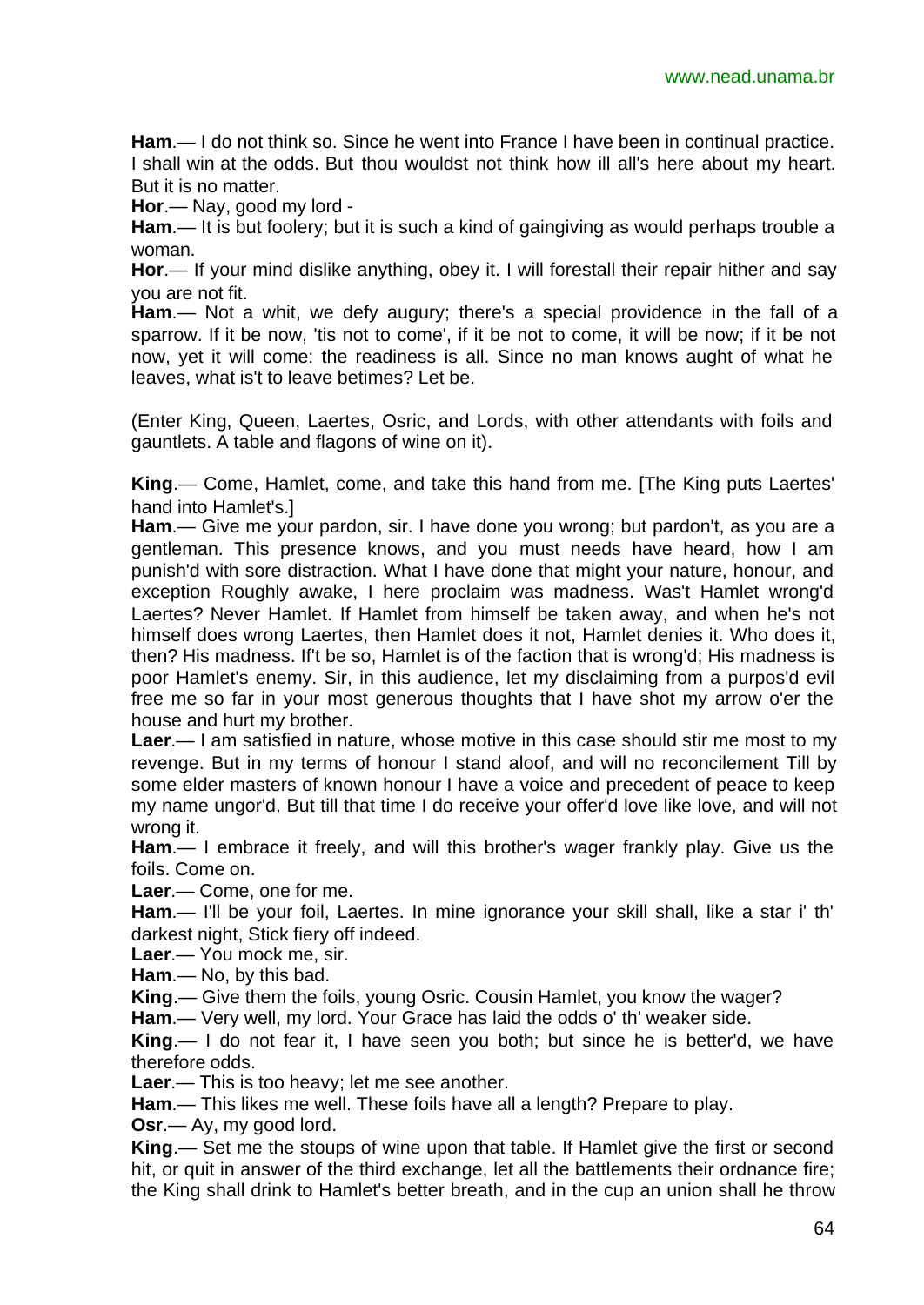**Ham**.— I do not think so. Since he went into France I have been in continual practice. I shall win at the odds. But thou wouldst not think how ill all's here about my heart. But it is no matter.

**Hor**.— Nay, good my lord -

**Ham**.— It is but foolery; but it is such a kind of gaingiving as would perhaps trouble a woman.

**Hor**.— If your mind dislike anything, obey it. I will forestall their repair hither and say you are not fit.

**Ham**.— Not a whit, we defy augury; there's a special providence in the fall of a sparrow. If it be now, 'tis not to come', if it be not to come, it will be now; if it be not now, yet it will come: the readiness is all. Since no man knows aught of what he leaves, what is't to leave betimes? Let be.

(Enter King, Queen, Laertes, Osric, and Lords, with other attendants with foils and gauntlets. A table and flagons of wine on it).

**King**.— Come, Hamlet, come, and take this hand from me. [The King puts Laertes' hand into Hamlet's.]

**Ham**.— Give me your pardon, sir. I have done you wrong; but pardon't, as you are a gentleman. This presence knows, and you must needs have heard, how I am punish'd with sore distraction. What I have done that might your nature, honour, and exception Roughly awake, I here proclaim was madness. Was't Hamlet wrong'd Laertes? Never Hamlet. If Hamlet from himself be taken away, and when he's not himself does wrong Laertes, then Hamlet does it not, Hamlet denies it. Who does it, then? His madness. If't be so, Hamlet is of the faction that is wrong'd; His madness is poor Hamlet's enemy. Sir, in this audience, let my disclaiming from a purpos'd evil free me so far in your most generous thoughts that I have shot my arrow o'er the house and hurt my brother.

**Laer**.— I am satisfied in nature, whose motive in this case should stir me most to my revenge. But in my terms of honour I stand aloof, and will no reconcilement Till by some elder masters of known honour I have a voice and precedent of peace to keep my name ungor'd. But till that time I do receive your offer'd love like love, and will not wrong it.

**Ham**.— I embrace it freely, and will this brother's wager frankly play. Give us the foils. Come on.

**Laer**.— Come, one for me.

**Ham**.— I'll be your foil, Laertes. In mine ignorance your skill shall, like a star i' th' darkest night, Stick fiery off indeed.

**Laer**.— You mock me, sir.

**Ham**.— No, by this bad.

**King**.— Give them the foils, young Osric. Cousin Hamlet, you know the wager?

**Ham**.— Very well, my lord. Your Grace has laid the odds o' th' weaker side.

**King**.— I do not fear it, I have seen you both; but since he is better'd, we have therefore odds.

**Laer**.— This is too heavy; let me see another.

**Ham**.— This likes me well. These foils have all a length? Prepare to play.

**Osr**.— Ay, my good lord.

**King**.— Set me the stoups of wine upon that table. If Hamlet give the first or second hit, or quit in answer of the third exchange, let all the battlements their ordnance fire; the King shall drink to Hamlet's better breath, and in the cup an union shall he throw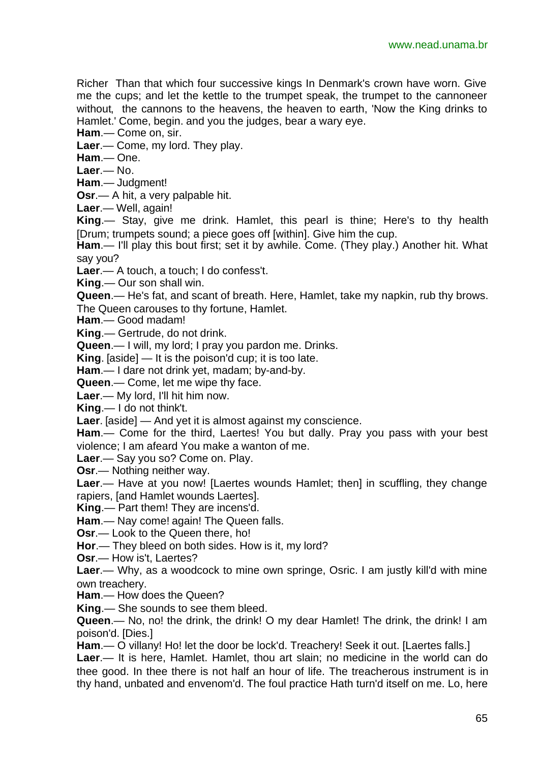Richer Than that which four successive kings In Denmark's crown have worn. Give me the cups; and let the kettle to the trumpet speak, the trumpet to the cannoneer without, the cannons to the heavens, the heaven to earth, 'Now the King drinks to Hamlet.' Come, begin. and you the judges, bear a wary eye.

**Ham**.— Come on, sir.

**Laer**.— Come, my lord. They play.

**Ham**.— One.

**Laer**.— No.

**Ham**.— Judgment!

**Osr**.— A hit, a very palpable hit.

**Laer**.— Well, again!

**King**.— Stay, give me drink. Hamlet, this pearl is thine; Here's to thy health [Drum; trumpets sound; a piece goes off [within]. Give him the cup.

**Ham**.— I'll play this bout first; set it by awhile. Come. (They play.) Another hit. What say you?

**Laer**.— A touch, a touch; I do confess't.

**King**.— Our son shall win.

**Queen**.— He's fat, and scant of breath. Here, Hamlet, take my napkin, rub thy brows. The Queen carouses to thy fortune, Hamlet.

**Ham**.— Good madam!

**King**.— Gertrude, do not drink.

**Queen**.— I will, my lord; I pray you pardon me. Drinks.

**King**. [aside] — It is the poison'd cup; it is too late.

**Ham**.— I dare not drink yet, madam; by-and-by.

**Queen**.— Come, let me wipe thy face.

**Laer**.— My lord, I'll hit him now.

**King**.— I do not think't.

**Laer**. [aside] — And yet it is almost against my conscience.

**Ham**.— Come for the third, Laertes! You but dally. Pray you pass with your best violence; I am afeard You make a wanton of me.

**Laer**.— Say you so? Come on. Play.

**Osr**.— Nothing neither way.

**Laer**.— Have at you now! [Laertes wounds Hamlet; then] in scuffling, they change rapiers, [and Hamlet wounds Laertes].

**King**.— Part them! They are incens'd.

**Ham**.— Nay come! again! The Queen falls.

**Osr**.— Look to the Queen there, ho!

**Hor**.— They bleed on both sides. How is it, my lord?

**Osr**.— How is't, Laertes?

**Laer**.— Why, as a woodcock to mine own springe, Osric. I am justly kill'd with mine own treachery.

**Ham**.— How does the Queen?

**King**.— She sounds to see them bleed.

**Queen**.— No, no! the drink, the drink! O my dear Hamlet! The drink, the drink! I am poison'd. [Dies.]

**Ham**.— O villany! Ho! let the door be lock'd. Treachery! Seek it out. [Laertes falls.]

**Laer**.— It is here, Hamlet. Hamlet, thou art slain; no medicine in the world can do thee good. In thee there is not half an hour of life. The treacherous instrument is in thy hand, unbated and envenom'd. The foul practice Hath turn'd itself on me. Lo, here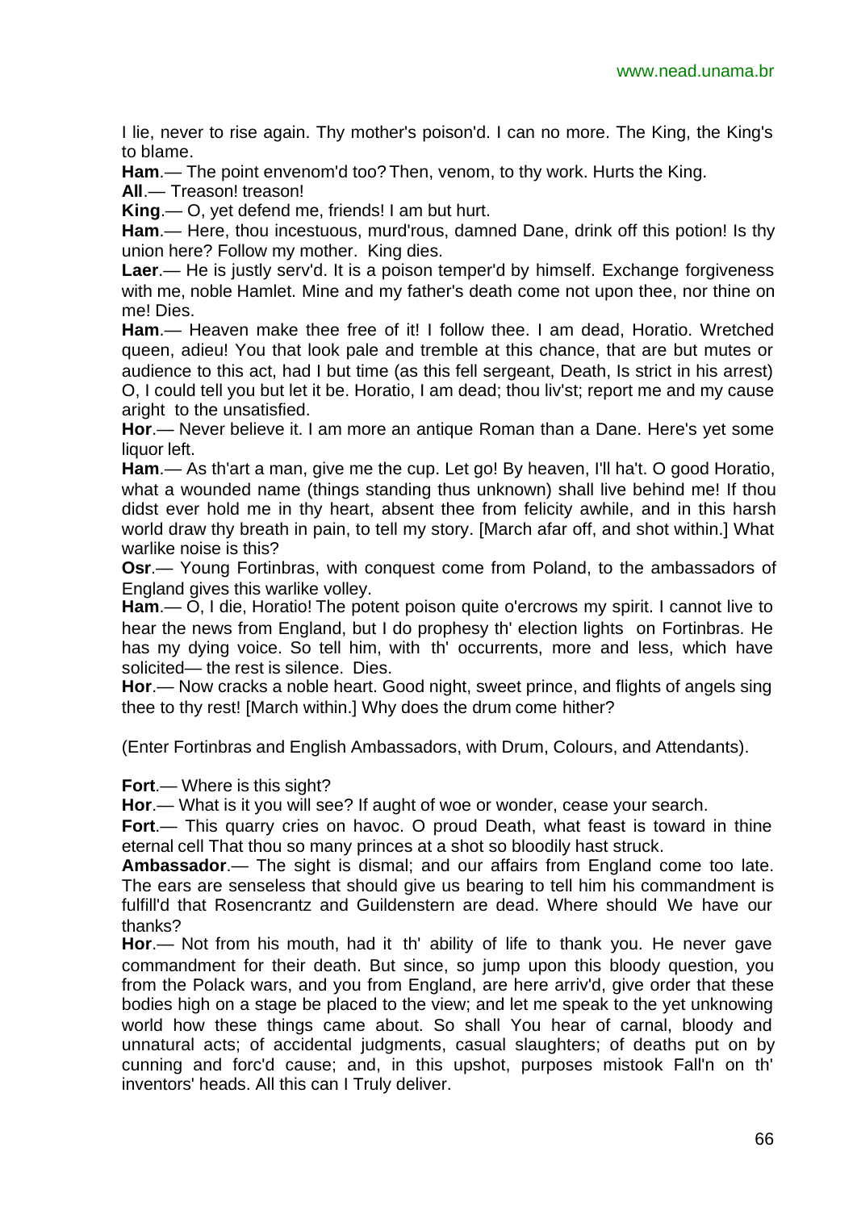I lie, never to rise again. Thy mother's poison'd. I can no more. The King, the King's to blame.

**Ham**.— The point envenom'd too? Then, venom, to thy work. Hurts the King.

**All**.— Treason! treason!

**King**.— O, yet defend me, friends! I am but hurt.

**Ham**.— Here, thou incestuous, murd'rous, damned Dane, drink off this potion! Is thy union here? Follow my mother. King dies.

**Laer**.— He is justly serv'd. It is a poison temper'd by himself. Exchange forgiveness with me, noble Hamlet. Mine and my father's death come not upon thee, nor thine on me! Dies.

**Ham**.— Heaven make thee free of it! I follow thee. I am dead, Horatio. Wretched queen, adieu! You that look pale and tremble at this chance, that are but mutes or audience to this act, had I but time (as this fell sergeant, Death, Is strict in his arrest) O, I could tell you but let it be. Horatio, I am dead; thou liv'st; report me and my cause aright to the unsatisfied.

**Hor**.— Never believe it. I am more an antique Roman than a Dane. Here's yet some liquor left.

**Ham**.— As th'art a man, give me the cup. Let go! By heaven, I'll ha't. O good Horatio, what a wounded name (things standing thus unknown) shall live behind me! If thou didst ever hold me in thy heart, absent thee from felicity awhile, and in this harsh world draw thy breath in pain, to tell my story. [March afar off, and shot within.] What warlike noise is this?

**Osr**.— Young Fortinbras, with conquest come from Poland, to the ambassadors of England gives this warlike volley.

**Ham**.— O, I die, Horatio! The potent poison quite o'ercrows my spirit. I cannot live to hear the news from England, but I do prophesy th' election lights on Fortinbras. He has my dying voice. So tell him, with th' occurrents, more and less, which have solicited— the rest is silence. Dies.

**Hor**.— Now cracks a noble heart. Good night, sweet prince, and flights of angels sing thee to thy rest! [March within.] Why does the drum come hither?

(Enter Fortinbras and English Ambassadors, with Drum, Colours, and Attendants).

**Fort**.— Where is this sight?

**Hor**.— What is it you will see? If aught of woe or wonder, cease your search.

**Fort**.— This quarry cries on havoc. O proud Death, what feast is toward in thine eternal cell That thou so many princes at a shot so bloodily hast struck.

**Ambassador**.— The sight is dismal; and our affairs from England come too late. The ears are senseless that should give us bearing to tell him his commandment is fulfill'd that Rosencrantz and Guildenstern are dead. Where should We have our thanks?

**Hor**.— Not from his mouth, had it th' ability of life to thank you. He never gave commandment for their death. But since, so jump upon this bloody question, you from the Polack wars, and you from England, are here arriv'd, give order that these bodies high on a stage be placed to the view; and let me speak to the yet unknowing world how these things came about. So shall You hear of carnal, bloody and unnatural acts; of accidental judgments, casual slaughters; of deaths put on by cunning and forc'd cause; and, in this upshot, purposes mistook Fall'n on th' inventors' heads. All this can I Truly deliver.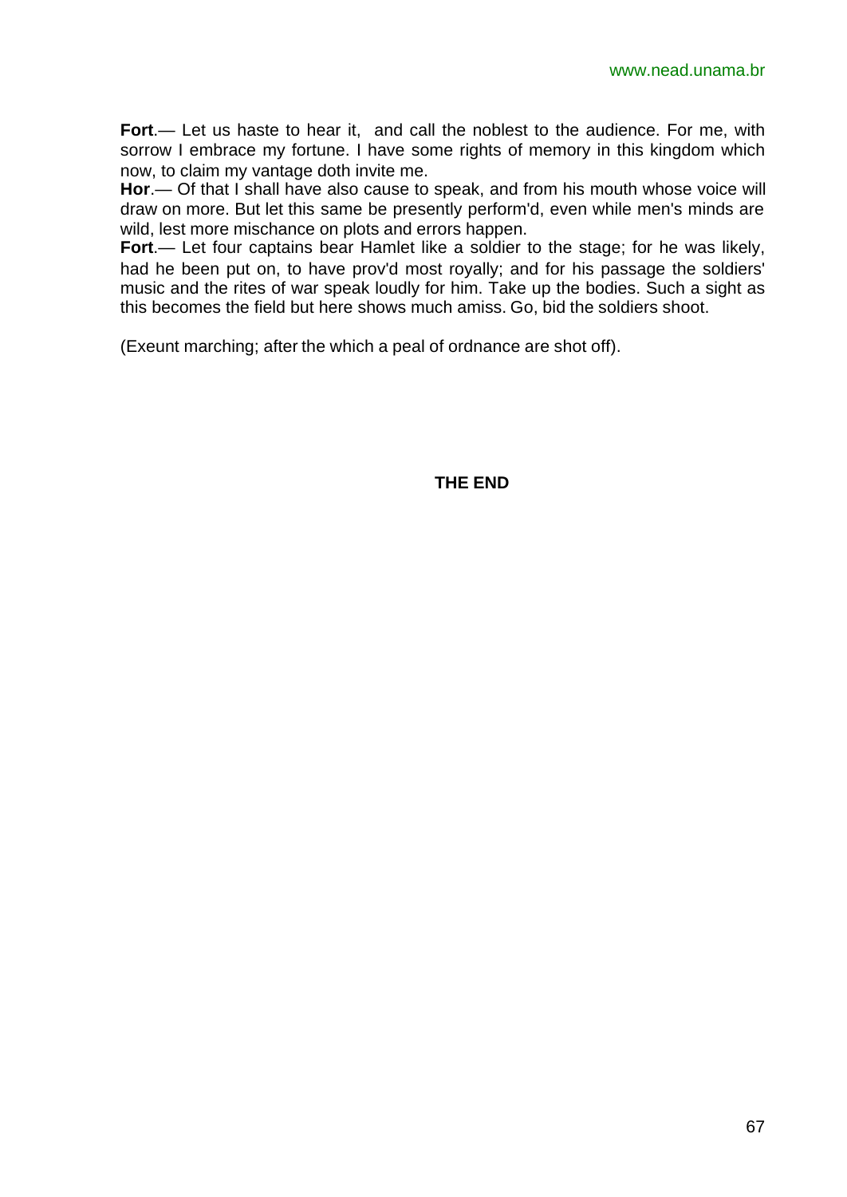**Fort**.— Let us haste to hear it, and call the noblest to the audience. For me, with sorrow I embrace my fortune. I have some rights of memory in this kingdom which now, to claim my vantage doth invite me.
**Hor**.— Of that I shall have also cause to speak, and from his mouth whose voice will draw on more. But let this same be presently perform'd, even while men's minds are wild, lest more mischance on plots and errors happen.
**Fort**.— Let four captains bear Hamlet like a soldier to the stage; for he was likely, had he been put on, to have prov'd most royally; and for his passage the soldiers' music and the rites of war speak loudly for him. Take up the bodies. Such a sight as this becomes the field but here shows much amiss. Go, bid the soldiers shoot.

(Exeunt marching; after the which a peal of ordnance are shot off).

**THE END**